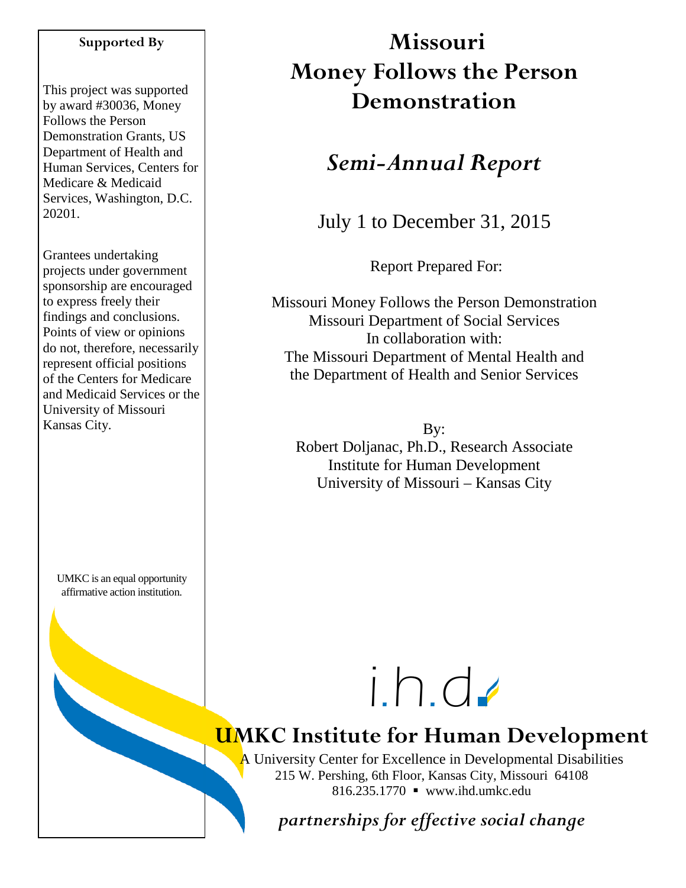# Missouri Money Follows the Person Demonstration

## *Semi-Annual Report*

July 1 to December 31, 2015

Report Prepared For:

Missouri Money Follows the Person Demonstration
Missouri Department of Social Services
In collaboration with:
The Missouri Department of Mental Health and
the Department of Health and Senior Services

By:
Robert Doljanac, Ph.D., Research Associate
Institute for Human Development
University of Missouri – Kansas City

**Supported By**

This project was supported by award #30036, Money Follows the Person Demonstration Grants, US Department of Health and Human Services, Centers for Medicare & Medicaid Services, Washington, D.C. 20201.

Grantees undertaking projects under government sponsorship are encouraged to express freely their findings and conclusions. Points of view or opinions do not, therefore, necessarily represent official positions of the Centers for Medicare and Medicaid Services or the University of Missouri Kansas City.

UMKC is an equal opportunity affirmative action institution.

i.h.d.

**UMKC Institute for Human Development**

A University Center for Excellence in Developmental Disabilities
215 W. Pershing, 6th Floor, Kansas City, Missouri 64108
816.235.1770 ▪ www.ihd.umkc.edu

*partnerships for effective social change*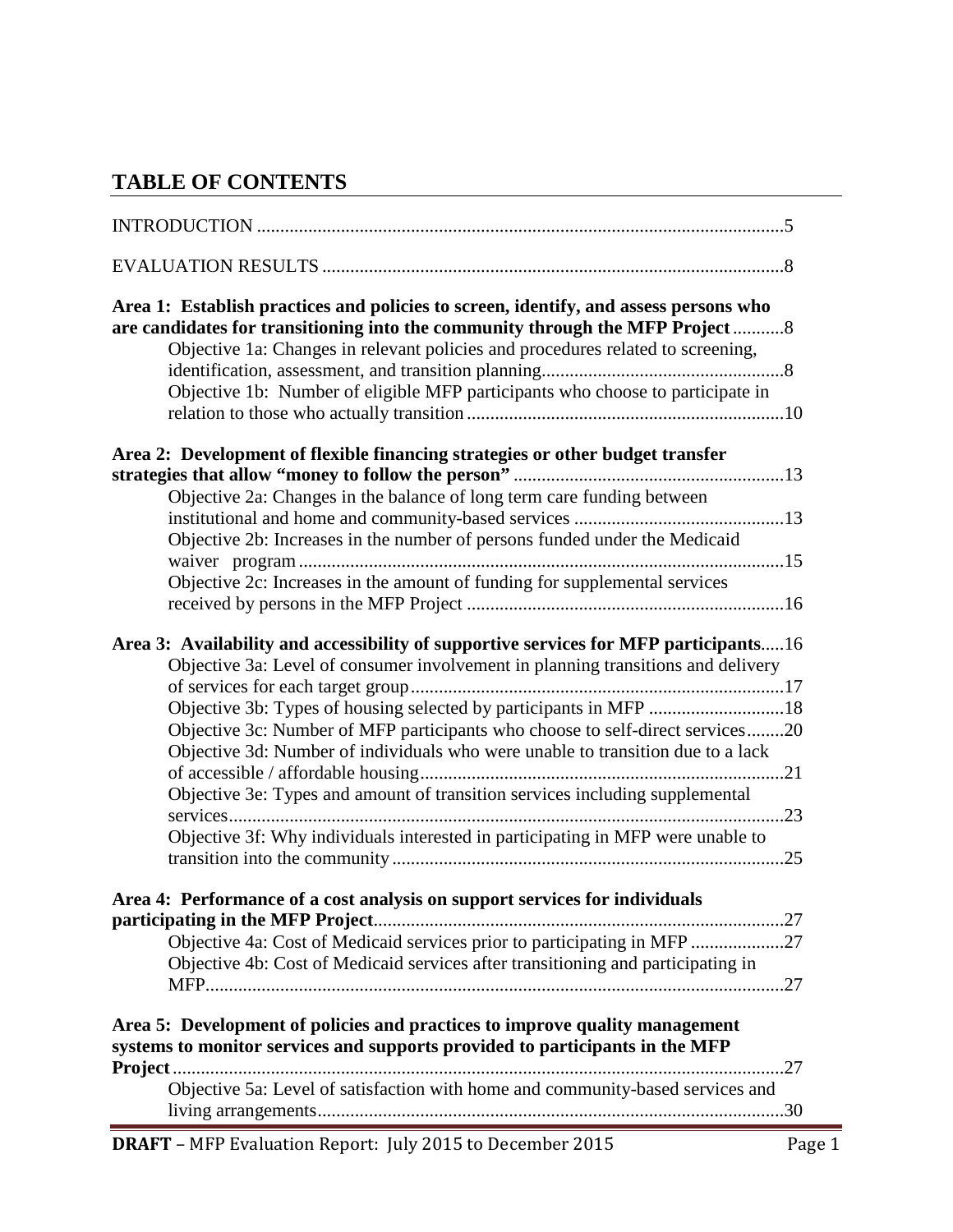## TABLE OF CONTENTS

INTRODUCTION ..... 5

EVALUATION RESULTS ..... 8

**Area 1: Establish practices and policies to screen, identify, and assess persons who are candidates for transitioning into the community through the MFP Project** ..... 8

- Objective 1a: Changes in relevant policies and procedures related to screening, identification, assessment, and transition planning ..... 8
- Objective 1b: Number of eligible MFP participants who choose to participate in relation to those who actually transition ..... 10

**Area 2: Development of flexible financing strategies or other budget transfer strategies that allow "money to follow the person"** ..... 13

- Objective 2a: Changes in the balance of long term care funding between institutional and home and community-based services ..... 13
- Objective 2b: Increases in the number of persons funded under the Medicaid waiver program ..... 15
- Objective 2c: Increases in the amount of funding for supplemental services received by persons in the MFP Project ..... 16

**Area 3: Availability and accessibility of supportive services for MFP participants** ..... 16

- Objective 3a: Level of consumer involvement in planning transitions and delivery of services for each target group ..... 17
- Objective 3b: Types of housing selected by participants in MFP ..... 18
- Objective 3c: Number of MFP participants who choose to self-direct services ..... 20
- Objective 3d: Number of individuals who were unable to transition due to a lack of accessible / affordable housing ..... 21
- Objective 3e: Types and amount of transition services including supplemental services ..... 23
- Objective 3f: Why individuals interested in participating in MFP were unable to transition into the community ..... 25

**Area 4: Performance of a cost analysis on support services for individuals participating in the MFP Project** ..... 27

- Objective 4a: Cost of Medicaid services prior to participating in MFP ..... 27
- Objective 4b: Cost of Medicaid services after transitioning and participating in MFP ..... 27

**Area 5: Development of policies and practices to improve quality management systems to monitor services and supports provided to participants in the MFP Project** ..... 27

- Objective 5a: Level of satisfaction with home and community-based services and living arrangements ..... 30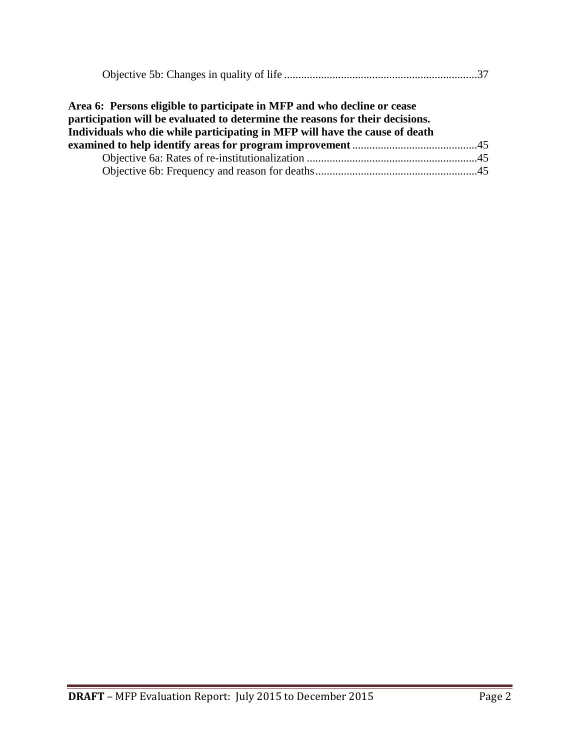Objective 5b: Changes in quality of life ....................................................................37

**Area 6: Persons eligible to participate in MFP and who decline or cease participation will be evaluated to determine the reasons for their decisions. Individuals who die while participating in MFP will have the cause of death examined to help identify areas for program improvement** ............................................45

Objective 6a: Rates of re-institutionalization ............................................................45

Objective 6b: Frequency and reason for deaths........................................................45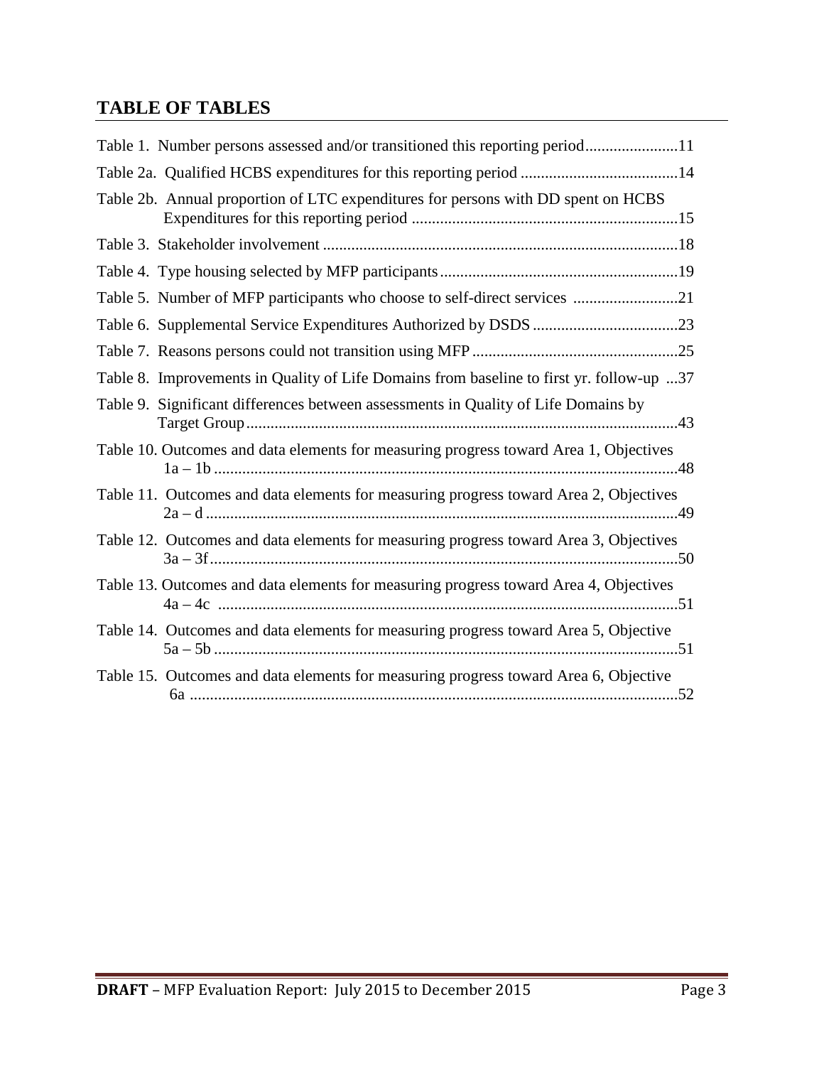## TABLE OF TABLES

Table 1. Number persons assessed and/or transitioned this reporting period.......................11

Table 2a. Qualified HCBS expenditures for this reporting period .......................................14

Table 2b. Annual proportion of LTC expenditures for persons with DD spent on HCBS Expenditures for this reporting period ..................................................................15

Table 3. Stakeholder involvement ........................................................................................18

Table 4. Type housing selected by MFP participants...........................................................19

Table 5. Number of MFP participants who choose to self-direct services ..........................21

Table 6. Supplemental Service Expenditures Authorized by DSDS ....................................23

Table 7. Reasons persons could not transition using MFP ...................................................25

Table 8. Improvements in Quality of Life Domains from baseline to first yr. follow-up ...37

Table 9. Significant differences between assessments in Quality of Life Domains by Target Group...........................................................................................................43

Table 10. Outcomes and data elements for measuring progress toward Area 1, Objectives 1a – 1b ..................................................................................................................48

Table 11. Outcomes and data elements for measuring progress toward Area 2, Objectives 2a – d .....................................................................................................................49

Table 12. Outcomes and data elements for measuring progress toward Area 3, Objectives 3a – 3f...................................................................................................................50

Table 13. Outcomes and data elements for measuring progress toward Area 4, Objectives 4a – 4c .................................................................................................................51

Table 14. Outcomes and data elements for measuring progress toward Area 5, Objective 5a – 5b ..................................................................................................................51

Table 15. Outcomes and data elements for measuring progress toward Area 6, Objective 6a ........................................................................................................................52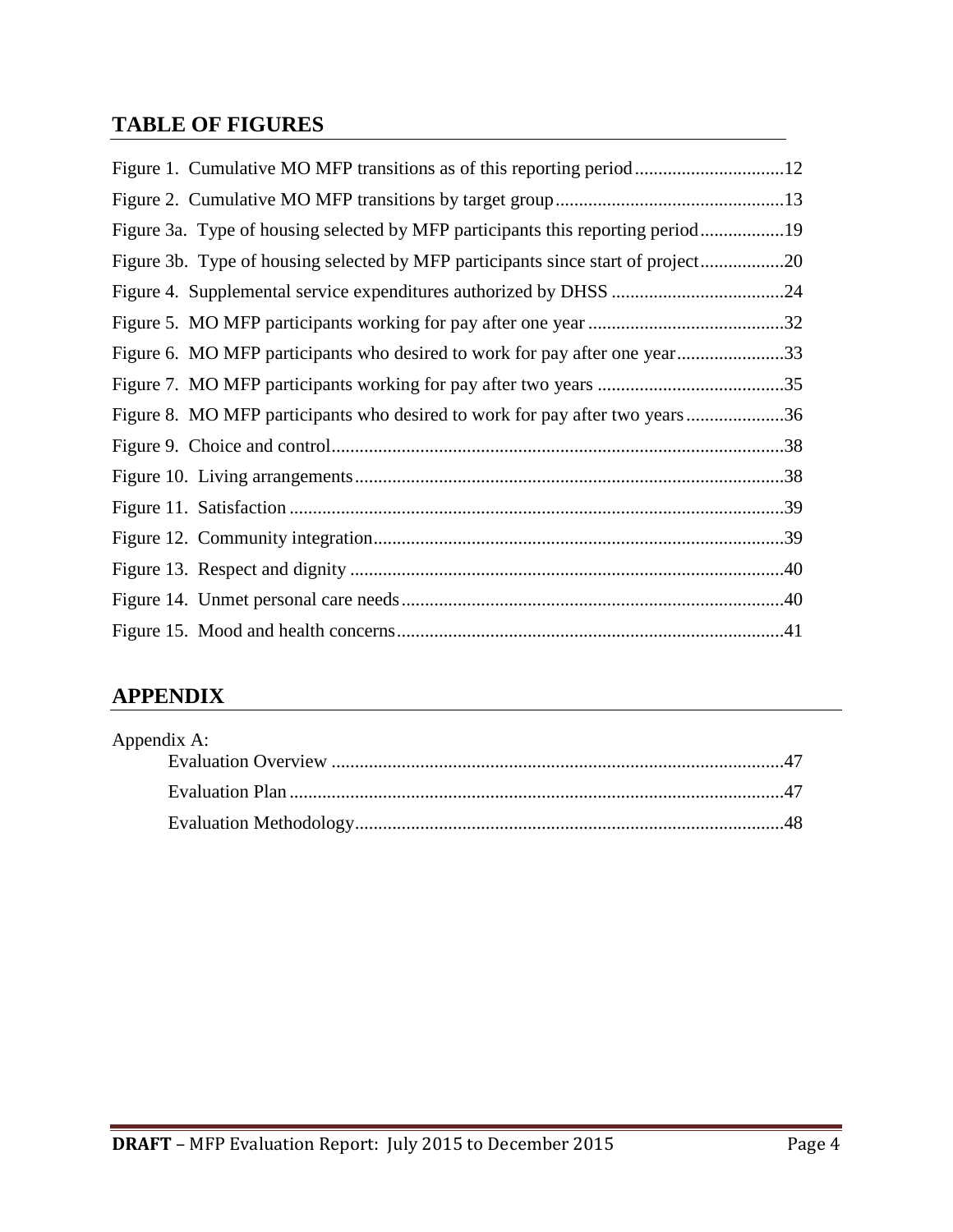## TABLE OF FIGURES

Figure 1. Cumulative MO MFP transitions as of this reporting period ................................12

Figure 2. Cumulative MO MFP transitions by target group .................................................13

Figure 3a. Type of housing selected by MFP participants this reporting period ..................19

Figure 3b. Type of housing selected by MFP participants since start of project ..................20

Figure 4. Supplemental service expenditures authorized by DHSS .....................................24

Figure 5. MO MFP participants working for pay after one year ..........................................32

Figure 6. MO MFP participants who desired to work for pay after one year .......................33

Figure 7. MO MFP participants working for pay after two years ........................................35

Figure 8. MO MFP participants who desired to work for pay after two years .....................36

Figure 9. Choice and control ................................................................................................38

Figure 10. Living arrangements ............................................................................................38

Figure 11. Satisfaction ..........................................................................................................39

Figure 12. Community integration ........................................................................................39

Figure 13. Respect and dignity .............................................................................................40

Figure 14. Unmet personal care needs ..................................................................................40

Figure 15. Mood and health concerns ...................................................................................41

## APPENDIX

Appendix A:

- Evaluation Overview .................................................................................................47
- Evaluation Plan ..........................................................................................................47
- Evaluation Methodology ............................................................................................48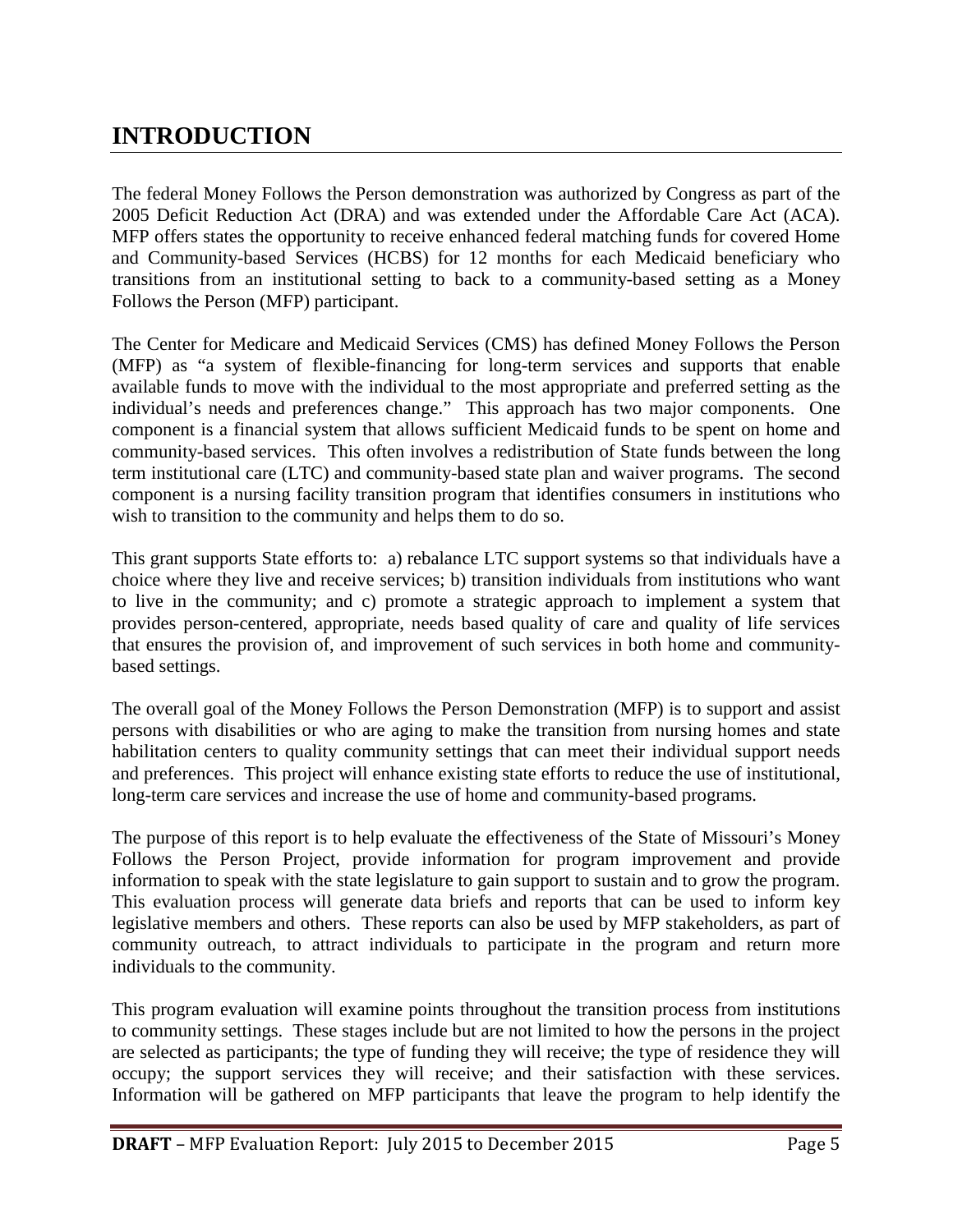# INTRODUCTION

The federal Money Follows the Person demonstration was authorized by Congress as part of the 2005 Deficit Reduction Act (DRA) and was extended under the Affordable Care Act (ACA). MFP offers states the opportunity to receive enhanced federal matching funds for covered Home and Community-based Services (HCBS) for 12 months for each Medicaid beneficiary who transitions from an institutional setting to back to a community-based setting as a Money Follows the Person (MFP) participant.

The Center for Medicare and Medicaid Services (CMS) has defined Money Follows the Person (MFP) as "a system of flexible-financing for long-term services and supports that enable available funds to move with the individual to the most appropriate and preferred setting as the individual's needs and preferences change." This approach has two major components. One component is a financial system that allows sufficient Medicaid funds to be spent on home and community-based services. This often involves a redistribution of State funds between the long term institutional care (LTC) and community-based state plan and waiver programs. The second component is a nursing facility transition program that identifies consumers in institutions who wish to transition to the community and helps them to do so.

This grant supports State efforts to: a) rebalance LTC support systems so that individuals have a choice where they live and receive services; b) transition individuals from institutions who want to live in the community; and c) promote a strategic approach to implement a system that provides person-centered, appropriate, needs based quality of care and quality of life services that ensures the provision of, and improvement of such services in both home and community-based settings.

The overall goal of the Money Follows the Person Demonstration (MFP) is to support and assist persons with disabilities or who are aging to make the transition from nursing homes and state habilitation centers to quality community settings that can meet their individual support needs and preferences. This project will enhance existing state efforts to reduce the use of institutional, long-term care services and increase the use of home and community-based programs.

The purpose of this report is to help evaluate the effectiveness of the State of Missouri's Money Follows the Person Project, provide information for program improvement and provide information to speak with the state legislature to gain support to sustain and to grow the program. This evaluation process will generate data briefs and reports that can be used to inform key legislative members and others. These reports can also be used by MFP stakeholders, as part of community outreach, to attract individuals to participate in the program and return more individuals to the community.

This program evaluation will examine points throughout the transition process from institutions to community settings. These stages include but are not limited to how the persons in the project are selected as participants; the type of funding they will receive; the type of residence they will occupy; the support services they will receive; and their satisfaction with these services. Information will be gathered on MFP participants that leave the program to help identify the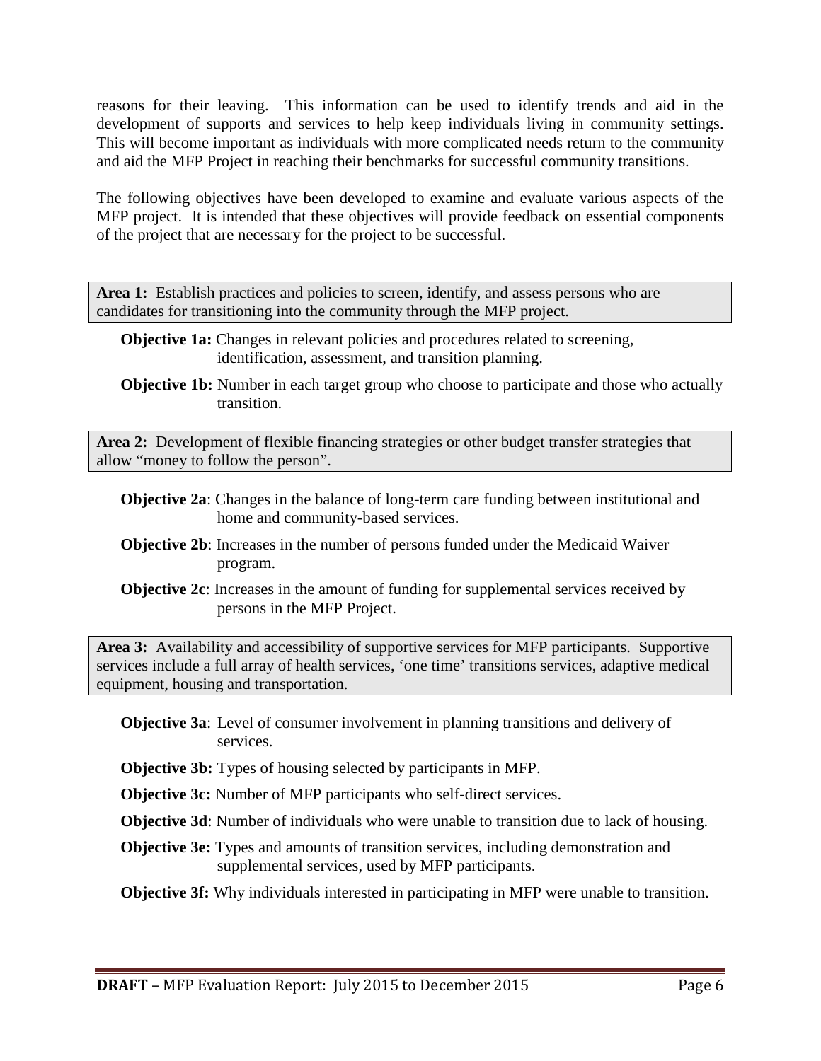reasons for their leaving. This information can be used to identify trends and aid in the development of supports and services to help keep individuals living in community settings. This will become important as individuals with more complicated needs return to the community and aid the MFP Project in reaching their benchmarks for successful community transitions.

The following objectives have been developed to examine and evaluate various aspects of the MFP project. It is intended that these objectives will provide feedback on essential components of the project that are necessary for the project to be successful.

**Area 1:** Establish practices and policies to screen, identify, and assess persons who are candidates for transitioning into the community through the MFP project.

- **Objective 1a:** Changes in relevant policies and procedures related to screening, identification, assessment, and transition planning.
- **Objective 1b:** Number in each target group who choose to participate and those who actually transition.

**Area 2:** Development of flexible financing strategies or other budget transfer strategies that allow "money to follow the person".

- **Objective 2a**: Changes in the balance of long-term care funding between institutional and home and community-based services.
- **Objective 2b**: Increases in the number of persons funded under the Medicaid Waiver program.
- **Objective 2c**: Increases in the amount of funding for supplemental services received by persons in the MFP Project.

**Area 3:** Availability and accessibility of supportive services for MFP participants. Supportive services include a full array of health services, 'one time' transitions services, adaptive medical equipment, housing and transportation.

- **Objective 3a**: Level of consumer involvement in planning transitions and delivery of services.
- **Objective 3b:** Types of housing selected by participants in MFP.
- **Objective 3c:** Number of MFP participants who self-direct services.
- **Objective 3d**: Number of individuals who were unable to transition due to lack of housing.
- **Objective 3e:** Types and amounts of transition services, including demonstration and supplemental services, used by MFP participants.
- **Objective 3f:** Why individuals interested in participating in MFP were unable to transition.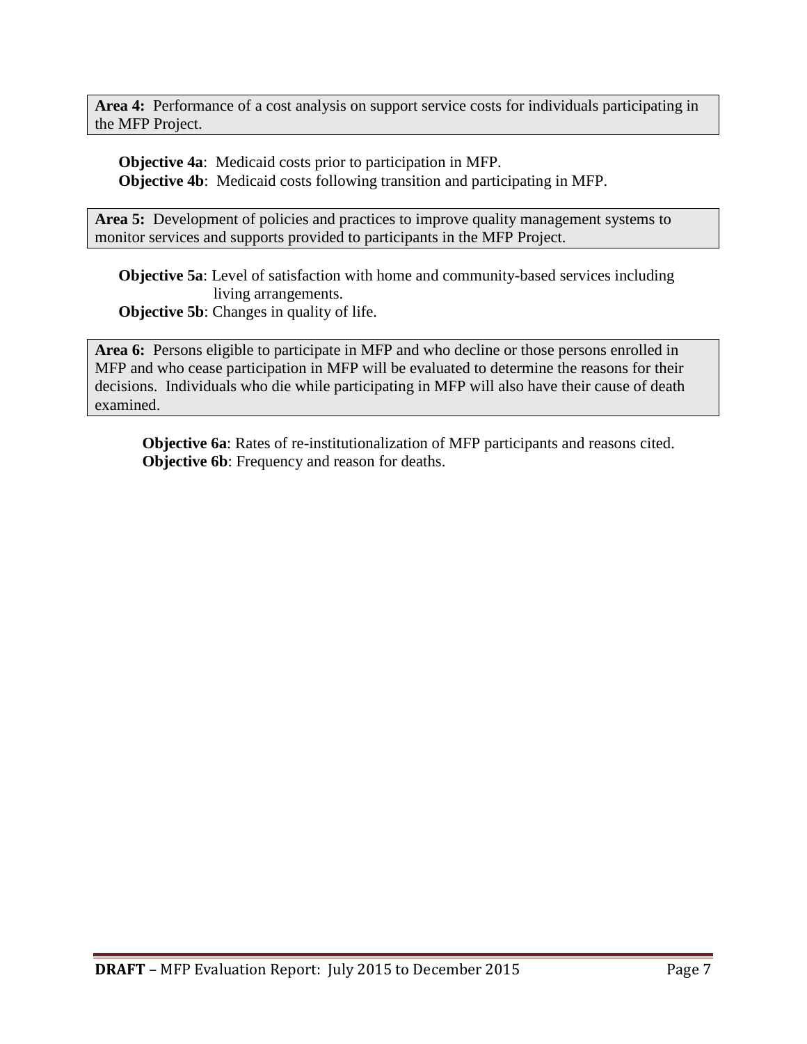**Area 4:** Performance of a cost analysis on support service costs for individuals participating in the MFP Project.

**Objective 4a**: Medicaid costs prior to participation in MFP.
**Objective 4b**: Medicaid costs following transition and participating in MFP.

**Area 5:** Development of policies and practices to improve quality management systems to monitor services and supports provided to participants in the MFP Project.

**Objective 5a**: Level of satisfaction with home and community-based services including living arrangements.
**Objective 5b**: Changes in quality of life.

**Area 6:** Persons eligible to participate in MFP and who decline or those persons enrolled in MFP and who cease participation in MFP will be evaluated to determine the reasons for their decisions. Individuals who die while participating in MFP will also have their cause of death examined.

**Objective 6a**: Rates of re-institutionalization of MFP participants and reasons cited.
**Objective 6b**: Frequency and reason for deaths.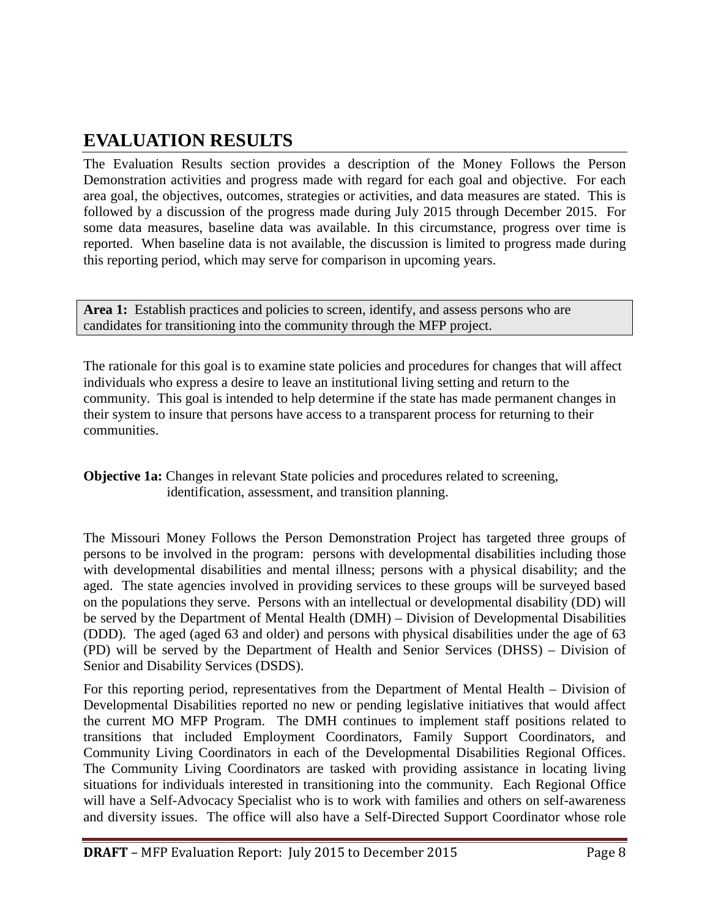# EVALUATION RESULTS

The Evaluation Results section provides a description of the Money Follows the Person Demonstration activities and progress made with regard for each goal and objective. For each area goal, the objectives, outcomes, strategies or activities, and data measures are stated. This is followed by a discussion of the progress made during July 2015 through December 2015. For some data measures, baseline data was available. In this circumstance, progress over time is reported. When baseline data is not available, the discussion is limited to progress made during this reporting period, which may serve for comparison in upcoming years.

**Area 1:** Establish practices and policies to screen, identify, and assess persons who are candidates for transitioning into the community through the MFP project.

The rationale for this goal is to examine state policies and procedures for changes that will affect individuals who express a desire to leave an institutional living setting and return to the community. This goal is intended to help determine if the state has made permanent changes in their system to insure that persons have access to a transparent process for returning to their communities.

**Objective 1a:** Changes in relevant State policies and procedures related to screening, identification, assessment, and transition planning.

The Missouri Money Follows the Person Demonstration Project has targeted three groups of persons to be involved in the program: persons with developmental disabilities including those with developmental disabilities and mental illness; persons with a physical disability; and the aged. The state agencies involved in providing services to these groups will be surveyed based on the populations they serve. Persons with an intellectual or developmental disability (DD) will be served by the Department of Mental Health (DMH) – Division of Developmental Disabilities (DDD). The aged (aged 63 and older) and persons with physical disabilities under the age of 63 (PD) will be served by the Department of Health and Senior Services (DHSS) – Division of Senior and Disability Services (DSDS).

For this reporting period, representatives from the Department of Mental Health – Division of Developmental Disabilities reported no new or pending legislative initiatives that would affect the current MO MFP Program. The DMH continues to implement staff positions related to transitions that included Employment Coordinators, Family Support Coordinators, and Community Living Coordinators in each of the Developmental Disabilities Regional Offices. The Community Living Coordinators are tasked with providing assistance in locating living situations for individuals interested in transitioning into the community. Each Regional Office will have a Self-Advocacy Specialist who is to work with families and others on self-awareness and diversity issues. The office will also have a Self-Directed Support Coordinator whose role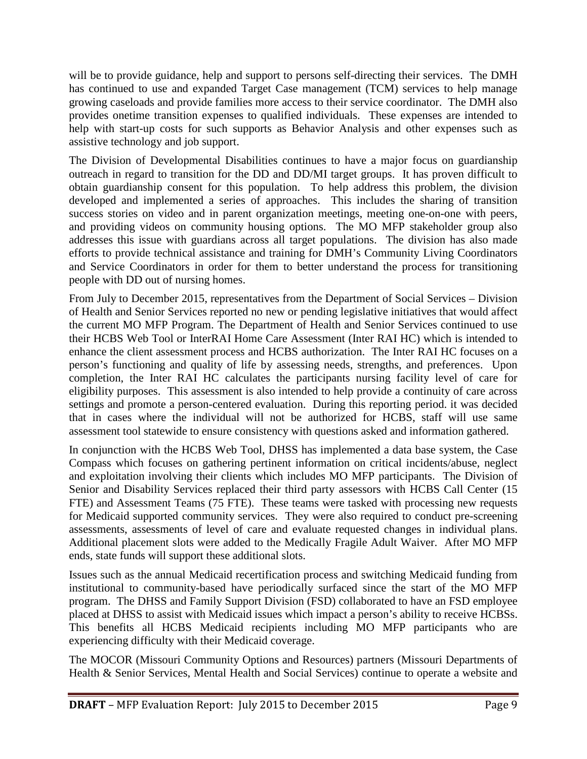will be to provide guidance, help and support to persons self-directing their services. The DMH has continued to use and expanded Target Case management (TCM) services to help manage growing caseloads and provide families more access to their service coordinator. The DMH also provides onetime transition expenses to qualified individuals. These expenses are intended to help with start-up costs for such supports as Behavior Analysis and other expenses such as assistive technology and job support.

The Division of Developmental Disabilities continues to have a major focus on guardianship outreach in regard to transition for the DD and DD/MI target groups. It has proven difficult to obtain guardianship consent for this population. To help address this problem, the division developed and implemented a series of approaches. This includes the sharing of transition success stories on video and in parent organization meetings, meeting one-on-one with peers, and providing videos on community housing options. The MO MFP stakeholder group also addresses this issue with guardians across all target populations. The division has also made efforts to provide technical assistance and training for DMH's Community Living Coordinators and Service Coordinators in order for them to better understand the process for transitioning people with DD out of nursing homes.

From July to December 2015, representatives from the Department of Social Services – Division of Health and Senior Services reported no new or pending legislative initiatives that would affect the current MO MFP Program. The Department of Health and Senior Services continued to use their HCBS Web Tool or InterRAI Home Care Assessment (Inter RAI HC) which is intended to enhance the client assessment process and HCBS authorization. The Inter RAI HC focuses on a person's functioning and quality of life by assessing needs, strengths, and preferences. Upon completion, the Inter RAI HC calculates the participants nursing facility level of care for eligibility purposes. This assessment is also intended to help provide a continuity of care across settings and promote a person-centered evaluation. During this reporting period. it was decided that in cases where the individual will not be authorized for HCBS, staff will use same assessment tool statewide to ensure consistency with questions asked and information gathered.

In conjunction with the HCBS Web Tool, DHSS has implemented a data base system, the Case Compass which focuses on gathering pertinent information on critical incidents/abuse, neglect and exploitation involving their clients which includes MO MFP participants. The Division of Senior and Disability Services replaced their third party assessors with HCBS Call Center (15 FTE) and Assessment Teams (75 FTE). These teams were tasked with processing new requests for Medicaid supported community services. They were also required to conduct pre-screening assessments, assessments of level of care and evaluate requested changes in individual plans. Additional placement slots were added to the Medically Fragile Adult Waiver. After MO MFP ends, state funds will support these additional slots.

Issues such as the annual Medicaid recertification process and switching Medicaid funding from institutional to community-based have periodically surfaced since the start of the MO MFP program. The DHSS and Family Support Division (FSD) collaborated to have an FSD employee placed at DHSS to assist with Medicaid issues which impact a person's ability to receive HCBSs. This benefits all HCBS Medicaid recipients including MO MFP participants who are experiencing difficulty with their Medicaid coverage.

The MOCOR (Missouri Community Options and Resources) partners (Missouri Departments of Health & Senior Services, Mental Health and Social Services) continue to operate a website and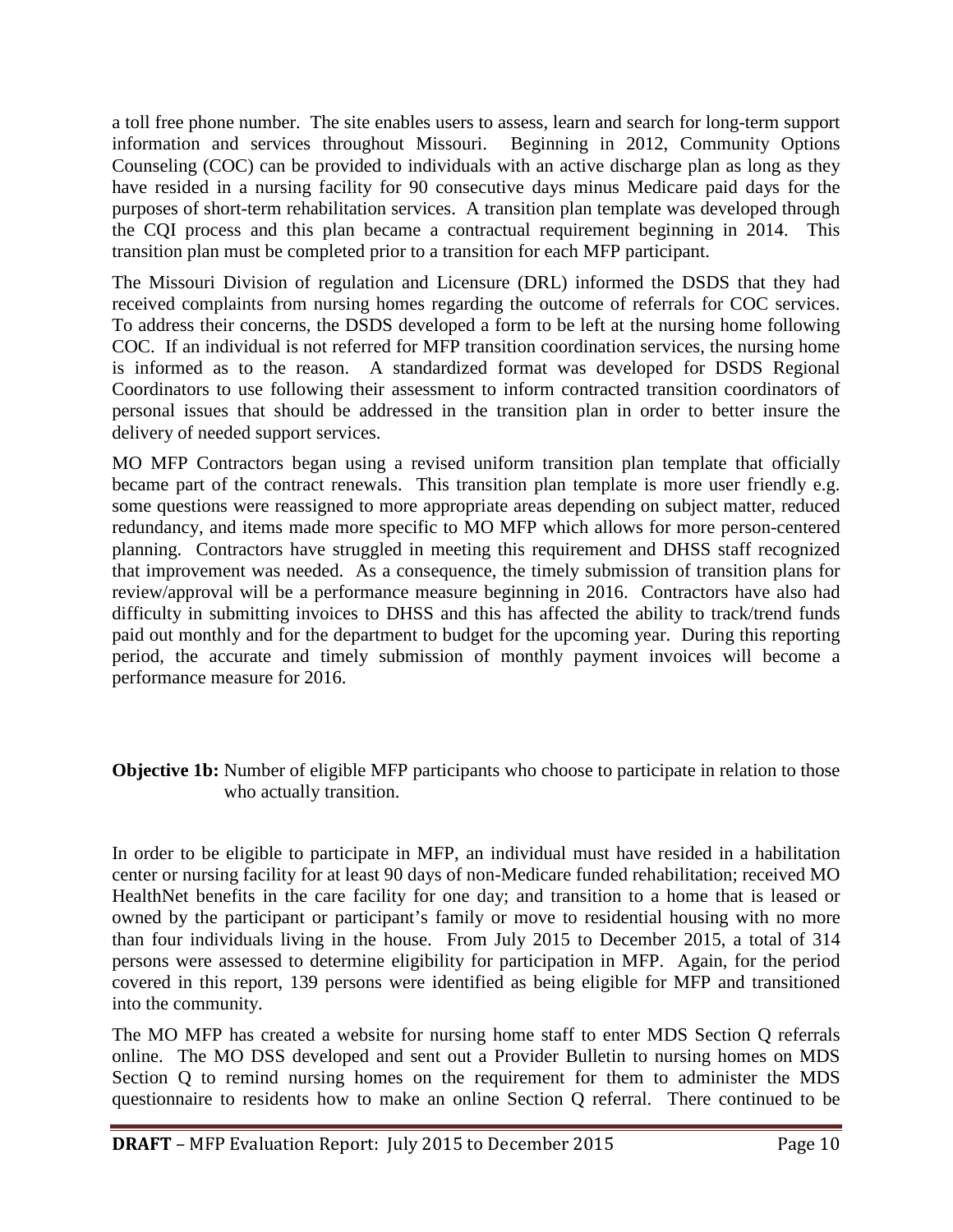a toll free phone number. The site enables users to assess, learn and search for long-term support information and services throughout Missouri. Beginning in 2012, Community Options Counseling (COC) can be provided to individuals with an active discharge plan as long as they have resided in a nursing facility for 90 consecutive days minus Medicare paid days for the purposes of short-term rehabilitation services. A transition plan template was developed through the CQI process and this plan became a contractual requirement beginning in 2014. This transition plan must be completed prior to a transition for each MFP participant.

The Missouri Division of regulation and Licensure (DRL) informed the DSDS that they had received complaints from nursing homes regarding the outcome of referrals for COC services. To address their concerns, the DSDS developed a form to be left at the nursing home following COC. If an individual is not referred for MFP transition coordination services, the nursing home is informed as to the reason. A standardized format was developed for DSDS Regional Coordinators to use following their assessment to inform contracted transition coordinators of personal issues that should be addressed in the transition plan in order to better insure the delivery of needed support services.

MO MFP Contractors began using a revised uniform transition plan template that officially became part of the contract renewals. This transition plan template is more user friendly e.g. some questions were reassigned to more appropriate areas depending on subject matter, reduced redundancy, and items made more specific to MO MFP which allows for more person-centered planning. Contractors have struggled in meeting this requirement and DHSS staff recognized that improvement was needed. As a consequence, the timely submission of transition plans for review/approval will be a performance measure beginning in 2016. Contractors have also had difficulty in submitting invoices to DHSS and this has affected the ability to track/trend funds paid out monthly and for the department to budget for the upcoming year. During this reporting period, the accurate and timely submission of monthly payment invoices will become a performance measure for 2016.

**Objective 1b:** Number of eligible MFP participants who choose to participate in relation to those who actually transition.

In order to be eligible to participate in MFP, an individual must have resided in a habilitation center or nursing facility for at least 90 days of non-Medicare funded rehabilitation; received MO HealthNet benefits in the care facility for one day; and transition to a home that is leased or owned by the participant or participant's family or move to residential housing with no more than four individuals living in the house. From July 2015 to December 2015, a total of 314 persons were assessed to determine eligibility for participation in MFP. Again, for the period covered in this report, 139 persons were identified as being eligible for MFP and transitioned into the community.

The MO MFP has created a website for nursing home staff to enter MDS Section Q referrals online. The MO DSS developed and sent out a Provider Bulletin to nursing homes on MDS Section Q to remind nursing homes on the requirement for them to administer the MDS questionnaire to residents how to make an online Section Q referral. There continued to be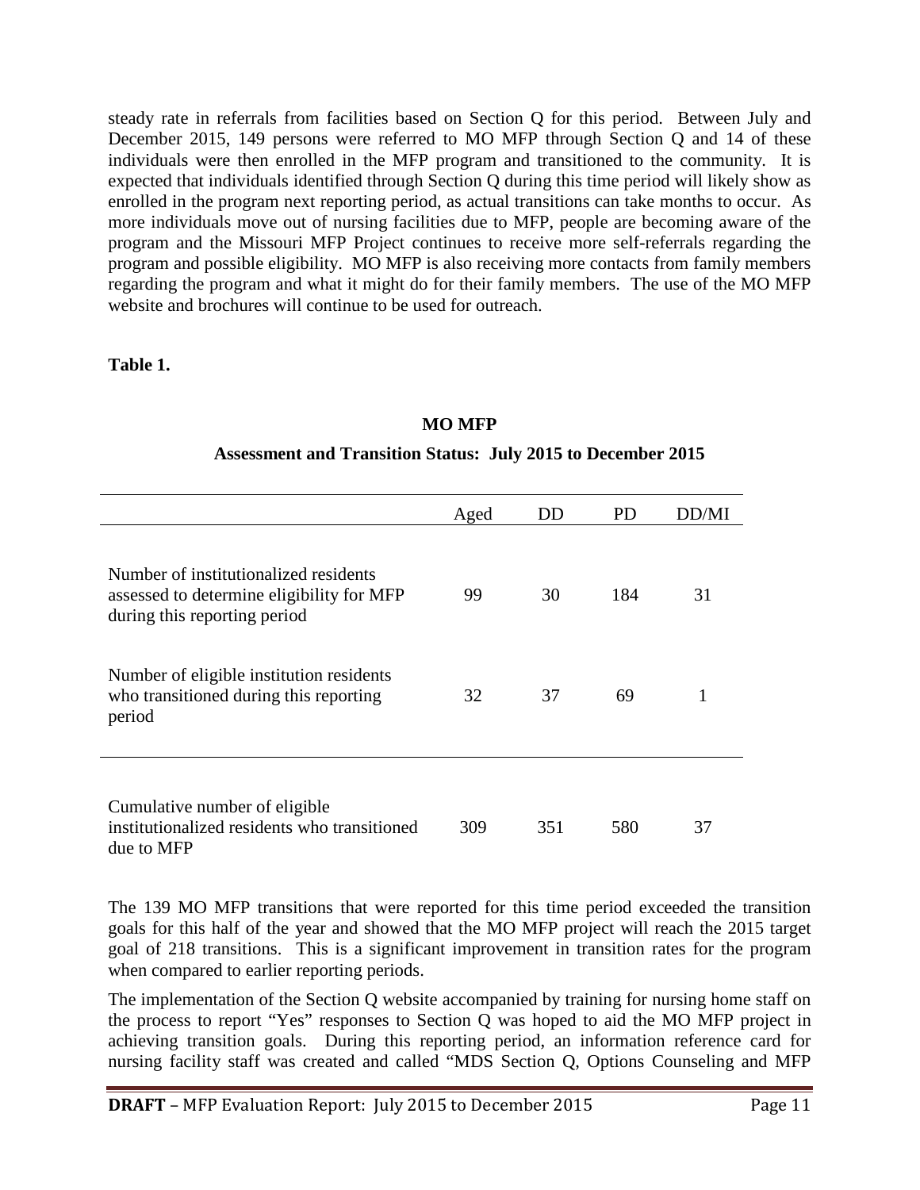steady rate in referrals from facilities based on Section Q for this period. Between July and December 2015, 149 persons were referred to MO MFP through Section Q and 14 of these individuals were then enrolled in the MFP program and transitioned to the community. It is expected that individuals identified through Section Q during this time period will likely show as enrolled in the program next reporting period, as actual transitions can take months to occur. As more individuals move out of nursing facilities due to MFP, people are becoming aware of the program and the Missouri MFP Project continues to receive more self-referrals regarding the program and possible eligibility. MO MFP is also receiving more contacts from family members regarding the program and what it might do for their family members. The use of the MO MFP website and brochures will continue to be used for outreach.

**Table 1.**

**MO MFP**

**Assessment and Transition Status: July 2015 to December 2015**

| | Aged | DD | PD | DD/MI |
|---|---|---|---|---|
| Number of institutionalized residents assessed to determine eligibility for MFP during this reporting period | 99 | 30 | 184 | 31 |
| Number of eligible institution residents who transitioned during this reporting period | 32 | 37 | 69 | 1 |
| Cumulative number of eligible institutionalized residents who transitioned due to MFP | 309 | 351 | 580 | 37 |

The 139 MO MFP transitions that were reported for this time period exceeded the transition goals for this half of the year and showed that the MO MFP project will reach the 2015 target goal of 218 transitions. This is a significant improvement in transition rates for the program when compared to earlier reporting periods.

The implementation of the Section Q website accompanied by training for nursing home staff on the process to report "Yes" responses to Section Q was hoped to aid the MO MFP project in achieving transition goals. During this reporting period, an information reference card for nursing facility staff was created and called "MDS Section Q, Options Counseling and MFP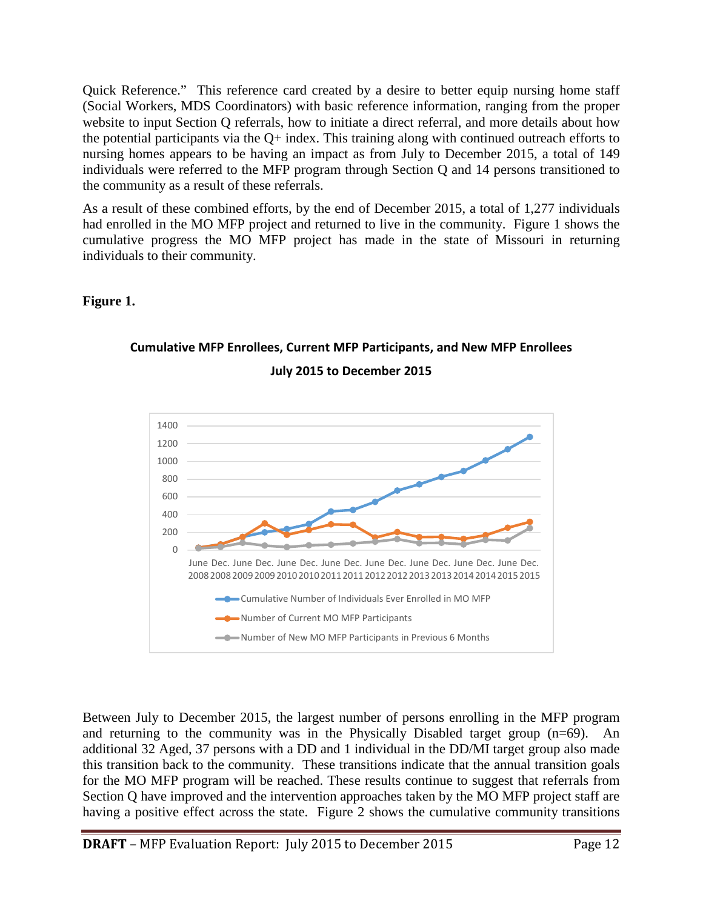Quick Reference." This reference card created by a desire to better equip nursing home staff (Social Workers, MDS Coordinators) with basic reference information, ranging from the proper website to input Section Q referrals, how to initiate a direct referral, and more details about how the potential participants via the Q+ index. This training along with continued outreach efforts to nursing homes appears to be having an impact as from July to December 2015, a total of 149 individuals were referred to the MFP program through Section Q and 14 persons transitioned to the community as a result of these referrals.

As a result of these combined efforts, by the end of December 2015, a total of 1,277 individuals had enrolled in the MO MFP project and returned to live in the community. Figure 1 shows the cumulative progress the MO MFP project has made in the state of Missouri in returning individuals to their community.

**Figure 1.**

**Cumulative MFP Enrollees, Current MFP Participants, and New MFP Enrollees**

**July 2015 to December 2015**

Between July to December 2015, the largest number of persons enrolling in the MFP program and returning to the community was in the Physically Disabled target group (n=69). An additional 32 Aged, 37 persons with a DD and 1 individual in the DD/MI target group also made this transition back to the community. These transitions indicate that the annual transition goals for the MO MFP program will be reached. These results continue to suggest that referrals from Section Q have improved and the intervention approaches taken by the MO MFP project staff are having a positive effect across the state. Figure 2 shows the cumulative community transitions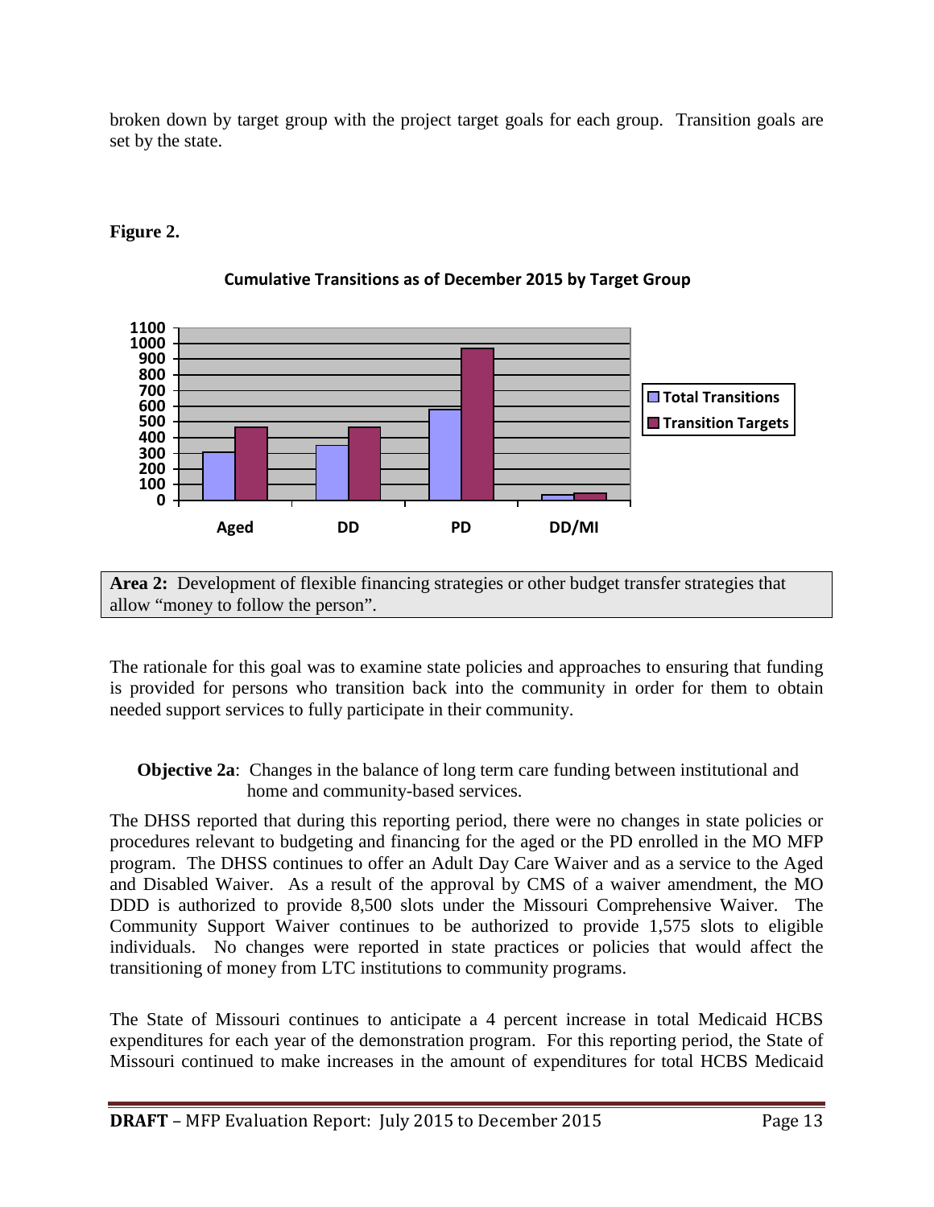broken down by target group with the project target goals for each group. Transition goals are set by the state.

**Figure 2.**

**Cumulative Transitions as of December 2015 by Target Group**

| Target Group | Total Transitions | Transition Targets |
|---|---|---|
| Aged | ~305 | ~465 |
| DD | ~350 | ~465 |
| PD | ~575 | ~965 |
| DD/MI | ~35 | ~45 |

**Area 2:** Development of flexible financing strategies or other budget transfer strategies that allow "money to follow the person".

The rationale for this goal was to examine state policies and approaches to ensuring that funding is provided for persons who transition back into the community in order for them to obtain needed support services to fully participate in their community.

**Objective 2a**: Changes in the balance of long term care funding between institutional and home and community-based services.

The DHSS reported that during this reporting period, there were no changes in state policies or procedures relevant to budgeting and financing for the aged or the PD enrolled in the MO MFP program. The DHSS continues to offer an Adult Day Care Waiver and as a service to the Aged and Disabled Waiver. As a result of the approval by CMS of a waiver amendment, the MO DDD is authorized to provide 8,500 slots under the Missouri Comprehensive Waiver. The Community Support Waiver continues to be authorized to provide 1,575 slots to eligible individuals. No changes were reported in state practices or policies that would affect the transitioning of money from LTC institutions to community programs.

The State of Missouri continues to anticipate a 4 percent increase in total Medicaid HCBS expenditures for each year of the demonstration program. For this reporting period, the State of Missouri continued to make increases in the amount of expenditures for total HCBS Medicaid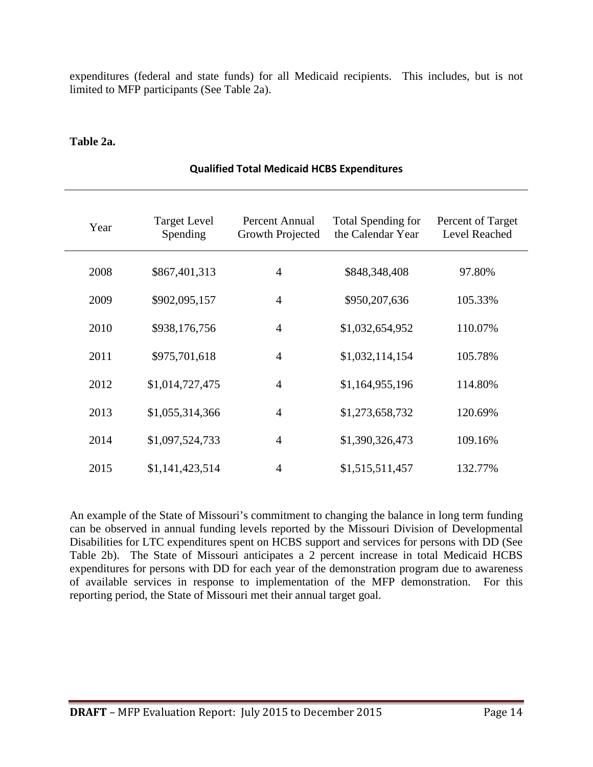expenditures (federal and state funds) for all Medicaid recipients. This includes, but is not limited to MFP participants (See Table 2a).

**Table 2a.**

**Qualified Total Medicaid HCBS Expenditures**

| Year | Target Level Spending | Percent Annual Growth Projected | Total Spending for the Calendar Year | Percent of Target Level Reached |
|---|---|---|---|---|
| 2008 | $867,401,313 | 4 | $848,348,408 | 97.80% |
| 2009 | $902,095,157 | 4 | $950,207,636 | 105.33% |
| 2010 | $938,176,756 | 4 | $1,032,654,952 | 110.07% |
| 2011 | $975,701,618 | 4 | $1,032,114,154 | 105.78% |
| 2012 | $1,014,727,475 | 4 | $1,164,955,196 | 114.80% |
| 2013 | $1,055,314,366 | 4 | $1,273,658,732 | 120.69% |
| 2014 | $1,097,524,733 | 4 | $1,390,326,473 | 109.16% |
| 2015 | $1,141,423,514 | 4 | $1,515,511,457 | 132.77% |

An example of the State of Missouri's commitment to changing the balance in long term funding can be observed in annual funding levels reported by the Missouri Division of Developmental Disabilities for LTC expenditures spent on HCBS support and services for persons with DD (See Table 2b). The State of Missouri anticipates a 2 percent increase in total Medicaid HCBS expenditures for persons with DD for each year of the demonstration program due to awareness of available services in response to implementation of the MFP demonstration. For this reporting period, the State of Missouri met their annual target goal.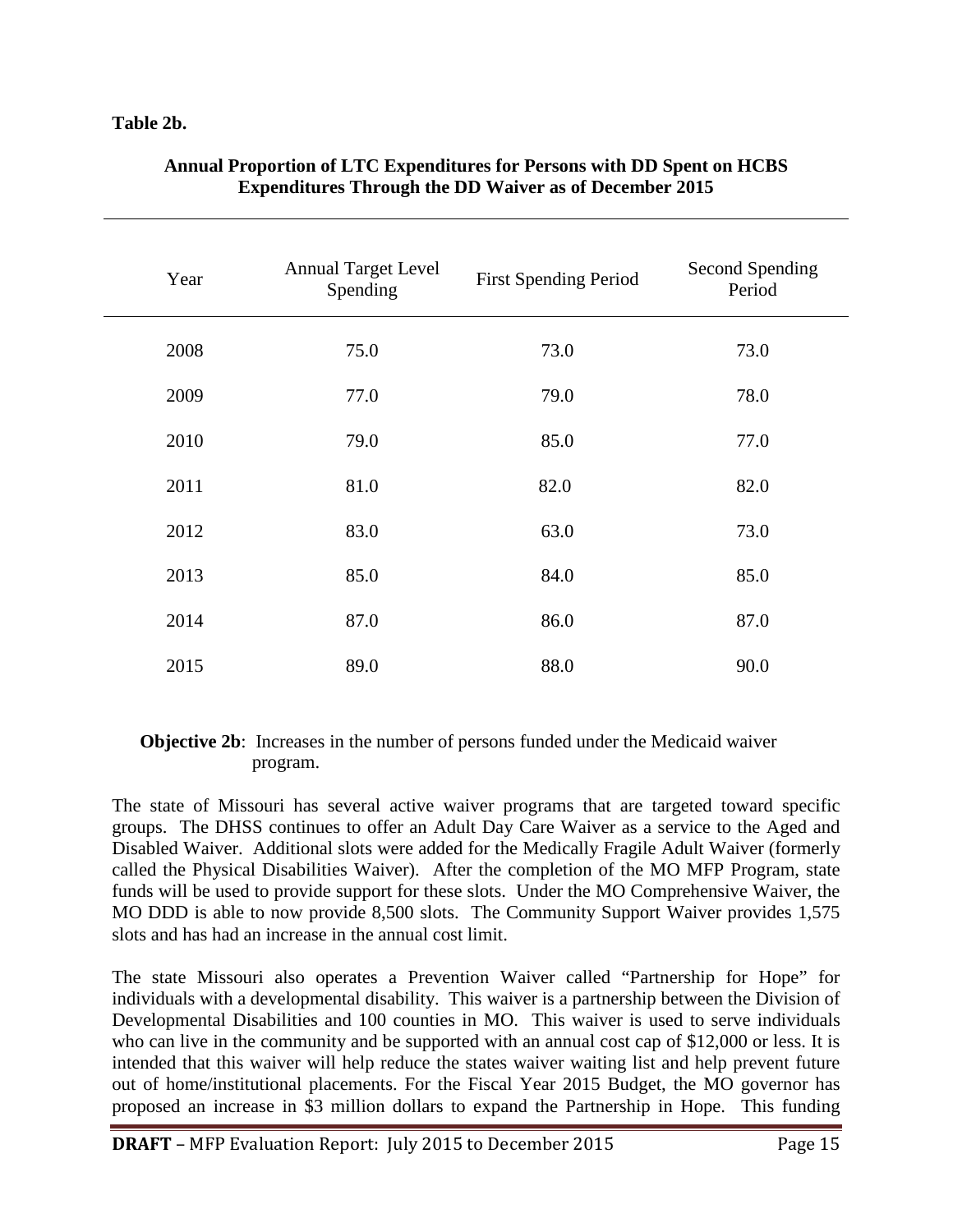**Table 2b.**

**Annual Proportion of LTC Expenditures for Persons with DD Spent on HCBS Expenditures Through the DD Waiver as of December 2015**

| Year | Annual Target Level Spending | First Spending Period | Second Spending Period |
|---|---|---|---|
| 2008 | 75.0 | 73.0 | 73.0 |
| 2009 | 77.0 | 79.0 | 78.0 |
| 2010 | 79.0 | 85.0 | 77.0 |
| 2011 | 81.0 | 82.0 | 82.0 |
| 2012 | 83.0 | 63.0 | 73.0 |
| 2013 | 85.0 | 84.0 | 85.0 |
| 2014 | 87.0 | 86.0 | 87.0 |
| 2015 | 89.0 | 88.0 | 90.0 |

**Objective 2b**: Increases in the number of persons funded under the Medicaid waiver program.

The state of Missouri has several active waiver programs that are targeted toward specific groups. The DHSS continues to offer an Adult Day Care Waiver as a service to the Aged and Disabled Waiver. Additional slots were added for the Medically Fragile Adult Waiver (formerly called the Physical Disabilities Waiver). After the completion of the MO MFP Program, state funds will be used to provide support for these slots. Under the MO Comprehensive Waiver, the MO DDD is able to now provide 8,500 slots. The Community Support Waiver provides 1,575 slots and has had an increase in the annual cost limit.

The state Missouri also operates a Prevention Waiver called "Partnership for Hope" for individuals with a developmental disability. This waiver is a partnership between the Division of Developmental Disabilities and 100 counties in MO. This waiver is used to serve individuals who can live in the community and be supported with an annual cost cap of $12,000 or less. It is intended that this waiver will help reduce the states waiver waiting list and help prevent future out of home/institutional placements. For the Fiscal Year 2015 Budget, the MO governor has proposed an increase in $3 million dollars to expand the Partnership in Hope. This funding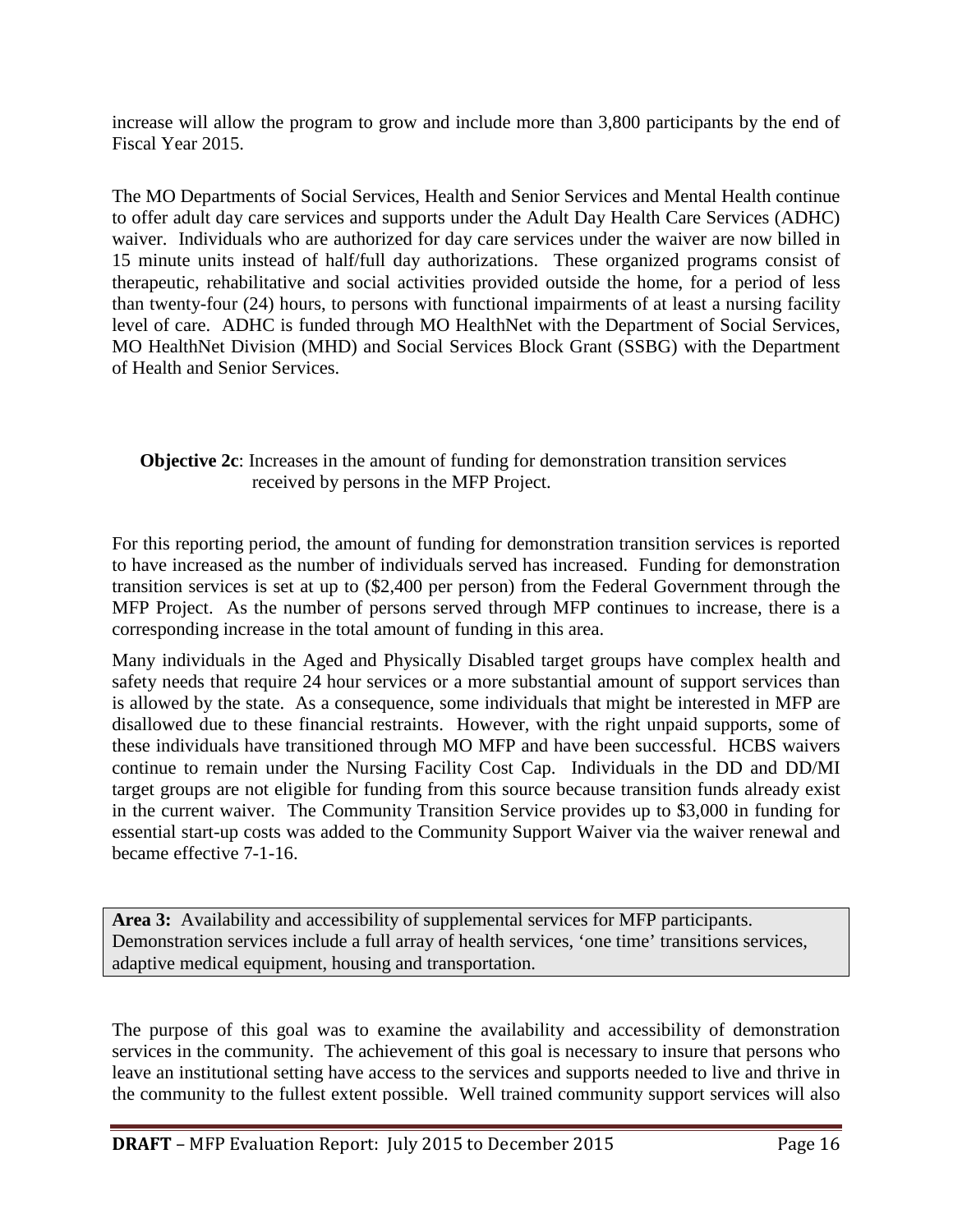increase will allow the program to grow and include more than 3,800 participants by the end of Fiscal Year 2015.

The MO Departments of Social Services, Health and Senior Services and Mental Health continue to offer adult day care services and supports under the Adult Day Health Care Services (ADHC) waiver. Individuals who are authorized for day care services under the waiver are now billed in 15 minute units instead of half/full day authorizations. These organized programs consist of therapeutic, rehabilitative and social activities provided outside the home, for a period of less than twenty-four (24) hours, to persons with functional impairments of at least a nursing facility level of care. ADHC is funded through MO HealthNet with the Department of Social Services, MO HealthNet Division (MHD) and Social Services Block Grant (SSBG) with the Department of Health and Senior Services.

**Objective 2c**: Increases in the amount of funding for demonstration transition services received by persons in the MFP Project.

For this reporting period, the amount of funding for demonstration transition services is reported to have increased as the number of individuals served has increased. Funding for demonstration transition services is set at up to ($2,400 per person) from the Federal Government through the MFP Project. As the number of persons served through MFP continues to increase, there is a corresponding increase in the total amount of funding in this area.

Many individuals in the Aged and Physically Disabled target groups have complex health and safety needs that require 24 hour services or a more substantial amount of support services than is allowed by the state. As a consequence, some individuals that might be interested in MFP are disallowed due to these financial restraints. However, with the right unpaid supports, some of these individuals have transitioned through MO MFP and have been successful. HCBS waivers continue to remain under the Nursing Facility Cost Cap. Individuals in the DD and DD/MI target groups are not eligible for funding from this source because transition funds already exist in the current waiver. The Community Transition Service provides up to $3,000 in funding for essential start-up costs was added to the Community Support Waiver via the waiver renewal and became effective 7-1-16.

**Area 3:** Availability and accessibility of supplemental services for MFP participants. Demonstration services include a full array of health services, 'one time' transitions services, adaptive medical equipment, housing and transportation.

The purpose of this goal was to examine the availability and accessibility of demonstration services in the community. The achievement of this goal is necessary to insure that persons who leave an institutional setting have access to the services and supports needed to live and thrive in the community to the fullest extent possible. Well trained community support services will also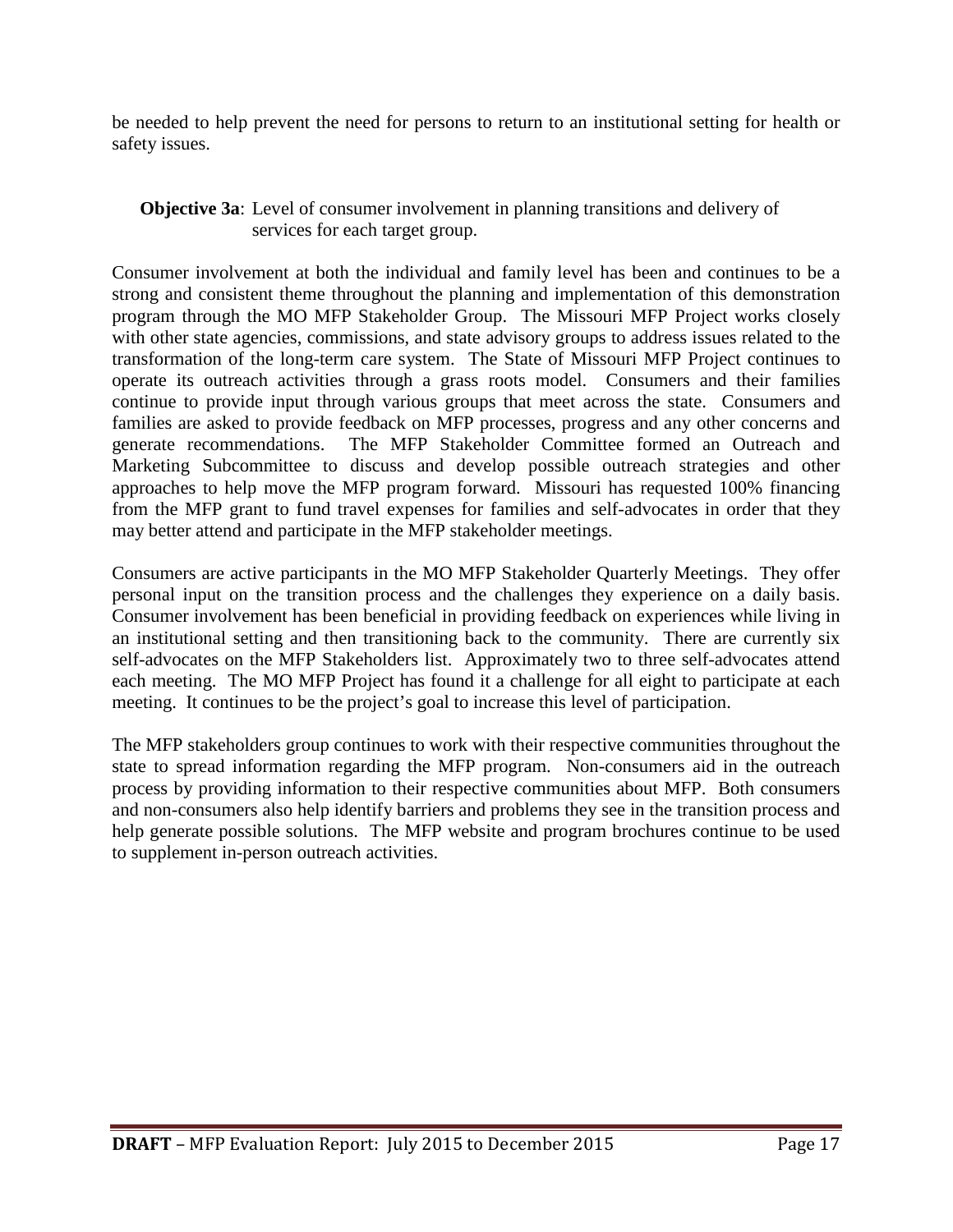be needed to help prevent the need for persons to return to an institutional setting for health or safety issues.

**Objective 3a**: Level of consumer involvement in planning transitions and delivery of services for each target group.

Consumer involvement at both the individual and family level has been and continues to be a strong and consistent theme throughout the planning and implementation of this demonstration program through the MO MFP Stakeholder Group. The Missouri MFP Project works closely with other state agencies, commissions, and state advisory groups to address issues related to the transformation of the long-term care system. The State of Missouri MFP Project continues to operate its outreach activities through a grass roots model. Consumers and their families continue to provide input through various groups that meet across the state. Consumers and families are asked to provide feedback on MFP processes, progress and any other concerns and generate recommendations. The MFP Stakeholder Committee formed an Outreach and Marketing Subcommittee to discuss and develop possible outreach strategies and other approaches to help move the MFP program forward. Missouri has requested 100% financing from the MFP grant to fund travel expenses for families and self-advocates in order that they may better attend and participate in the MFP stakeholder meetings.

Consumers are active participants in the MO MFP Stakeholder Quarterly Meetings. They offer personal input on the transition process and the challenges they experience on a daily basis. Consumer involvement has been beneficial in providing feedback on experiences while living in an institutional setting and then transitioning back to the community. There are currently six self-advocates on the MFP Stakeholders list. Approximately two to three self-advocates attend each meeting. The MO MFP Project has found it a challenge for all eight to participate at each meeting. It continues to be the project's goal to increase this level of participation.

The MFP stakeholders group continues to work with their respective communities throughout the state to spread information regarding the MFP program. Non-consumers aid in the outreach process by providing information to their respective communities about MFP. Both consumers and non-consumers also help identify barriers and problems they see in the transition process and help generate possible solutions. The MFP website and program brochures continue to be used to supplement in-person outreach activities.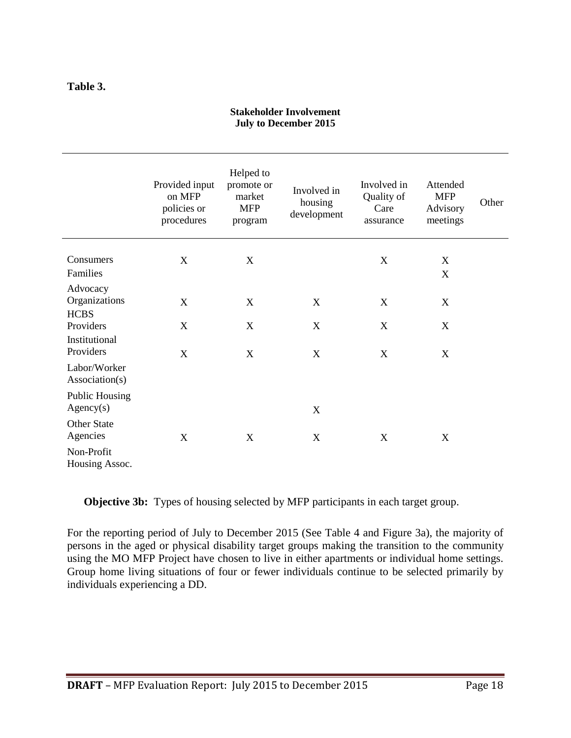**Table 3.**

**Stakeholder Involvement**
**July to December 2015**

| | Provided input on MFP policies or procedures | Helped to promote or market MFP program | Involved in housing development | Involved in Quality of Care assurance | Attended MFP Advisory meetings | Other |
|---|---|---|---|---|---|---|
| Consumers | X | X | | X | X | |
| Families | | | | | X | |
| Advocacy Organizations | X | X | X | X | X | |
| HCBS Providers | X | X | X | X | X | |
| Institutional Providers | X | X | X | X | X | |
| Labor/Worker Association(s) | | | | | | |
| Public Housing Agency(s) | | | X | | | |
| Other State Agencies | X | X | X | X | X | |
| Non-Profit Housing Assoc. | | | | | | |

**Objective 3b:** Types of housing selected by MFP participants in each target group.

For the reporting period of July to December 2015 (See Table 4 and Figure 3a), the majority of persons in the aged or physical disability target groups making the transition to the community using the MO MFP Project have chosen to live in either apartments or individual home settings. Group home living situations of four or fewer individuals continue to be selected primarily by individuals experiencing a DD.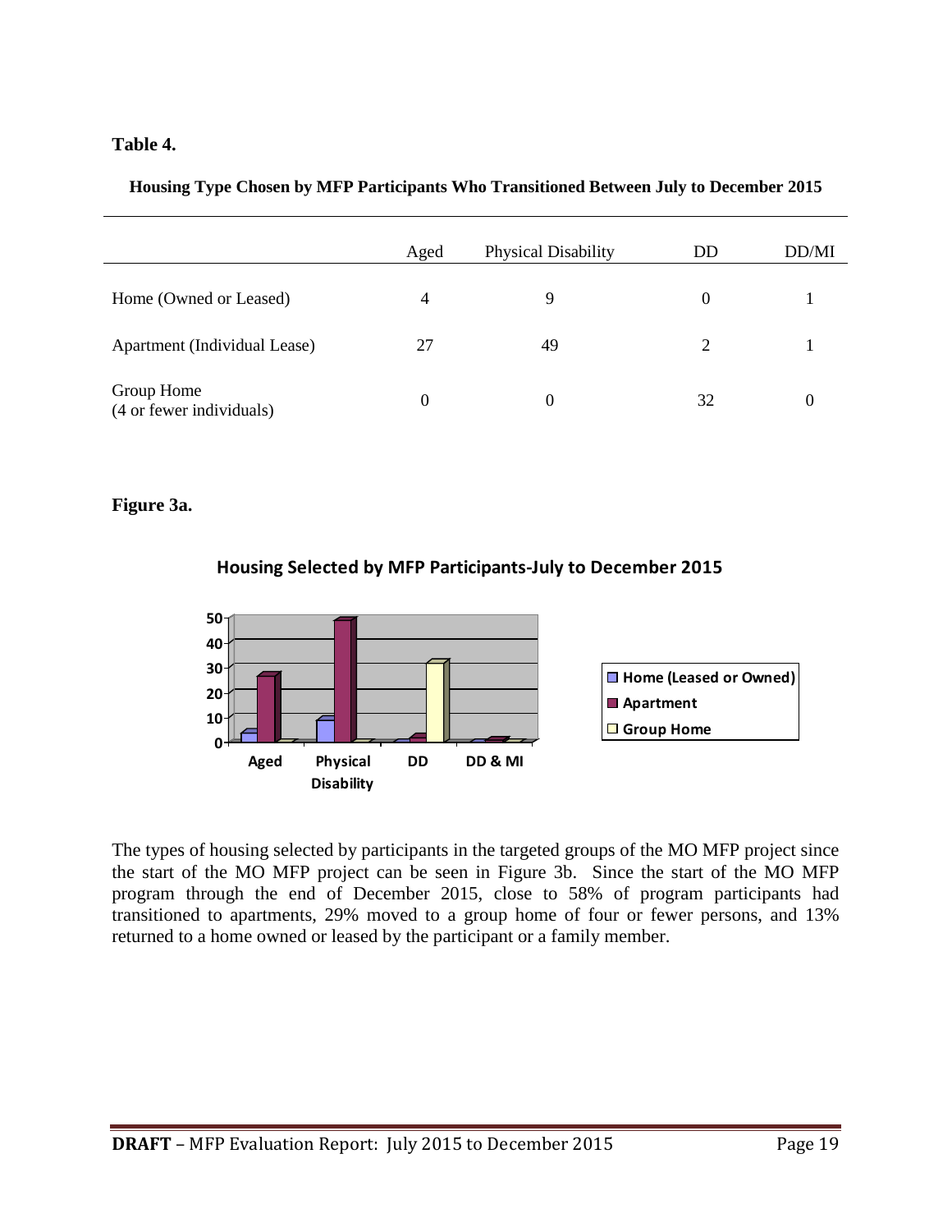**Table 4.**

**Housing Type Chosen by MFP Participants Who Transitioned Between July to December 2015**

| | Aged | Physical Disability | DD | DD/MI |
|---|---|---|---|---|
| Home (Owned or Leased) | 4 | 9 | 0 | 1 |
| Apartment (Individual Lease) | 27 | 49 | 2 | 1 |
| Group Home (4 or fewer individuals) | 0 | 0 | 32 | 0 |

**Figure 3a.**

**Housing Selected by MFP Participants-July to December 2015**

The types of housing selected by participants in the targeted groups of the MO MFP project since the start of the MO MFP project can be seen in Figure 3b. Since the start of the MO MFP program through the end of December 2015, close to 58% of program participants had transitioned to apartments, 29% moved to a group home of four or fewer persons, and 13% returned to a home owned or leased by the participant or a family member.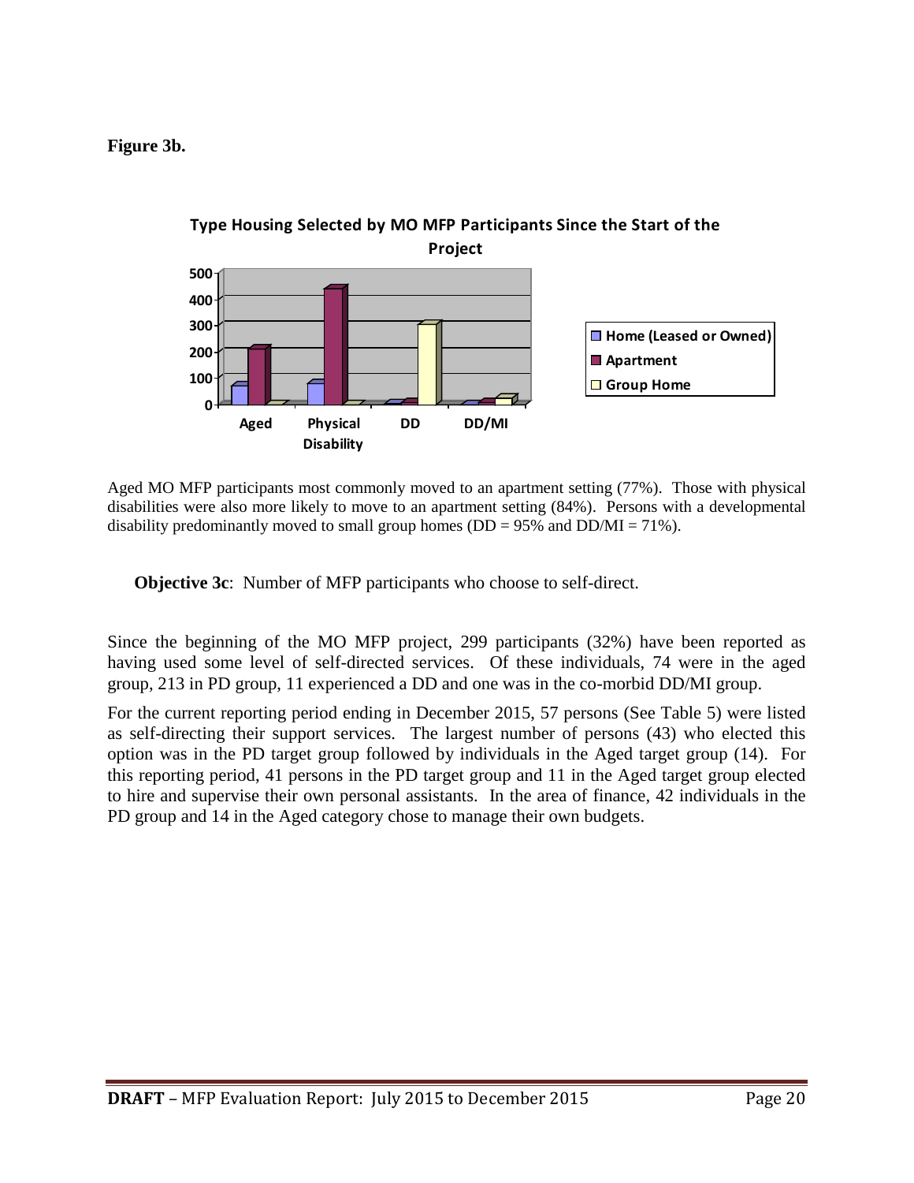**Figure 3b.**

**Type Housing Selected by MO MFP Participants Since the Start of the Project**

Aged MO MFP participants most commonly moved to an apartment setting (77%). Those with physical disabilities were also more likely to move to an apartment setting (84%). Persons with a developmental disability predominantly moved to small group homes (DD = 95% and DD/MI = 71%).

**Objective 3c**: Number of MFP participants who choose to self-direct.

Since the beginning of the MO MFP project, 299 participants (32%) have been reported as having used some level of self-directed services. Of these individuals, 74 were in the aged group, 213 in PD group, 11 experienced a DD and one was in the co-morbid DD/MI group.

For the current reporting period ending in December 2015, 57 persons (See Table 5) were listed as self-directing their support services. The largest number of persons (43) who elected this option was in the PD target group followed by individuals in the Aged target group (14). For this reporting period, 41 persons in the PD target group and 11 in the Aged target group elected to hire and supervise their own personal assistants. In the area of finance, 42 individuals in the PD group and 14 in the Aged category chose to manage their own budgets.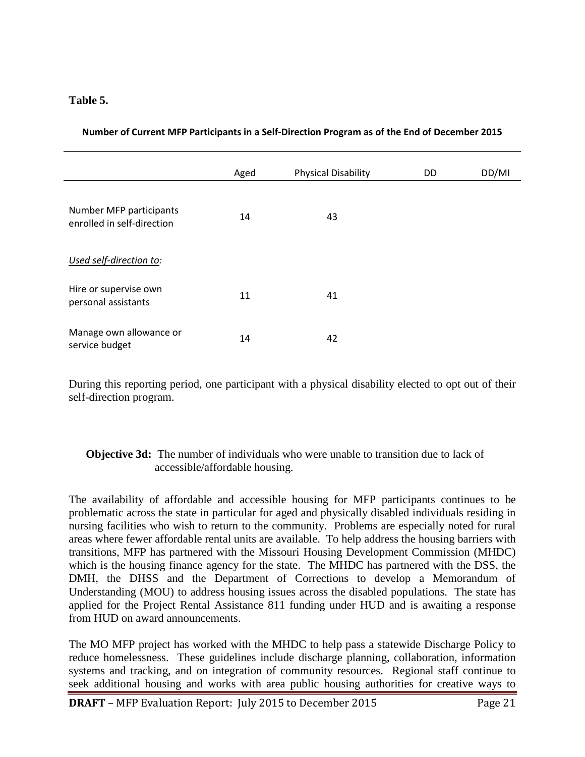**Table 5.**

**Number of Current MFP Participants in a Self-Direction Program as of the End of December 2015**

| | Aged | Physical Disability | DD | DD/MI |
|---|---|---|---|---|
| Number MFP participants enrolled in self-direction | 14 | 43 | | |
| *Used self-direction to:* | | | | |
| Hire or supervise own personal assistants | 11 | 41 | | |
| Manage own allowance or service budget | 14 | 42 | | |

During this reporting period, one participant with a physical disability elected to opt out of their self-direction program.

**Objective 3d:** The number of individuals who were unable to transition due to lack of accessible/affordable housing.

The availability of affordable and accessible housing for MFP participants continues to be problematic across the state in particular for aged and physically disabled individuals residing in nursing facilities who wish to return to the community. Problems are especially noted for rural areas where fewer affordable rental units are available. To help address the housing barriers with transitions, MFP has partnered with the Missouri Housing Development Commission (MHDC) which is the housing finance agency for the state. The MHDC has partnered with the DSS, the DMH, the DHSS and the Department of Corrections to develop a Memorandum of Understanding (MOU) to address housing issues across the disabled populations. The state has applied for the Project Rental Assistance 811 funding under HUD and is awaiting a response from HUD on award announcements.

The MO MFP project has worked with the MHDC to help pass a statewide Discharge Policy to reduce homelessness. These guidelines include discharge planning, collaboration, information systems and tracking, and on integration of community resources. Regional staff continue to seek additional housing and works with area public housing authorities for creative ways to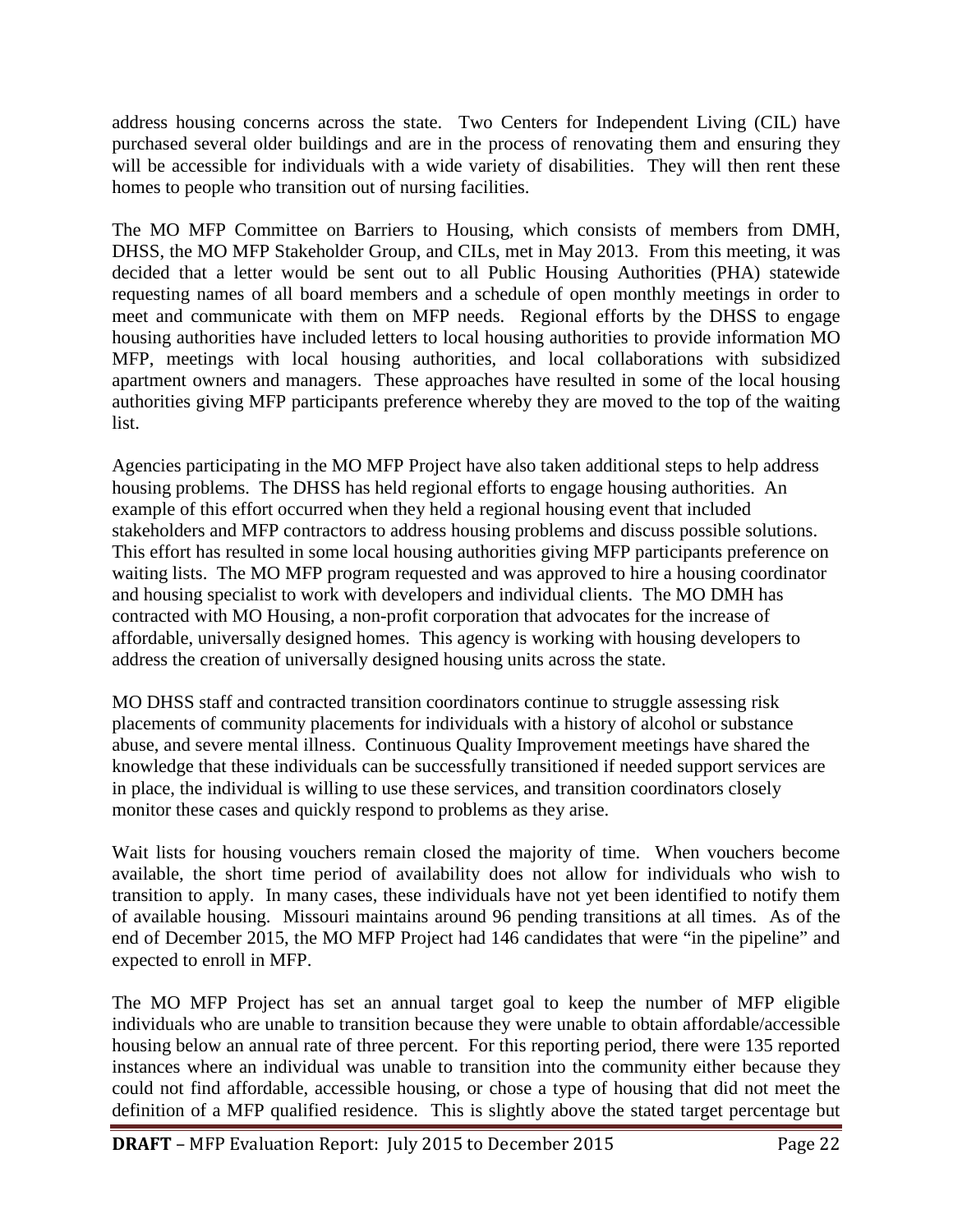address housing concerns across the state. Two Centers for Independent Living (CIL) have purchased several older buildings and are in the process of renovating them and ensuring they will be accessible for individuals with a wide variety of disabilities. They will then rent these homes to people who transition out of nursing facilities.

The MO MFP Committee on Barriers to Housing, which consists of members from DMH, DHSS, the MO MFP Stakeholder Group, and CILs, met in May 2013. From this meeting, it was decided that a letter would be sent out to all Public Housing Authorities (PHA) statewide requesting names of all board members and a schedule of open monthly meetings in order to meet and communicate with them on MFP needs. Regional efforts by the DHSS to engage housing authorities have included letters to local housing authorities to provide information MO MFP, meetings with local housing authorities, and local collaborations with subsidized apartment owners and managers. These approaches have resulted in some of the local housing authorities giving MFP participants preference whereby they are moved to the top of the waiting list.

Agencies participating in the MO MFP Project have also taken additional steps to help address housing problems. The DHSS has held regional efforts to engage housing authorities. An example of this effort occurred when they held a regional housing event that included stakeholders and MFP contractors to address housing problems and discuss possible solutions. This effort has resulted in some local housing authorities giving MFP participants preference on waiting lists. The MO MFP program requested and was approved to hire a housing coordinator and housing specialist to work with developers and individual clients. The MO DMH has contracted with MO Housing, a non-profit corporation that advocates for the increase of affordable, universally designed homes. This agency is working with housing developers to address the creation of universally designed housing units across the state.

MO DHSS staff and contracted transition coordinators continue to struggle assessing risk placements of community placements for individuals with a history of alcohol or substance abuse, and severe mental illness. Continuous Quality Improvement meetings have shared the knowledge that these individuals can be successfully transitioned if needed support services are in place, the individual is willing to use these services, and transition coordinators closely monitor these cases and quickly respond to problems as they arise.

Wait lists for housing vouchers remain closed the majority of time. When vouchers become available, the short time period of availability does not allow for individuals who wish to transition to apply. In many cases, these individuals have not yet been identified to notify them of available housing. Missouri maintains around 96 pending transitions at all times. As of the end of December 2015, the MO MFP Project had 146 candidates that were "in the pipeline" and expected to enroll in MFP.

The MO MFP Project has set an annual target goal to keep the number of MFP eligible individuals who are unable to transition because they were unable to obtain affordable/accessible housing below an annual rate of three percent. For this reporting period, there were 135 reported instances where an individual was unable to transition into the community either because they could not find affordable, accessible housing, or chose a type of housing that did not meet the definition of a MFP qualified residence. This is slightly above the stated target percentage but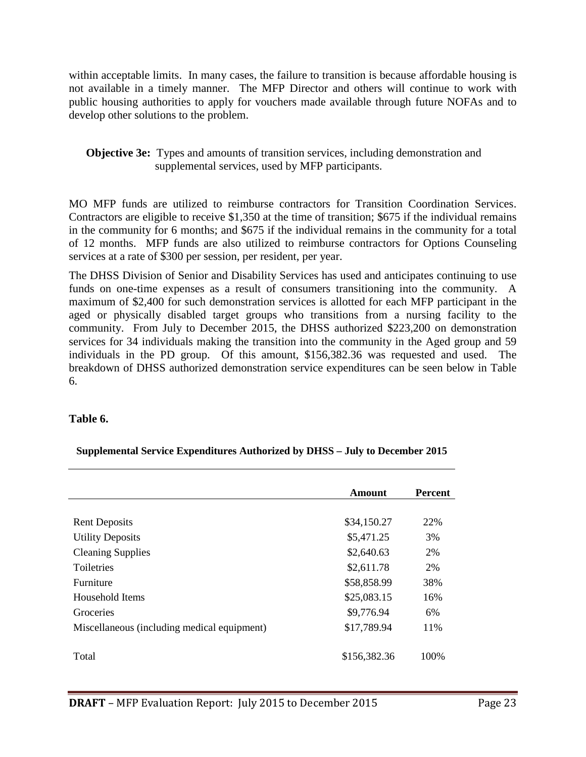within acceptable limits. In many cases, the failure to transition is because affordable housing is not available in a timely manner. The MFP Director and others will continue to work with public housing authorities to apply for vouchers made available through future NOFAs and to develop other solutions to the problem.

**Objective 3e:** Types and amounts of transition services, including demonstration and supplemental services, used by MFP participants.

MO MFP funds are utilized to reimburse contractors for Transition Coordination Services. Contractors are eligible to receive $1,350 at the time of transition; $675 if the individual remains in the community for 6 months; and $675 if the individual remains in the community for a total of 12 months. MFP funds are also utilized to reimburse contractors for Options Counseling services at a rate of $300 per session, per resident, per year.

The DHSS Division of Senior and Disability Services has used and anticipates continuing to use funds on one-time expenses as a result of consumers transitioning into the community. A maximum of $2,400 for such demonstration services is allotted for each MFP participant in the aged or physically disabled target groups who transitions from a nursing facility to the community. From July to December 2015, the DHSS authorized $223,200 on demonstration services for 34 individuals making the transition into the community in the Aged group and 59 individuals in the PD group. Of this amount, $156,382.36 was requested and used. The breakdown of DHSS authorized demonstration service expenditures can be seen below in Table 6.

**Table 6.**

**Supplemental Service Expenditures Authorized by DHSS – July to December 2015**

| | Amount | Percent |
|---|---|---|
| Rent Deposits | $34,150.27 | 22% |
| Utility Deposits | $5,471.25 | 3% |
| Cleaning Supplies | $2,640.63 | 2% |
| Toiletries | $2,611.78 | 2% |
| Furniture | $58,858.99 | 38% |
| Household Items | $25,083.15 | 16% |
| Groceries | $9,776.94 | 6% |
| Miscellaneous (including medical equipment) | $17,789.94 | 11% |
| Total | $156,382.36 | 100% |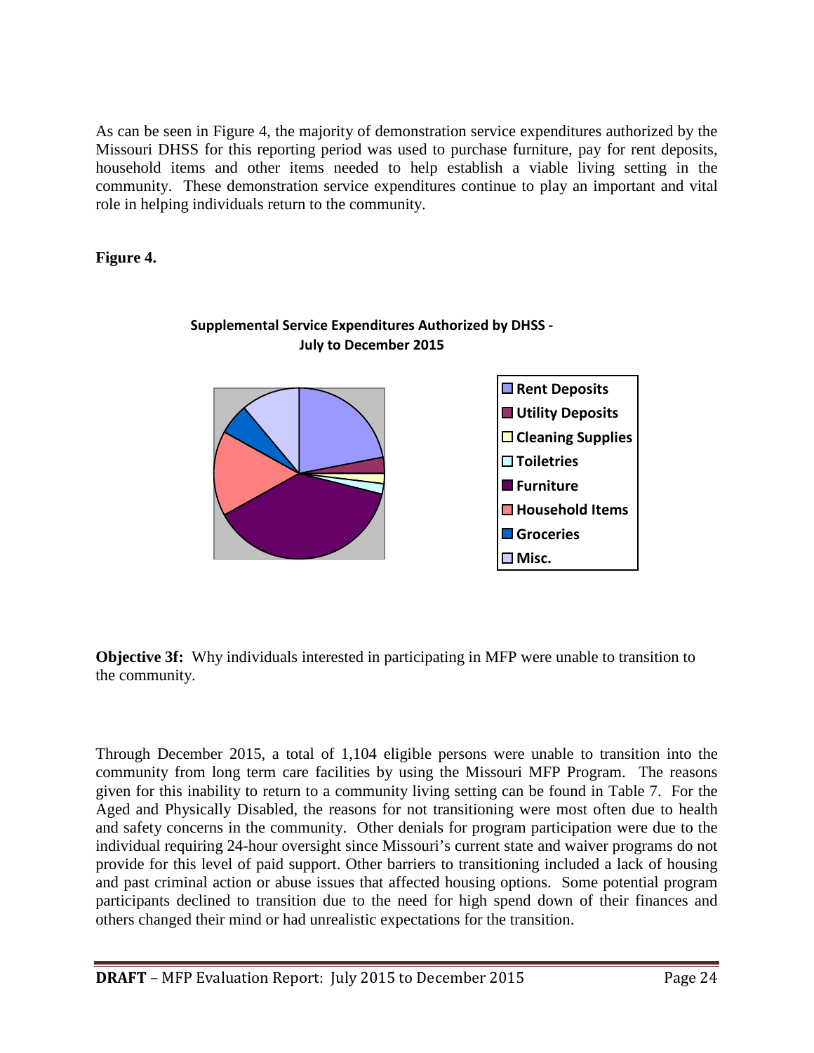As can be seen in Figure 4, the majority of demonstration service expenditures authorized by the Missouri DHSS for this reporting period was used to purchase furniture, pay for rent deposits, household items and other items needed to help establish a viable living setting in the community. These demonstration service expenditures continue to play an important and vital role in helping individuals return to the community.

**Figure 4.**

**Supplemental Service Expenditures Authorized by DHSS - July to December 2015**

- Rent Deposits
- Utility Deposits
- Cleaning Supplies
- Toiletries
- Furniture
- Household Items
- Groceries
- Misc.

**Objective 3f:** Why individuals interested in participating in MFP were unable to transition to the community.

Through December 2015, a total of 1,104 eligible persons were unable to transition into the community from long term care facilities by using the Missouri MFP Program. The reasons given for this inability to return to a community living setting can be found in Table 7. For the Aged and Physically Disabled, the reasons for not transitioning were most often due to health and safety concerns in the community. Other denials for program participation were due to the individual requiring 24-hour oversight since Missouri's current state and waiver programs do not provide for this level of paid support. Other barriers to transitioning included a lack of housing and past criminal action or abuse issues that affected housing options. Some potential program participants declined to transition due to the need for high spend down of their finances and others changed their mind or had unrealistic expectations for the transition.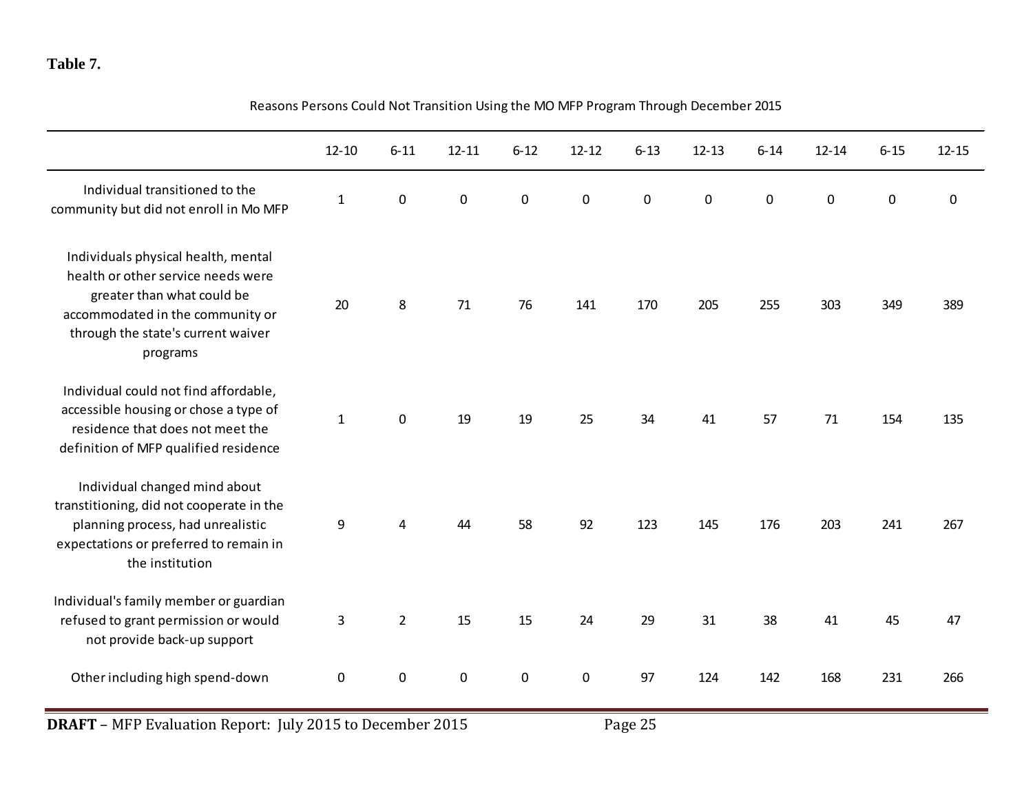**Table 7.**

Reasons Persons Could Not Transition Using the MO MFP Program Through December 2015

| | 12-10 | 6-11 | 12-11 | 6-12 | 12-12 | 6-13 | 12-13 | 6-14 | 12-14 | 6-15 | 12-15 |
|---|---|---|---|---|---|---|---|---|---|---|---|
| Individual transitioned to the community but did not enroll in Mo MFP | 1 | 0 | 0 | 0 | 0 | 0 | 0 | 0 | 0 | 0 | 0 |
| Individuals physical health, mental health or other service needs were greater than what could be accommodated in the community or through the state's current waiver programs | 20 | 8 | 71 | 76 | 141 | 170 | 205 | 255 | 303 | 349 | 389 |
| Individual could not find affordable, accessible housing or chose a type of residence that does not meet the definition of MFP qualified residence | 1 | 0 | 19 | 19 | 25 | 34 | 41 | 57 | 71 | 154 | 135 |
| Individual changed mind about transtitioning, did not cooperate in the planning process, had unrealistic expectations or preferred to remain in the institution | 9 | 4 | 44 | 58 | 92 | 123 | 145 | 176 | 203 | 241 | 267 |
| Individual's family member or guardian refused to grant permission or would not provide back-up support | 3 | 2 | 15 | 15 | 24 | 29 | 31 | 38 | 41 | 45 | 47 |
| Other including high spend-down | 0 | 0 | 0 | 0 | 0 | 97 | 124 | 142 | 168 | 231 | 266 |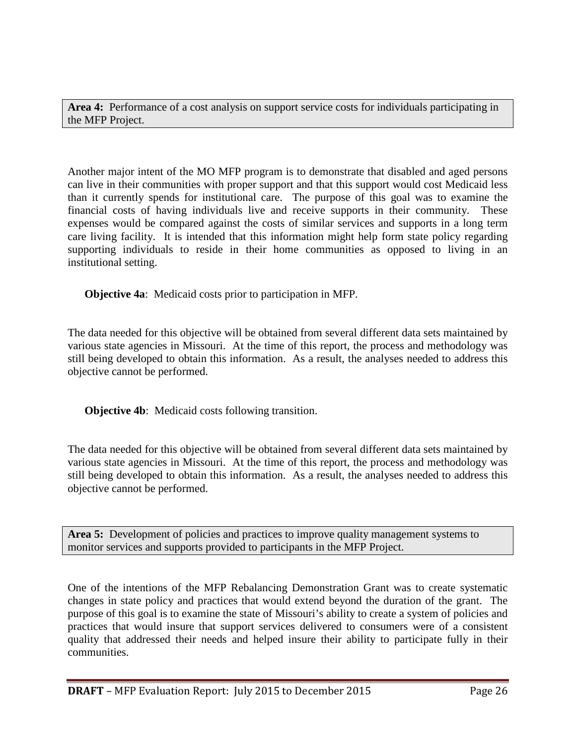**Area 4:** Performance of a cost analysis on support service costs for individuals participating in the MFP Project.

Another major intent of the MO MFP program is to demonstrate that disabled and aged persons can live in their communities with proper support and that this support would cost Medicaid less than it currently spends for institutional care. The purpose of this goal was to examine the financial costs of having individuals live and receive supports in their community. These expenses would be compared against the costs of similar services and supports in a long term care living facility. It is intended that this information might help form state policy regarding supporting individuals to reside in their home communities as opposed to living in an institutional setting.

**Objective 4a**: Medicaid costs prior to participation in MFP.

The data needed for this objective will be obtained from several different data sets maintained by various state agencies in Missouri. At the time of this report, the process and methodology was still being developed to obtain this information. As a result, the analyses needed to address this objective cannot be performed.

**Objective 4b**: Medicaid costs following transition.

The data needed for this objective will be obtained from several different data sets maintained by various state agencies in Missouri. At the time of this report, the process and methodology was still being developed to obtain this information. As a result, the analyses needed to address this objective cannot be performed.

**Area 5:** Development of policies and practices to improve quality management systems to monitor services and supports provided to participants in the MFP Project.

One of the intentions of the MFP Rebalancing Demonstration Grant was to create systematic changes in state policy and practices that would extend beyond the duration of the grant. The purpose of this goal is to examine the state of Missouri's ability to create a system of policies and practices that would insure that support services delivered to consumers were of a consistent quality that addressed their needs and helped insure their ability to participate fully in their communities.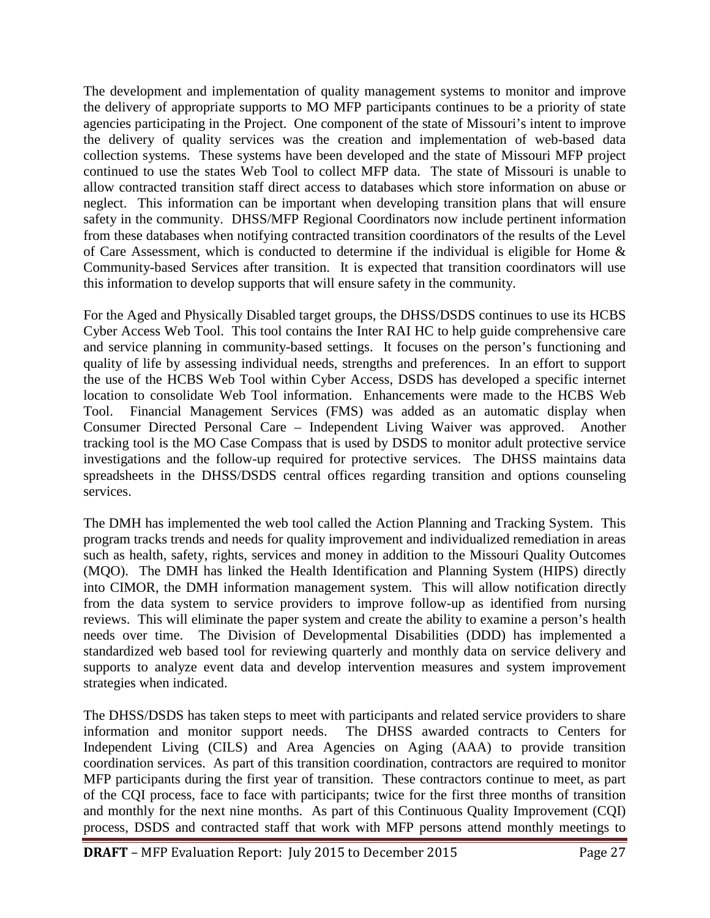The development and implementation of quality management systems to monitor and improve the delivery of appropriate supports to MO MFP participants continues to be a priority of state agencies participating in the Project. One component of the state of Missouri's intent to improve the delivery of quality services was the creation and implementation of web-based data collection systems. These systems have been developed and the state of Missouri MFP project continued to use the states Web Tool to collect MFP data. The state of Missouri is unable to allow contracted transition staff direct access to databases which store information on abuse or neglect. This information can be important when developing transition plans that will ensure safety in the community. DHSS/MFP Regional Coordinators now include pertinent information from these databases when notifying contracted transition coordinators of the results of the Level of Care Assessment, which is conducted to determine if the individual is eligible for Home & Community-based Services after transition. It is expected that transition coordinators will use this information to develop supports that will ensure safety in the community.

For the Aged and Physically Disabled target groups, the DHSS/DSDS continues to use its HCBS Cyber Access Web Tool. This tool contains the Inter RAI HC to help guide comprehensive care and service planning in community-based settings. It focuses on the person's functioning and quality of life by assessing individual needs, strengths and preferences. In an effort to support the use of the HCBS Web Tool within Cyber Access, DSDS has developed a specific internet location to consolidate Web Tool information. Enhancements were made to the HCBS Web Tool. Financial Management Services (FMS) was added as an automatic display when Consumer Directed Personal Care – Independent Living Waiver was approved. Another tracking tool is the MO Case Compass that is used by DSDS to monitor adult protective service investigations and the follow-up required for protective services. The DHSS maintains data spreadsheets in the DHSS/DSDS central offices regarding transition and options counseling services.

The DMH has implemented the web tool called the Action Planning and Tracking System. This program tracks trends and needs for quality improvement and individualized remediation in areas such as health, safety, rights, services and money in addition to the Missouri Quality Outcomes (MQO). The DMH has linked the Health Identification and Planning System (HIPS) directly into CIMOR, the DMH information management system. This will allow notification directly from the data system to service providers to improve follow-up as identified from nursing reviews. This will eliminate the paper system and create the ability to examine a person's health needs over time. The Division of Developmental Disabilities (DDD) has implemented a standardized web based tool for reviewing quarterly and monthly data on service delivery and supports to analyze event data and develop intervention measures and system improvement strategies when indicated.

The DHSS/DSDS has taken steps to meet with participants and related service providers to share information and monitor support needs. The DHSS awarded contracts to Centers for Independent Living (CILS) and Area Agencies on Aging (AAA) to provide transition coordination services. As part of this transition coordination, contractors are required to monitor MFP participants during the first year of transition. These contractors continue to meet, as part of the CQI process, face to face with participants; twice for the first three months of transition and monthly for the next nine months. As part of this Continuous Quality Improvement (CQI) process, DSDS and contracted staff that work with MFP persons attend monthly meetings to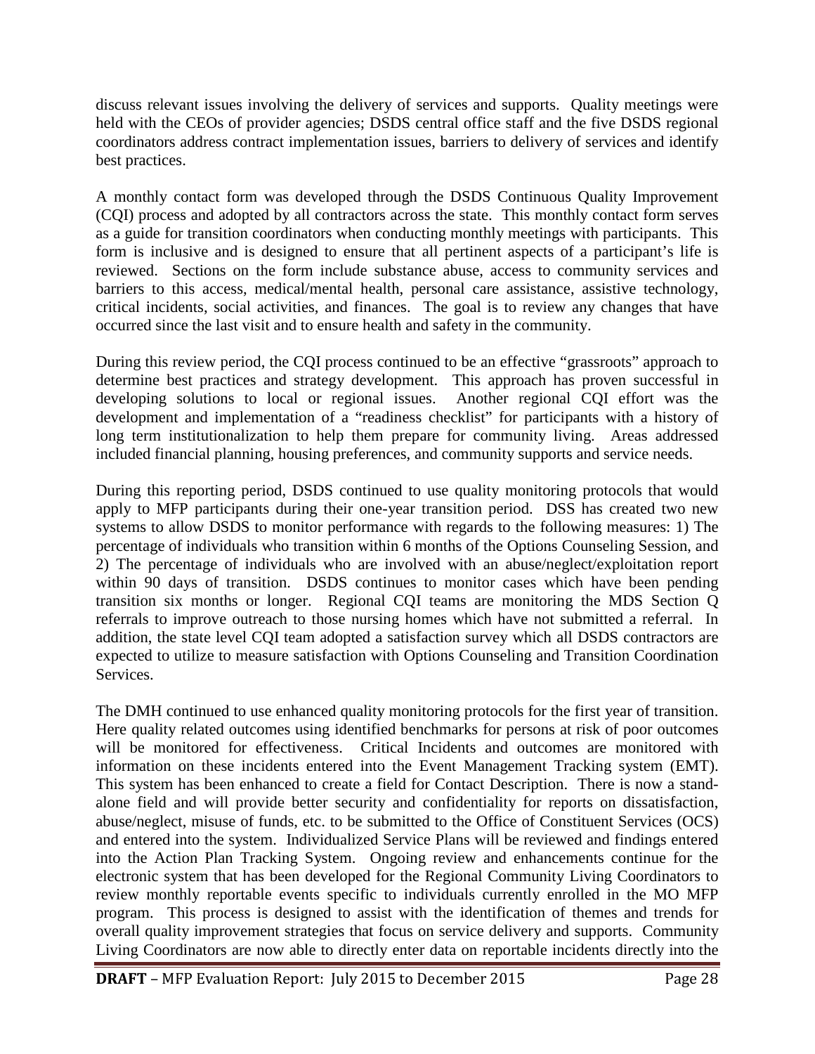discuss relevant issues involving the delivery of services and supports. Quality meetings were held with the CEOs of provider agencies; DSDS central office staff and the five DSDS regional coordinators address contract implementation issues, barriers to delivery of services and identify best practices.

A monthly contact form was developed through the DSDS Continuous Quality Improvement (CQI) process and adopted by all contractors across the state. This monthly contact form serves as a guide for transition coordinators when conducting monthly meetings with participants. This form is inclusive and is designed to ensure that all pertinent aspects of a participant's life is reviewed. Sections on the form include substance abuse, access to community services and barriers to this access, medical/mental health, personal care assistance, assistive technology, critical incidents, social activities, and finances. The goal is to review any changes that have occurred since the last visit and to ensure health and safety in the community.

During this review period, the CQI process continued to be an effective "grassroots" approach to determine best practices and strategy development. This approach has proven successful in developing solutions to local or regional issues. Another regional CQI effort was the development and implementation of a "readiness checklist" for participants with a history of long term institutionalization to help them prepare for community living. Areas addressed included financial planning, housing preferences, and community supports and service needs.

During this reporting period, DSDS continued to use quality monitoring protocols that would apply to MFP participants during their one-year transition period. DSS has created two new systems to allow DSDS to monitor performance with regards to the following measures: 1) The percentage of individuals who transition within 6 months of the Options Counseling Session, and 2) The percentage of individuals who are involved with an abuse/neglect/exploitation report within 90 days of transition. DSDS continues to monitor cases which have been pending transition six months or longer. Regional CQI teams are monitoring the MDS Section Q referrals to improve outreach to those nursing homes which have not submitted a referral. In addition, the state level CQI team adopted a satisfaction survey which all DSDS contractors are expected to utilize to measure satisfaction with Options Counseling and Transition Coordination Services.

The DMH continued to use enhanced quality monitoring protocols for the first year of transition. Here quality related outcomes using identified benchmarks for persons at risk of poor outcomes will be monitored for effectiveness. Critical Incidents and outcomes are monitored with information on these incidents entered into the Event Management Tracking system (EMT). This system has been enhanced to create a field for Contact Description. There is now a stand-alone field and will provide better security and confidentiality for reports on dissatisfaction, abuse/neglect, misuse of funds, etc. to be submitted to the Office of Constituent Services (OCS) and entered into the system. Individualized Service Plans will be reviewed and findings entered into the Action Plan Tracking System. Ongoing review and enhancements continue for the electronic system that has been developed for the Regional Community Living Coordinators to review monthly reportable events specific to individuals currently enrolled in the MO MFP program. This process is designed to assist with the identification of themes and trends for overall quality improvement strategies that focus on service delivery and supports. Community Living Coordinators are now able to directly enter data on reportable incidents directly into the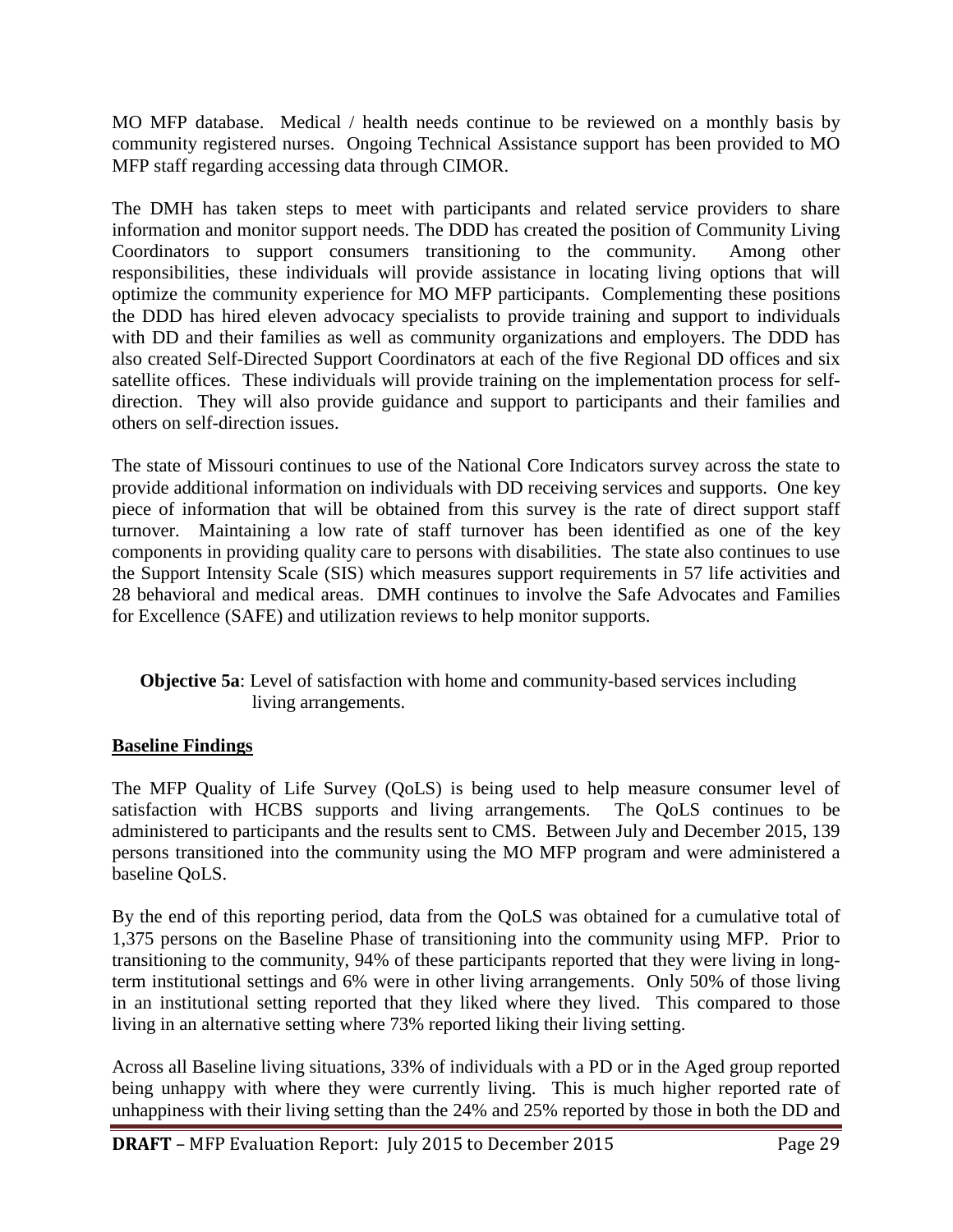MO MFP database. Medical / health needs continue to be reviewed on a monthly basis by community registered nurses. Ongoing Technical Assistance support has been provided to MO MFP staff regarding accessing data through CIMOR.

The DMH has taken steps to meet with participants and related service providers to share information and monitor support needs. The DDD has created the position of Community Living Coordinators to support consumers transitioning to the community. Among other responsibilities, these individuals will provide assistance in locating living options that will optimize the community experience for MO MFP participants. Complementing these positions the DDD has hired eleven advocacy specialists to provide training and support to individuals with DD and their families as well as community organizations and employers. The DDD has also created Self-Directed Support Coordinators at each of the five Regional DD offices and six satellite offices. These individuals will provide training on the implementation process for self-direction. They will also provide guidance and support to participants and their families and others on self-direction issues.

The state of Missouri continues to use of the National Core Indicators survey across the state to provide additional information on individuals with DD receiving services and supports. One key piece of information that will be obtained from this survey is the rate of direct support staff turnover. Maintaining a low rate of staff turnover has been identified as one of the key components in providing quality care to persons with disabilities. The state also continues to use the Support Intensity Scale (SIS) which measures support requirements in 57 life activities and 28 behavioral and medical areas. DMH continues to involve the Safe Advocates and Families for Excellence (SAFE) and utilization reviews to help monitor supports.

**Objective 5a**: Level of satisfaction with home and community-based services including living arrangements.

**Baseline Findings**

The MFP Quality of Life Survey (QoLS) is being used to help measure consumer level of satisfaction with HCBS supports and living arrangements. The QoLS continues to be administered to participants and the results sent to CMS. Between July and December 2015, 139 persons transitioned into the community using the MO MFP program and were administered a baseline QoLS.

By the end of this reporting period, data from the QoLS was obtained for a cumulative total of 1,375 persons on the Baseline Phase of transitioning into the community using MFP. Prior to transitioning to the community, 94% of these participants reported that they were living in long-term institutional settings and 6% were in other living arrangements. Only 50% of those living in an institutional setting reported that they liked where they lived. This compared to those living in an alternative setting where 73% reported liking their living setting.

Across all Baseline living situations, 33% of individuals with a PD or in the Aged group reported being unhappy with where they were currently living. This is much higher reported rate of unhappiness with their living setting than the 24% and 25% reported by those in both the DD and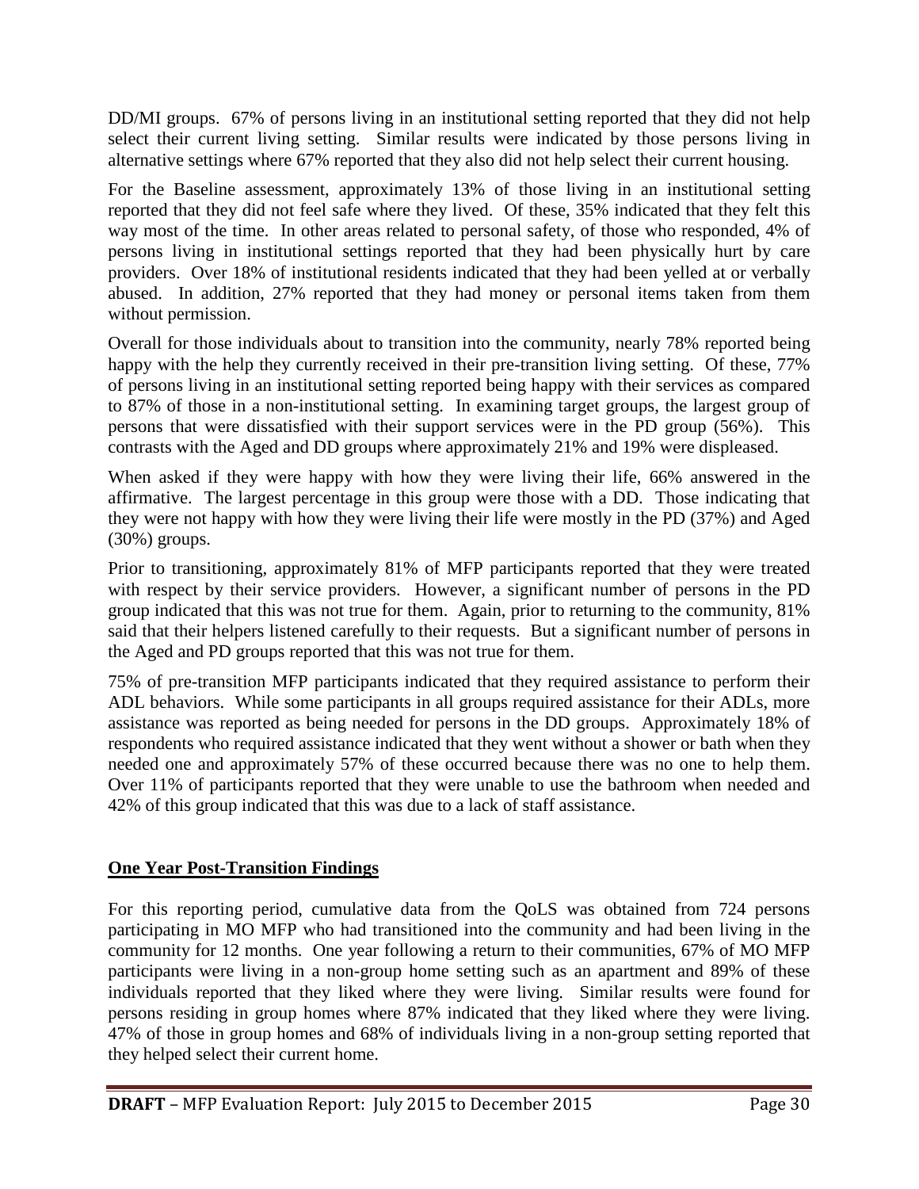DD/MI groups. 67% of persons living in an institutional setting reported that they did not help select their current living setting. Similar results were indicated by those persons living in alternative settings where 67% reported that they also did not help select their current housing.

For the Baseline assessment, approximately 13% of those living in an institutional setting reported that they did not feel safe where they lived. Of these, 35% indicated that they felt this way most of the time. In other areas related to personal safety, of those who responded, 4% of persons living in institutional settings reported that they had been physically hurt by care providers. Over 18% of institutional residents indicated that they had been yelled at or verbally abused. In addition, 27% reported that they had money or personal items taken from them without permission.

Overall for those individuals about to transition into the community, nearly 78% reported being happy with the help they currently received in their pre-transition living setting. Of these, 77% of persons living in an institutional setting reported being happy with their services as compared to 87% of those in a non-institutional setting. In examining target groups, the largest group of persons that were dissatisfied with their support services were in the PD group (56%). This contrasts with the Aged and DD groups where approximately 21% and 19% were displeased.

When asked if they were happy with how they were living their life, 66% answered in the affirmative. The largest percentage in this group were those with a DD. Those indicating that they were not happy with how they were living their life were mostly in the PD (37%) and Aged (30%) groups.

Prior to transitioning, approximately 81% of MFP participants reported that they were treated with respect by their service providers. However, a significant number of persons in the PD group indicated that this was not true for them. Again, prior to returning to the community, 81% said that their helpers listened carefully to their requests. But a significant number of persons in the Aged and PD groups reported that this was not true for them.

75% of pre-transition MFP participants indicated that they required assistance to perform their ADL behaviors. While some participants in all groups required assistance for their ADLs, more assistance was reported as being needed for persons in the DD groups. Approximately 18% of respondents who required assistance indicated that they went without a shower or bath when they needed one and approximately 57% of these occurred because there was no one to help them. Over 11% of participants reported that they were unable to use the bathroom when needed and 42% of this group indicated that this was due to a lack of staff assistance.

## **One Year Post-Transition Findings**

For this reporting period, cumulative data from the QoLS was obtained from 724 persons participating in MO MFP who had transitioned into the community and had been living in the community for 12 months. One year following a return to their communities, 67% of MO MFP participants were living in a non-group home setting such as an apartment and 89% of these individuals reported that they liked where they were living. Similar results were found for persons residing in group homes where 87% indicated that they liked where they were living. 47% of those in group homes and 68% of individuals living in a non-group setting reported that they helped select their current home.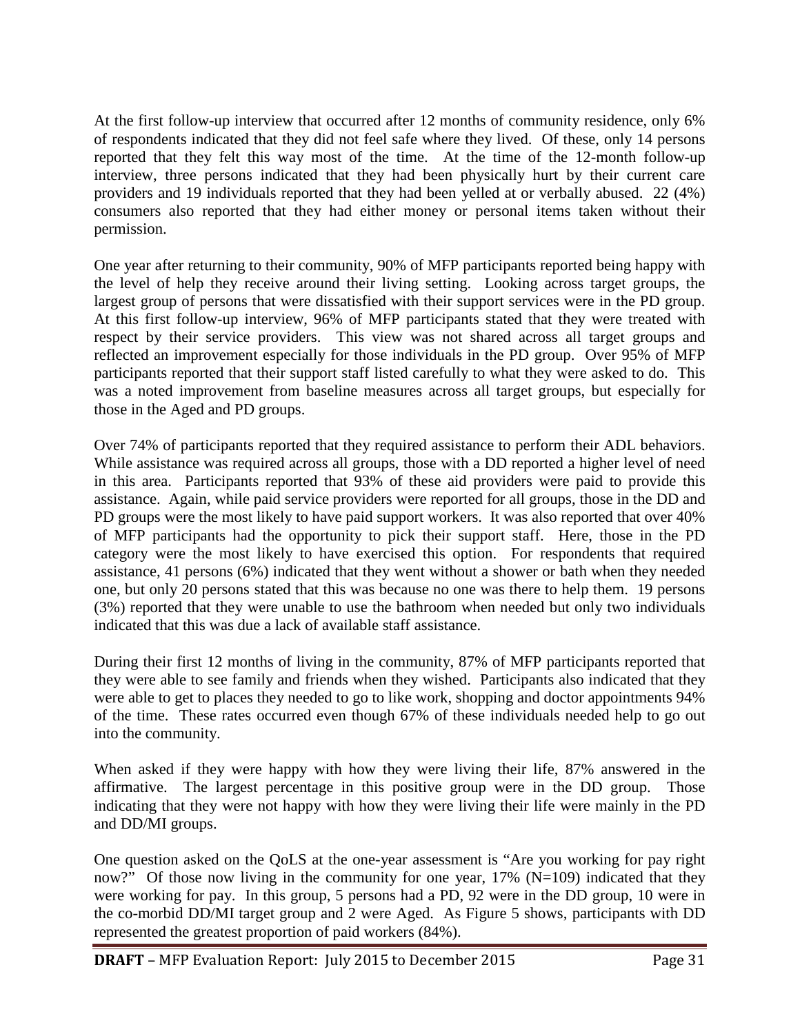At the first follow-up interview that occurred after 12 months of community residence, only 6% of respondents indicated that they did not feel safe where they lived. Of these, only 14 persons reported that they felt this way most of the time. At the time of the 12-month follow-up interview, three persons indicated that they had been physically hurt by their current care providers and 19 individuals reported that they had been yelled at or verbally abused. 22 (4%) consumers also reported that they had either money or personal items taken without their permission.

One year after returning to their community, 90% of MFP participants reported being happy with the level of help they receive around their living setting. Looking across target groups, the largest group of persons that were dissatisfied with their support services were in the PD group. At this first follow-up interview, 96% of MFP participants stated that they were treated with respect by their service providers. This view was not shared across all target groups and reflected an improvement especially for those individuals in the PD group. Over 95% of MFP participants reported that their support staff listed carefully to what they were asked to do. This was a noted improvement from baseline measures across all target groups, but especially for those in the Aged and PD groups.

Over 74% of participants reported that they required assistance to perform their ADL behaviors. While assistance was required across all groups, those with a DD reported a higher level of need in this area. Participants reported that 93% of these aid providers were paid to provide this assistance. Again, while paid service providers were reported for all groups, those in the DD and PD groups were the most likely to have paid support workers. It was also reported that over 40% of MFP participants had the opportunity to pick their support staff. Here, those in the PD category were the most likely to have exercised this option. For respondents that required assistance, 41 persons (6%) indicated that they went without a shower or bath when they needed one, but only 20 persons stated that this was because no one was there to help them. 19 persons (3%) reported that they were unable to use the bathroom when needed but only two individuals indicated that this was due a lack of available staff assistance.

During their first 12 months of living in the community, 87% of MFP participants reported that they were able to see family and friends when they wished. Participants also indicated that they were able to get to places they needed to go to like work, shopping and doctor appointments 94% of the time. These rates occurred even though 67% of these individuals needed help to go out into the community.

When asked if they were happy with how they were living their life, 87% answered in the affirmative. The largest percentage in this positive group were in the DD group. Those indicating that they were not happy with how they were living their life were mainly in the PD and DD/MI groups.

One question asked on the QoLS at the one-year assessment is "Are you working for pay right now?" Of those now living in the community for one year, 17% (N=109) indicated that they were working for pay. In this group, 5 persons had a PD, 92 were in the DD group, 10 were in the co-morbid DD/MI target group and 2 were Aged. As Figure 5 shows, participants with DD represented the greatest proportion of paid workers (84%).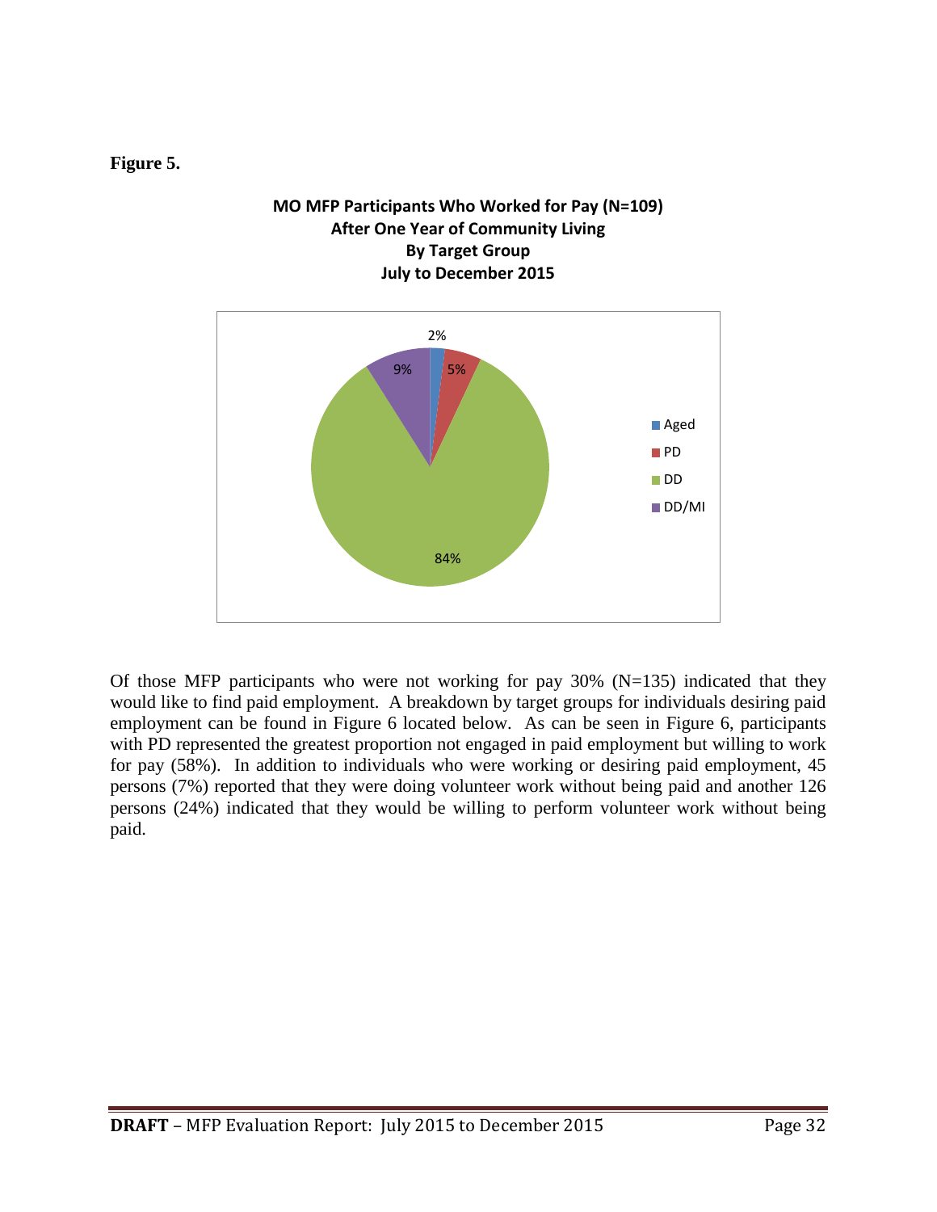**Figure 5.**

**MO MFP Participants Who Worked for Pay (N=109)**
**After One Year of Community Living**
**By Target Group**
**July to December 2015**

| Target Group | Percent |
|---|---|
| Aged | 2% |
| PD | 5% |
| DD | 84% |
| DD/MI | 9% |

Of those MFP participants who were not working for pay 30% (N=135) indicated that they would like to find paid employment. A breakdown by target groups for individuals desiring paid employment can be found in Figure 6 located below. As can be seen in Figure 6, participants with PD represented the greatest proportion not engaged in paid employment but willing to work for pay (58%). In addition to individuals who were working or desiring paid employment, 45 persons (7%) reported that they were doing volunteer work without being paid and another 126 persons (24%) indicated that they would be willing to perform volunteer work without being paid.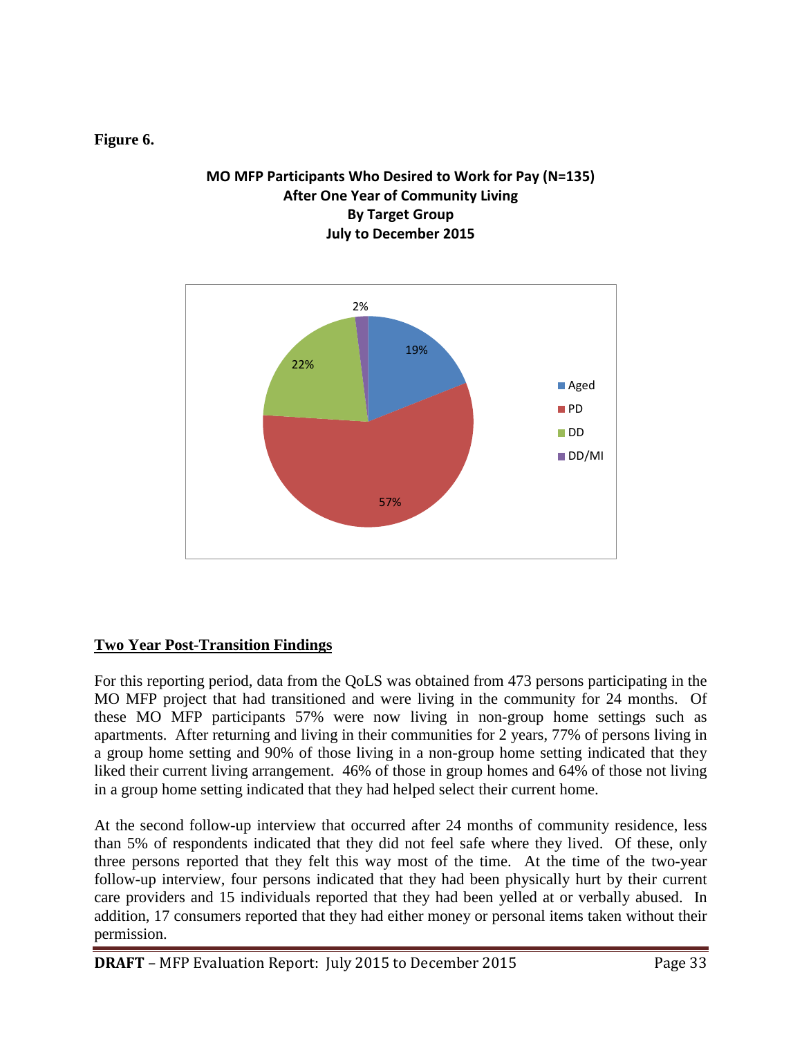**Figure 6.**

**MO MFP Participants Who Desired to Work for Pay (N=135)**
**After One Year of Community Living**
**By Target Group**
**July to December 2015**

| Target Group | Percent |
| --- | --- |
| Aged | 19% |
| PD | 57% |
| DD | 22% |
| DD/MI | 2% |

## Two Year Post-Transition Findings

For this reporting period, data from the QoLS was obtained from 473 persons participating in the MO MFP project that had transitioned and were living in the community for 24 months. Of these MO MFP participants 57% were now living in non-group home settings such as apartments. After returning and living in their communities for 2 years, 77% of persons living in a group home setting and 90% of those living in a non-group home setting indicated that they liked their current living arrangement. 46% of those in group homes and 64% of those not living in a group home setting indicated that they had helped select their current home.

At the second follow-up interview that occurred after 24 months of community residence, less than 5% of respondents indicated that they did not feel safe where they lived. Of these, only three persons reported that they felt this way most of the time. At the time of the two-year follow-up interview, four persons indicated that they had been physically hurt by their current care providers and 15 individuals reported that they had been yelled at or verbally abused. In addition, 17 consumers reported that they had either money or personal items taken without their permission.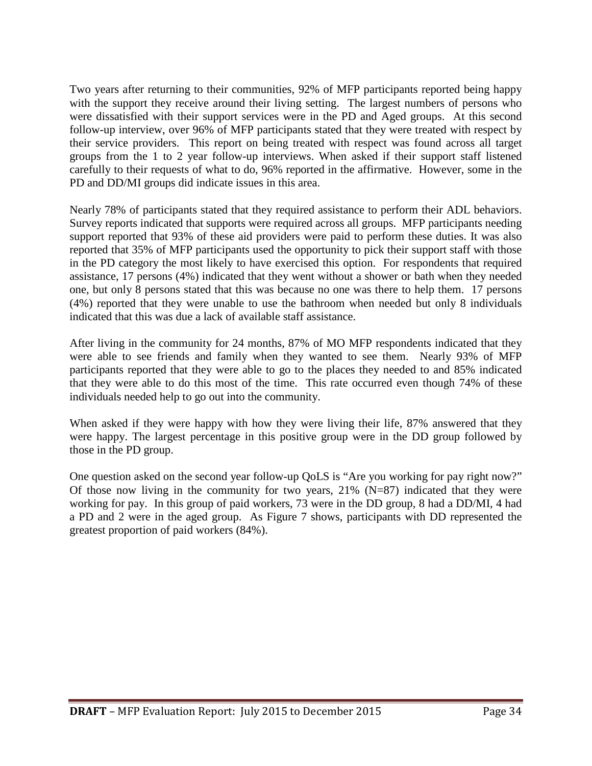Two years after returning to their communities, 92% of MFP participants reported being happy with the support they receive around their living setting. The largest numbers of persons who were dissatisfied with their support services were in the PD and Aged groups. At this second follow-up interview, over 96% of MFP participants stated that they were treated with respect by their service providers. This report on being treated with respect was found across all target groups from the 1 to 2 year follow-up interviews. When asked if their support staff listened carefully to their requests of what to do, 96% reported in the affirmative. However, some in the PD and DD/MI groups did indicate issues in this area.

Nearly 78% of participants stated that they required assistance to perform their ADL behaviors. Survey reports indicated that supports were required across all groups. MFP participants needing support reported that 93% of these aid providers were paid to perform these duties. It was also reported that 35% of MFP participants used the opportunity to pick their support staff with those in the PD category the most likely to have exercised this option. For respondents that required assistance, 17 persons (4%) indicated that they went without a shower or bath when they needed one, but only 8 persons stated that this was because no one was there to help them. 17 persons (4%) reported that they were unable to use the bathroom when needed but only 8 individuals indicated that this was due a lack of available staff assistance.

After living in the community for 24 months, 87% of MO MFP respondents indicated that they were able to see friends and family when they wanted to see them. Nearly 93% of MFP participants reported that they were able to go to the places they needed to and 85% indicated that they were able to do this most of the time. This rate occurred even though 74% of these individuals needed help to go out into the community.

When asked if they were happy with how they were living their life, 87% answered that they were happy. The largest percentage in this positive group were in the DD group followed by those in the PD group.

One question asked on the second year follow-up QoLS is "Are you working for pay right now?" Of those now living in the community for two years, 21% (N=87) indicated that they were working for pay. In this group of paid workers, 73 were in the DD group, 8 had a DD/MI, 4 had a PD and 2 were in the aged group. As Figure 7 shows, participants with DD represented the greatest proportion of paid workers (84%).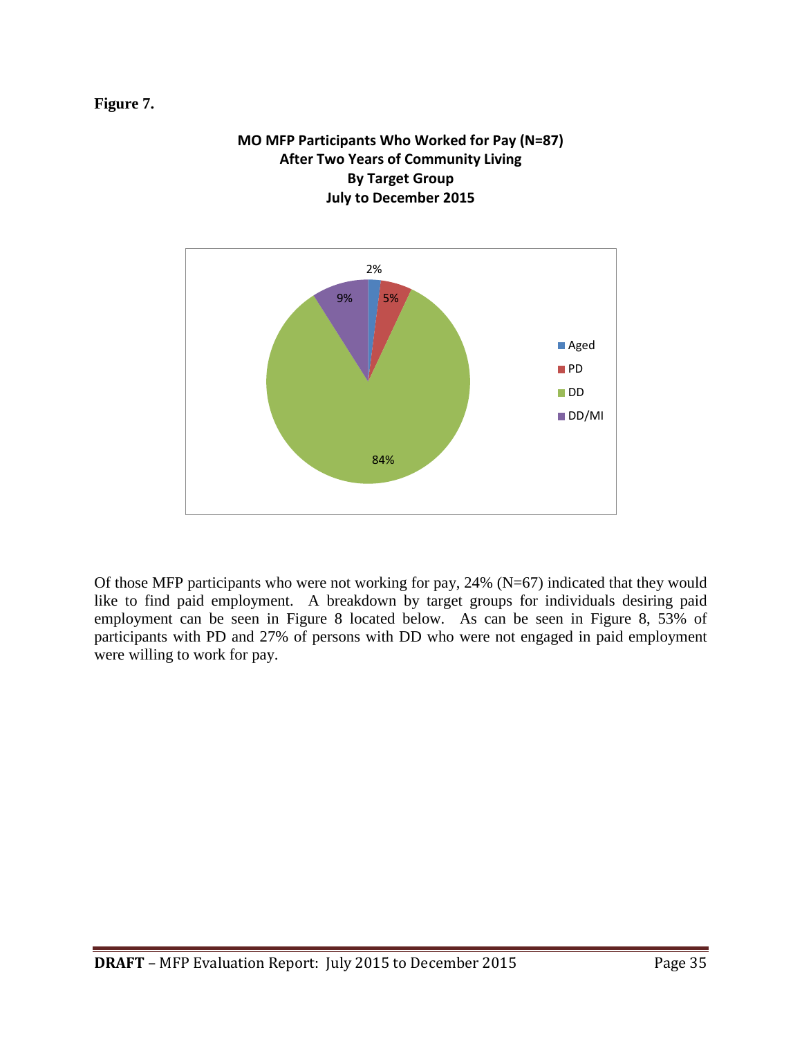**Figure 7.**

**MO MFP Participants Who Worked for Pay (N=87)**
**After Two Years of Community Living**
**By Target Group**
**July to December 2015**

| Target Group | Percent |
|---|---|
| Aged | 2% |
| PD | 5% |
| DD | 84% |
| DD/MI | 9% |

Of those MFP participants who were not working for pay, 24% (N=67) indicated that they would like to find paid employment. A breakdown by target groups for individuals desiring paid employment can be seen in Figure 8 located below. As can be seen in Figure 8, 53% of participants with PD and 27% of persons with DD who were not engaged in paid employment were willing to work for pay.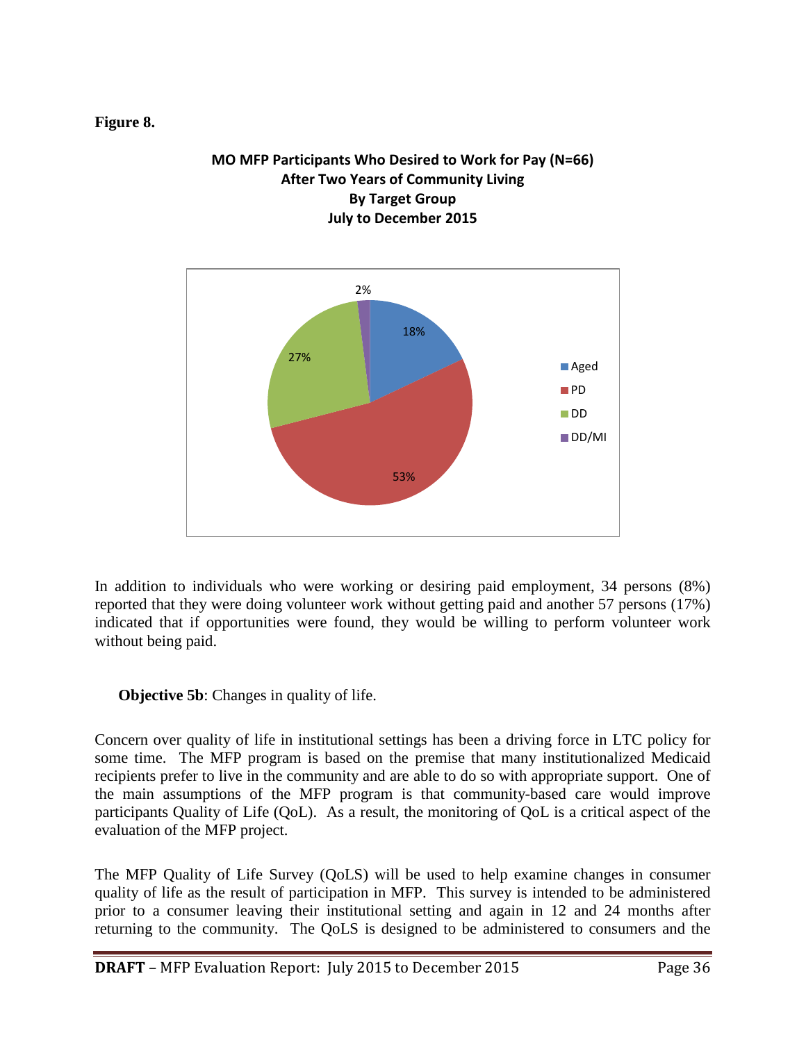**Figure 8.**

**MO MFP Participants Who Desired to Work for Pay (N=66)**
**After Two Years of Community Living**
**By Target Group**
**July to December 2015**

| Target Group | Percent |
|---|---|
| Aged | 18% |
| PD | 53% |
| DD | 27% |
| DD/MI | 2% |

In addition to individuals who were working or desiring paid employment, 34 persons (8%) reported that they were doing volunteer work without getting paid and another 57 persons (17%) indicated that if opportunities were found, they would be willing to perform volunteer work without being paid.

**Objective 5b**: Changes in quality of life.

Concern over quality of life in institutional settings has been a driving force in LTC policy for some time. The MFP program is based on the premise that many institutionalized Medicaid recipients prefer to live in the community and are able to do so with appropriate support. One of the main assumptions of the MFP program is that community-based care would improve participants Quality of Life (QoL). As a result, the monitoring of QoL is a critical aspect of the evaluation of the MFP project.

The MFP Quality of Life Survey (QoLS) will be used to help examine changes in consumer quality of life as the result of participation in MFP. This survey is intended to be administered prior to a consumer leaving their institutional setting and again in 12 and 24 months after returning to the community. The QoLS is designed to be administered to consumers and the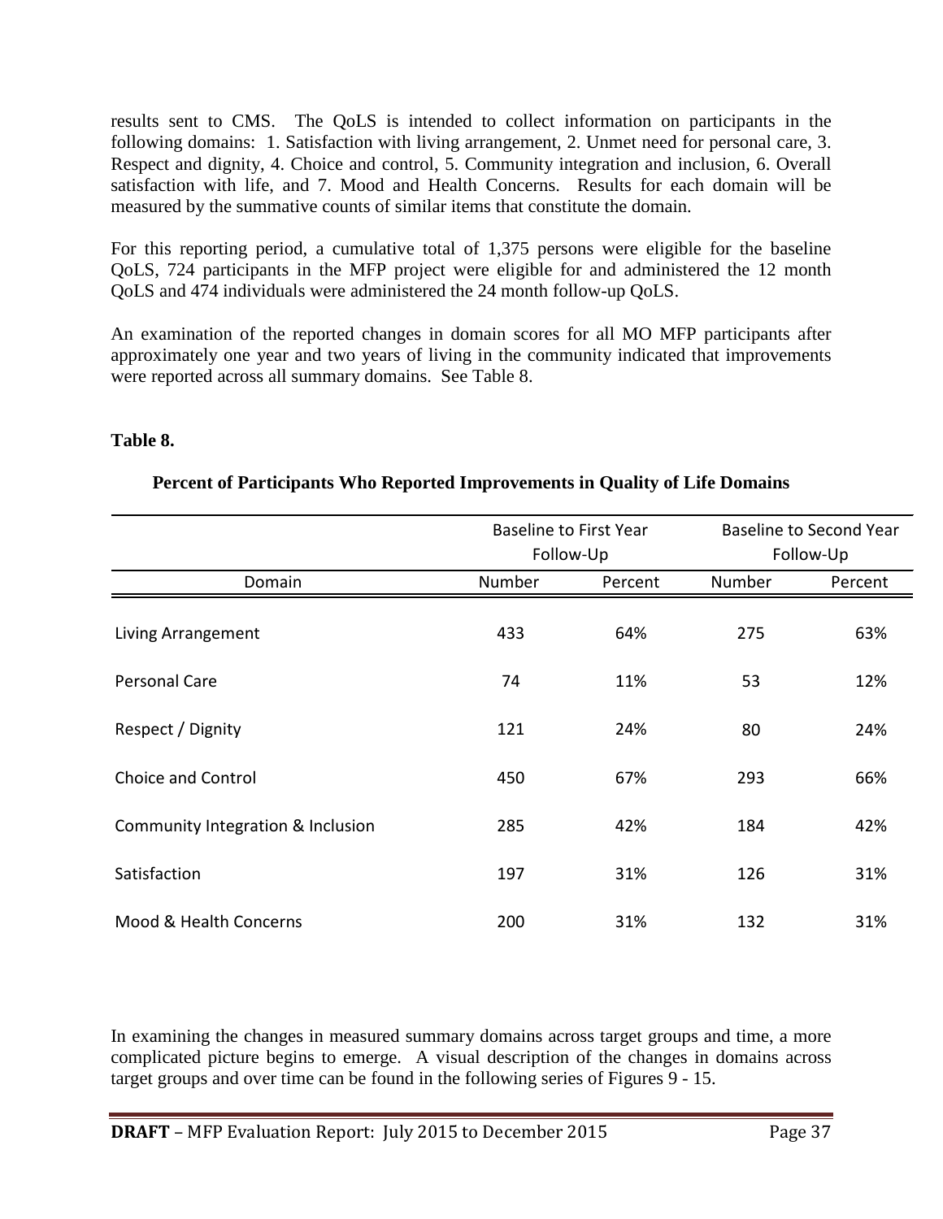results sent to CMS. The QoLS is intended to collect information on participants in the following domains: 1. Satisfaction with living arrangement, 2. Unmet need for personal care, 3. Respect and dignity, 4. Choice and control, 5. Community integration and inclusion, 6. Overall satisfaction with life, and 7. Mood and Health Concerns. Results for each domain will be measured by the summative counts of similar items that constitute the domain.

For this reporting period, a cumulative total of 1,375 persons were eligible for the baseline QoLS, 724 participants in the MFP project were eligible for and administered the 12 month QoLS and 474 individuals were administered the 24 month follow-up QoLS.

An examination of the reported changes in domain scores for all MO MFP participants after approximately one year and two years of living in the community indicated that improvements were reported across all summary domains. See Table 8.

**Table 8.**

**Percent of Participants Who Reported Improvements in Quality of Life Domains**

| | Baseline to First Year Follow-Up | | Baseline to Second Year Follow-Up | |
|---|---|---|---|---|
| Domain | Number | Percent | Number | Percent |
| Living Arrangement | 433 | 64% | 275 | 63% |
| Personal Care | 74 | 11% | 53 | 12% |
| Respect / Dignity | 121 | 24% | 80 | 24% |
| Choice and Control | 450 | 67% | 293 | 66% |
| Community Integration & Inclusion | 285 | 42% | 184 | 42% |
| Satisfaction | 197 | 31% | 126 | 31% |
| Mood & Health Concerns | 200 | 31% | 132 | 31% |

In examining the changes in measured summary domains across target groups and time, a more complicated picture begins to emerge. A visual description of the changes in domains across target groups and over time can be found in the following series of Figures 9 - 15.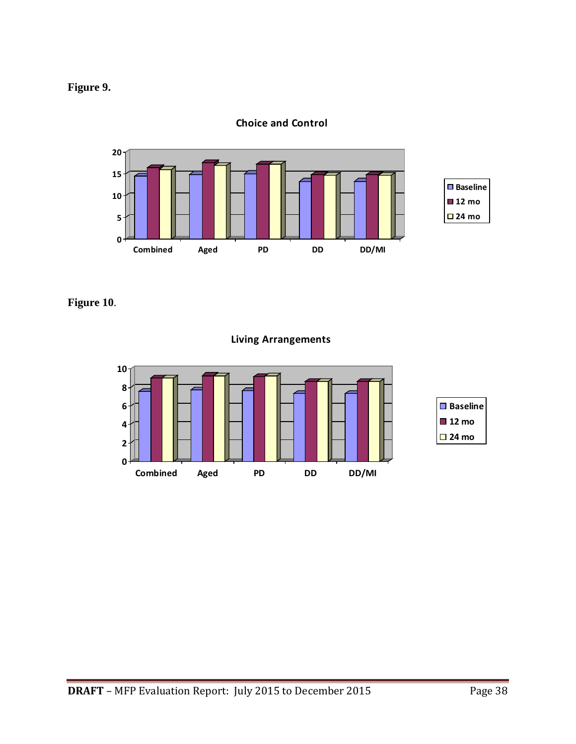**Figure 9.**

Choice and Control

**Figure 10**.

Living Arrangements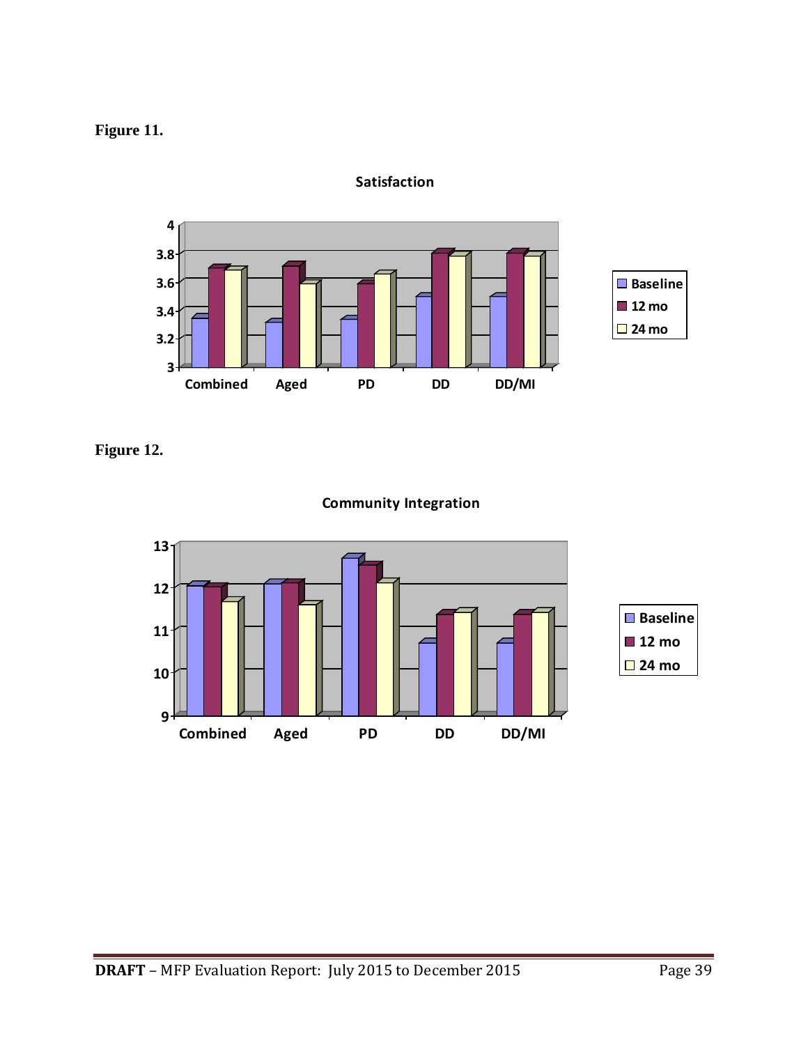**Figure 11.**

**Figure 12.**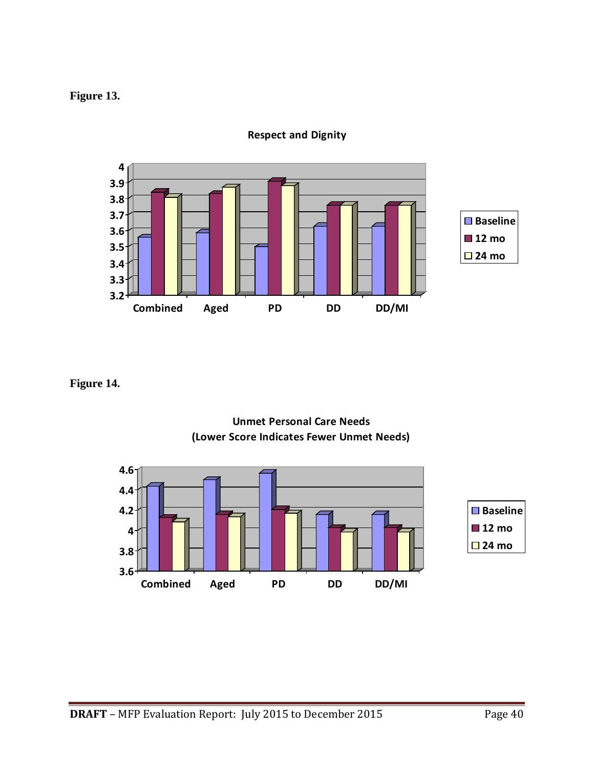**Figure 13.**

**Respect and Dignity**

**Figure 14.**

**Unmet Personal Care Needs (Lower Score Indicates Fewer Unmet Needs)**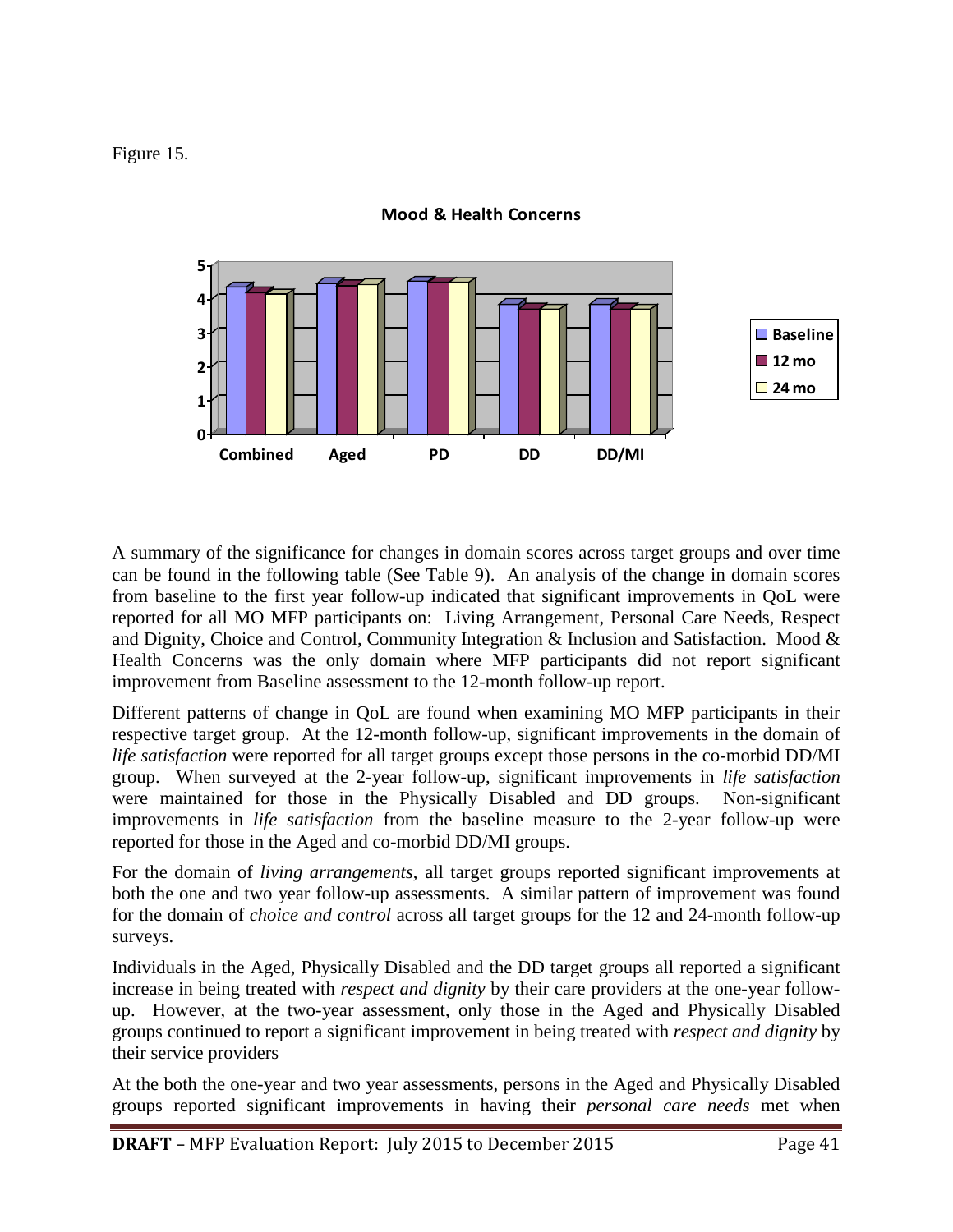Figure 15.

**Mood & Health Concerns**

A summary of the significance for changes in domain scores across target groups and over time can be found in the following table (See Table 9). An analysis of the change in domain scores from baseline to the first year follow-up indicated that significant improvements in QoL were reported for all MO MFP participants on: Living Arrangement, Personal Care Needs, Respect and Dignity, Choice and Control, Community Integration & Inclusion and Satisfaction. Mood & Health Concerns was the only domain where MFP participants did not report significant improvement from Baseline assessment to the 12-month follow-up report.

Different patterns of change in QoL are found when examining MO MFP participants in their respective target group. At the 12-month follow-up, significant improvements in the domain of *life satisfaction* were reported for all target groups except those persons in the co-morbid DD/MI group. When surveyed at the 2-year follow-up, significant improvements in *life satisfaction* were maintained for those in the Physically Disabled and DD groups. Non-significant improvements in *life satisfaction* from the baseline measure to the 2-year follow-up were reported for those in the Aged and co-morbid DD/MI groups.

For the domain of *living arrangements*, all target groups reported significant improvements at both the one and two year follow-up assessments. A similar pattern of improvement was found for the domain of *choice and control* across all target groups for the 12 and 24-month follow-up surveys.

Individuals in the Aged, Physically Disabled and the DD target groups all reported a significant increase in being treated with *respect and dignity* by their care providers at the one-year follow-up. However, at the two-year assessment, only those in the Aged and Physically Disabled groups continued to report a significant improvement in being treated with *respect and dignity* by their service providers

At the both the one-year and two year assessments, persons in the Aged and Physically Disabled groups reported significant improvements in having their *personal care needs* met when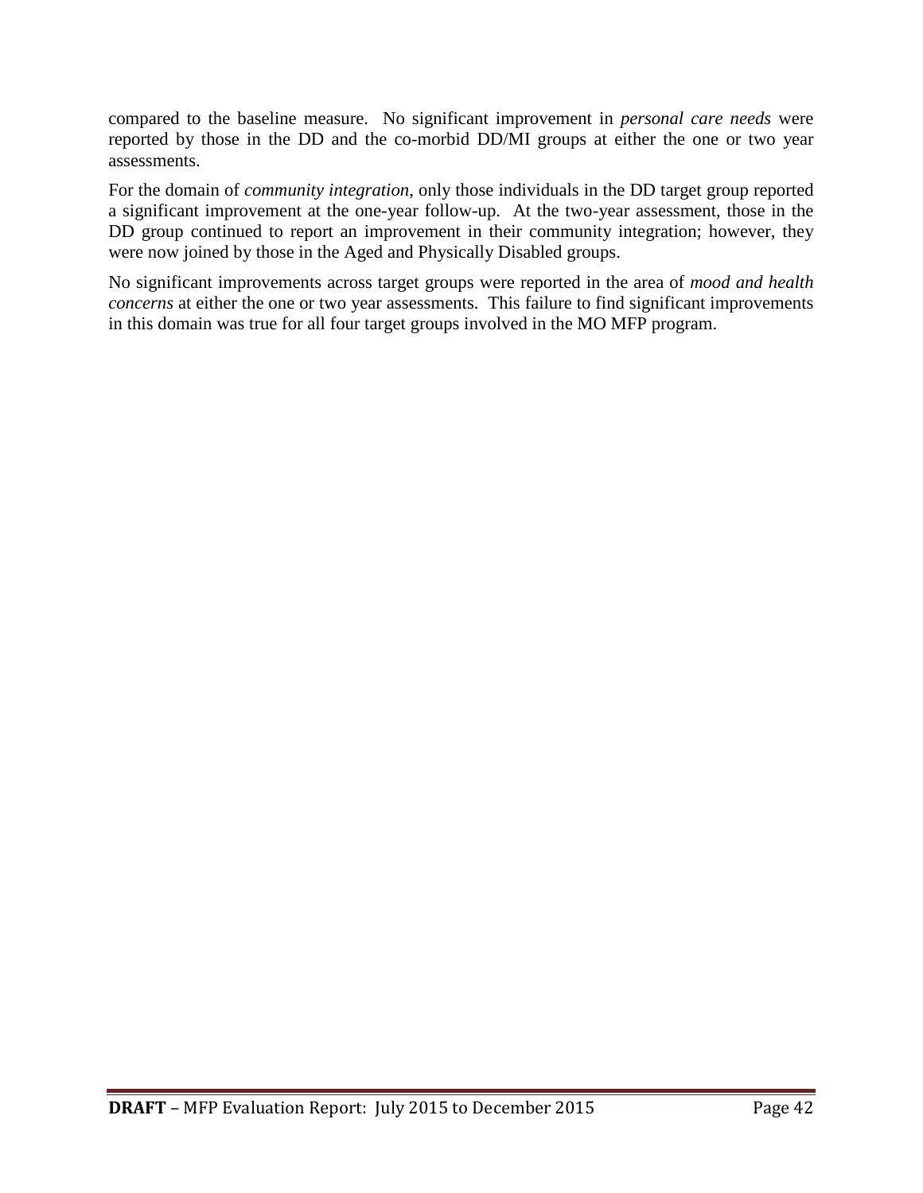compared to the baseline measure. No significant improvement in *personal care needs* were reported by those in the DD and the co-morbid DD/MI groups at either the one or two year assessments.

For the domain of *community integration*, only those individuals in the DD target group reported a significant improvement at the one-year follow-up. At the two-year assessment, those in the DD group continued to report an improvement in their community integration; however, they were now joined by those in the Aged and Physically Disabled groups.

No significant improvements across target groups were reported in the area of *mood and health concerns* at either the one or two year assessments. This failure to find significant improvements in this domain was true for all four target groups involved in the MO MFP program.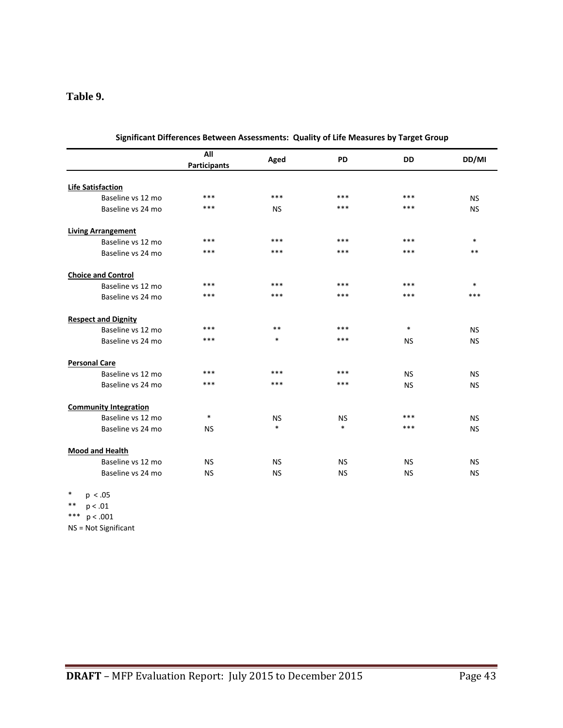**Table 9.**

**Significant Differences Between Assessments: Quality of Life Measures by Target Group**

| | All Participants | Aged | PD | DD | DD/MI |
|---|---|---|---|---|---|
| **Life Satisfaction** | | | | | |
| Baseline vs 12 mo | *** | *** | *** | *** | NS |
| Baseline vs 24 mo | *** | NS | *** | *** | NS |
| **Living Arrangement** | | | | | |
| Baseline vs 12 mo | *** | *** | *** | *** | * |
| Baseline vs 24 mo | *** | *** | *** | *** | ** |
| **Choice and Control** | | | | | |
| Baseline vs 12 mo | *** | *** | *** | *** | * |
| Baseline vs 24 mo | *** | *** | *** | *** | *** |
| **Respect and Dignity** | | | | | |
| Baseline vs 12 mo | *** | ** | *** | * | NS |
| Baseline vs 24 mo | *** | * | *** | NS | NS |
| **Personal Care** | | | | | |
| Baseline vs 12 mo | *** | *** | *** | NS | NS |
| Baseline vs 24 mo | *** | *** | *** | NS | NS |
| **Community Integration** | | | | | |
| Baseline vs 12 mo | * | NS | NS | *** | NS |
| Baseline vs 24 mo | NS | * | * | *** | NS |
| **Mood and Health** | | | | | |
| Baseline vs 12 mo | NS | NS | NS | NS | NS |
| Baseline vs 24 mo | NS | NS | NS | NS | NS |

\* $p < .05$

\*\* $p < .01$

\*\*\* $p < .001$

NS = Not Significant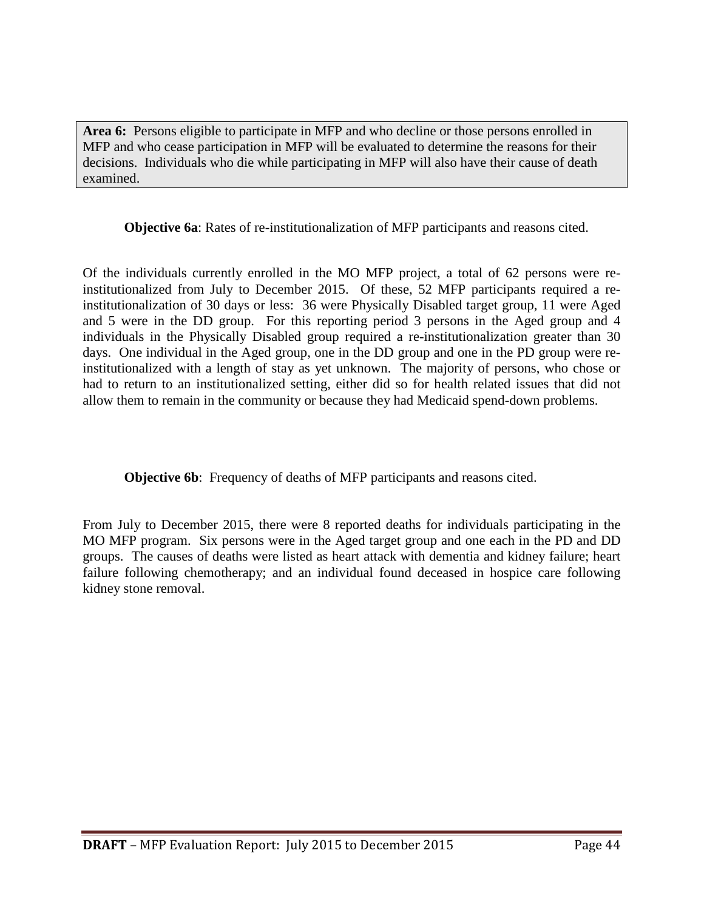**Area 6:** Persons eligible to participate in MFP and who decline or those persons enrolled in MFP and who cease participation in MFP will be evaluated to determine the reasons for their decisions. Individuals who die while participating in MFP will also have their cause of death examined.

**Objective 6a**: Rates of re-institutionalization of MFP participants and reasons cited.

Of the individuals currently enrolled in the MO MFP project, a total of 62 persons were re-institutionalized from July to December 2015. Of these, 52 MFP participants required a re-institutionalization of 30 days or less: 36 were Physically Disabled target group, 11 were Aged and 5 were in the DD group. For this reporting period 3 persons in the Aged group and 4 individuals in the Physically Disabled group required a re-institutionalization greater than 30 days. One individual in the Aged group, one in the DD group and one in the PD group were re-institutionalized with a length of stay as yet unknown. The majority of persons, who chose or had to return to an institutionalized setting, either did so for health related issues that did not allow them to remain in the community or because they had Medicaid spend-down problems.

**Objective 6b**: Frequency of deaths of MFP participants and reasons cited.

From July to December 2015, there were 8 reported deaths for individuals participating in the MO MFP program. Six persons were in the Aged target group and one each in the PD and DD groups. The causes of deaths were listed as heart attack with dementia and kidney failure; heart failure following chemotherapy; and an individual found deceased in hospice care following kidney stone removal.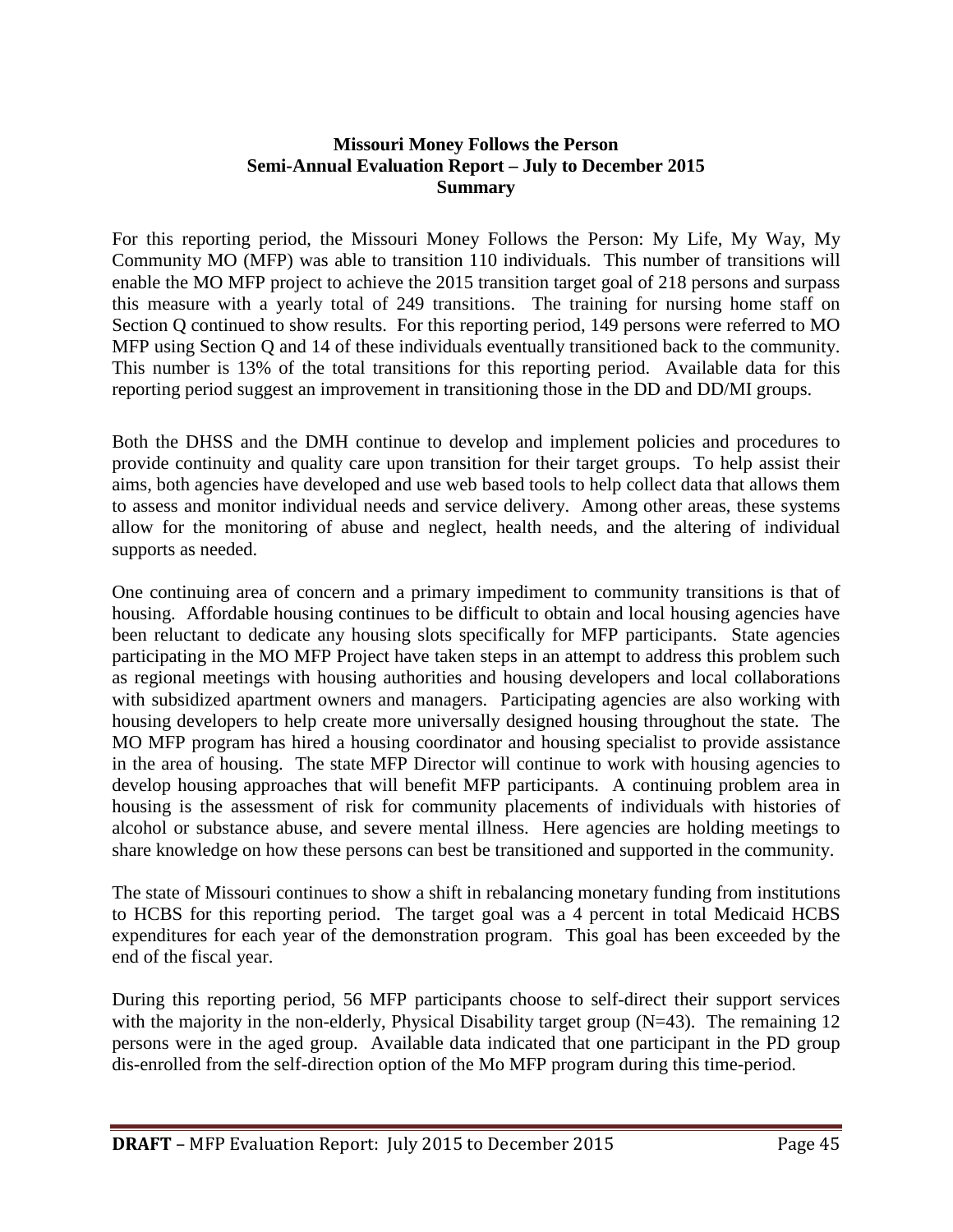**Missouri Money Follows the Person**
**Semi-Annual Evaluation Report – July to December 2015**
**Summary**

For this reporting period, the Missouri Money Follows the Person: My Life, My Way, My Community MO (MFP) was able to transition 110 individuals. This number of transitions will enable the MO MFP project to achieve the 2015 transition target goal of 218 persons and surpass this measure with a yearly total of 249 transitions. The training for nursing home staff on Section Q continued to show results. For this reporting period, 149 persons were referred to MO MFP using Section Q and 14 of these individuals eventually transitioned back to the community. This number is 13% of the total transitions for this reporting period. Available data for this reporting period suggest an improvement in transitioning those in the DD and DD/MI groups.

Both the DHSS and the DMH continue to develop and implement policies and procedures to provide continuity and quality care upon transition for their target groups. To help assist their aims, both agencies have developed and use web based tools to help collect data that allows them to assess and monitor individual needs and service delivery. Among other areas, these systems allow for the monitoring of abuse and neglect, health needs, and the altering of individual supports as needed.

One continuing area of concern and a primary impediment to community transitions is that of housing. Affordable housing continues to be difficult to obtain and local housing agencies have been reluctant to dedicate any housing slots specifically for MFP participants. State agencies participating in the MO MFP Project have taken steps in an attempt to address this problem such as regional meetings with housing authorities and housing developers and local collaborations with subsidized apartment owners and managers. Participating agencies are also working with housing developers to help create more universally designed housing throughout the state. The MO MFP program has hired a housing coordinator and housing specialist to provide assistance in the area of housing. The state MFP Director will continue to work with housing agencies to develop housing approaches that will benefit MFP participants. A continuing problem area in housing is the assessment of risk for community placements of individuals with histories of alcohol or substance abuse, and severe mental illness. Here agencies are holding meetings to share knowledge on how these persons can best be transitioned and supported in the community.

The state of Missouri continues to show a shift in rebalancing monetary funding from institutions to HCBS for this reporting period. The target goal was a 4 percent in total Medicaid HCBS expenditures for each year of the demonstration program. This goal has been exceeded by the end of the fiscal year.

During this reporting period, 56 MFP participants choose to self-direct their support services with the majority in the non-elderly, Physical Disability target group (N=43). The remaining 12 persons were in the aged group. Available data indicated that one participant in the PD group dis-enrolled from the self-direction option of the Mo MFP program during this time-period.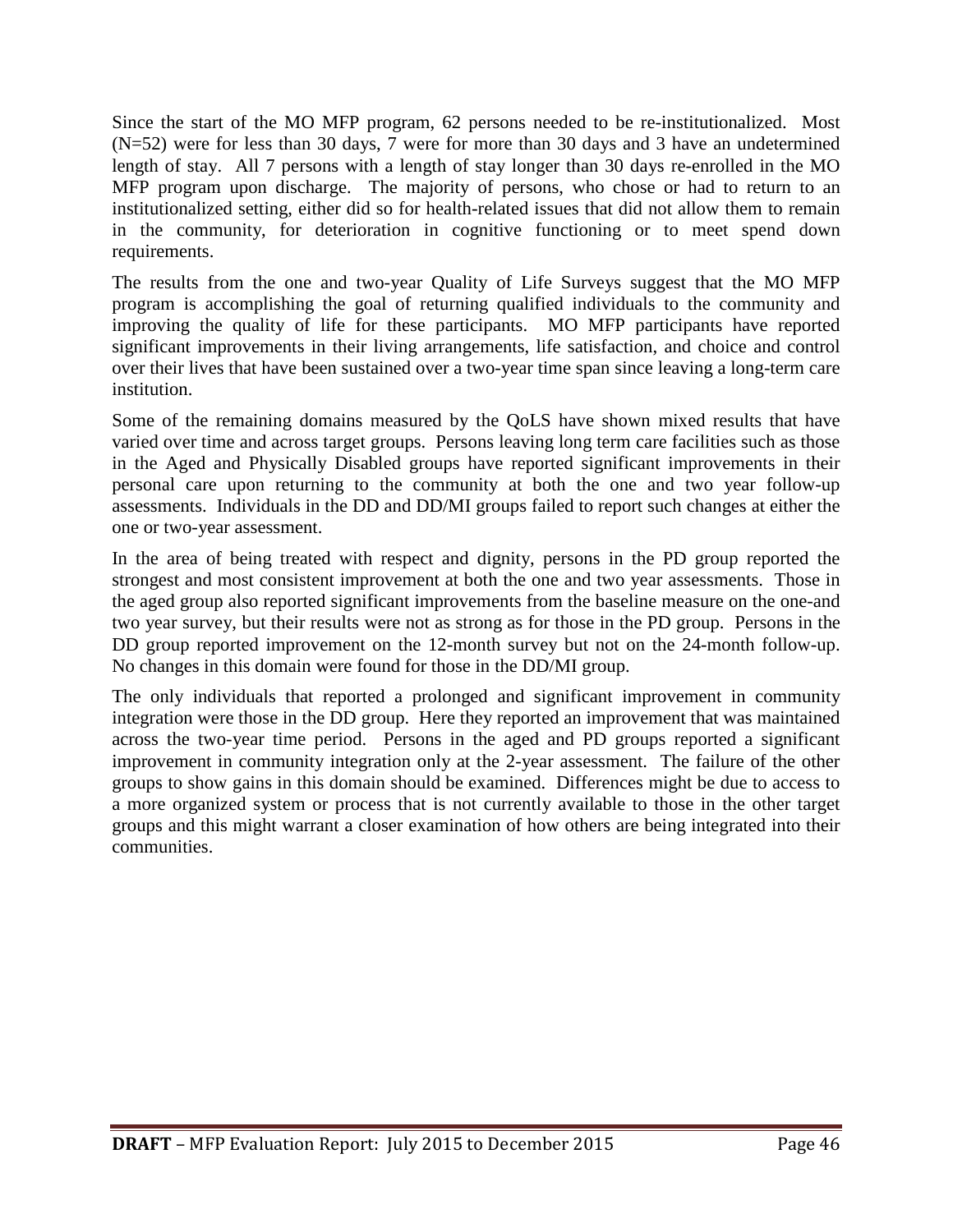Since the start of the MO MFP program, 62 persons needed to be re-institutionalized. Most (N=52) were for less than 30 days, 7 were for more than 30 days and 3 have an undetermined length of stay. All 7 persons with a length of stay longer than 30 days re-enrolled in the MO MFP program upon discharge. The majority of persons, who chose or had to return to an institutionalized setting, either did so for health-related issues that did not allow them to remain in the community, for deterioration in cognitive functioning or to meet spend down requirements.

The results from the one and two-year Quality of Life Surveys suggest that the MO MFP program is accomplishing the goal of returning qualified individuals to the community and improving the quality of life for these participants. MO MFP participants have reported significant improvements in their living arrangements, life satisfaction, and choice and control over their lives that have been sustained over a two-year time span since leaving a long-term care institution.

Some of the remaining domains measured by the QoLS have shown mixed results that have varied over time and across target groups. Persons leaving long term care facilities such as those in the Aged and Physically Disabled groups have reported significant improvements in their personal care upon returning to the community at both the one and two year follow-up assessments. Individuals in the DD and DD/MI groups failed to report such changes at either the one or two-year assessment.

In the area of being treated with respect and dignity, persons in the PD group reported the strongest and most consistent improvement at both the one and two year assessments. Those in the aged group also reported significant improvements from the baseline measure on the one-and two year survey, but their results were not as strong as for those in the PD group. Persons in the DD group reported improvement on the 12-month survey but not on the 24-month follow-up. No changes in this domain were found for those in the DD/MI group.

The only individuals that reported a prolonged and significant improvement in community integration were those in the DD group. Here they reported an improvement that was maintained across the two-year time period. Persons in the aged and PD groups reported a significant improvement in community integration only at the 2-year assessment. The failure of the other groups to show gains in this domain should be examined. Differences might be due to access to a more organized system or process that is not currently available to those in the other target groups and this might warrant a closer examination of how others are being integrated into their communities.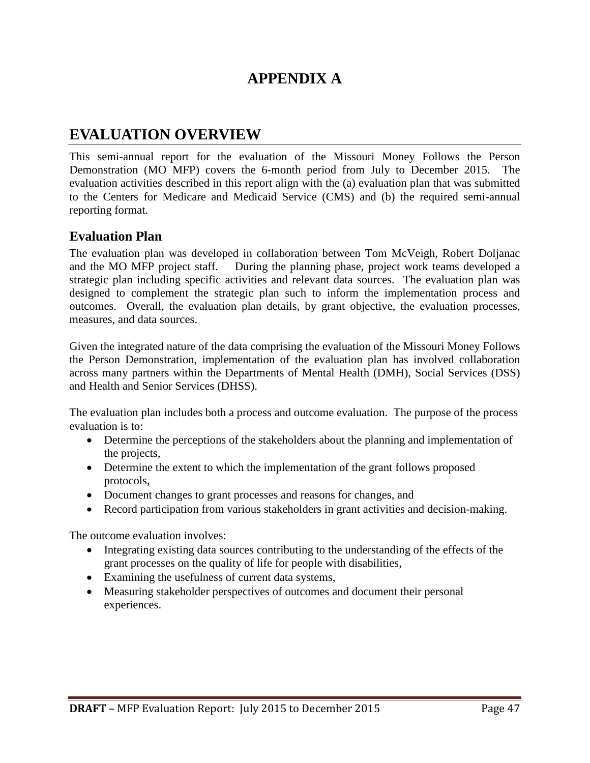# APPENDIX A

## EVALUATION OVERVIEW

This semi-annual report for the evaluation of the Missouri Money Follows the Person Demonstration (MO MFP) covers the 6-month period from July to December 2015. The evaluation activities described in this report align with the (a) evaluation plan that was submitted to the Centers for Medicare and Medicaid Service (CMS) and (b) the required semi-annual reporting format.

### Evaluation Plan

The evaluation plan was developed in collaboration between Tom McVeigh, Robert Doljanac and the MO MFP project staff. During the planning phase, project work teams developed a strategic plan including specific activities and relevant data sources. The evaluation plan was designed to complement the strategic plan such to inform the implementation process and outcomes. Overall, the evaluation plan details, by grant objective, the evaluation processes, measures, and data sources.

Given the integrated nature of the data comprising the evaluation of the Missouri Money Follows the Person Demonstration, implementation of the evaluation plan has involved collaboration across many partners within the Departments of Mental Health (DMH), Social Services (DSS) and Health and Senior Services (DHSS).

The evaluation plan includes both a process and outcome evaluation. The purpose of the process evaluation is to:

- Determine the perceptions of the stakeholders about the planning and implementation of the projects,
- Determine the extent to which the implementation of the grant follows proposed protocols,
- Document changes to grant processes and reasons for changes, and
- Record participation from various stakeholders in grant activities and decision-making.

The outcome evaluation involves:

- Integrating existing data sources contributing to the understanding of the effects of the grant processes on the quality of life for people with disabilities,
- Examining the usefulness of current data systems,
- Measuring stakeholder perspectives of outcomes and document their personal experiences.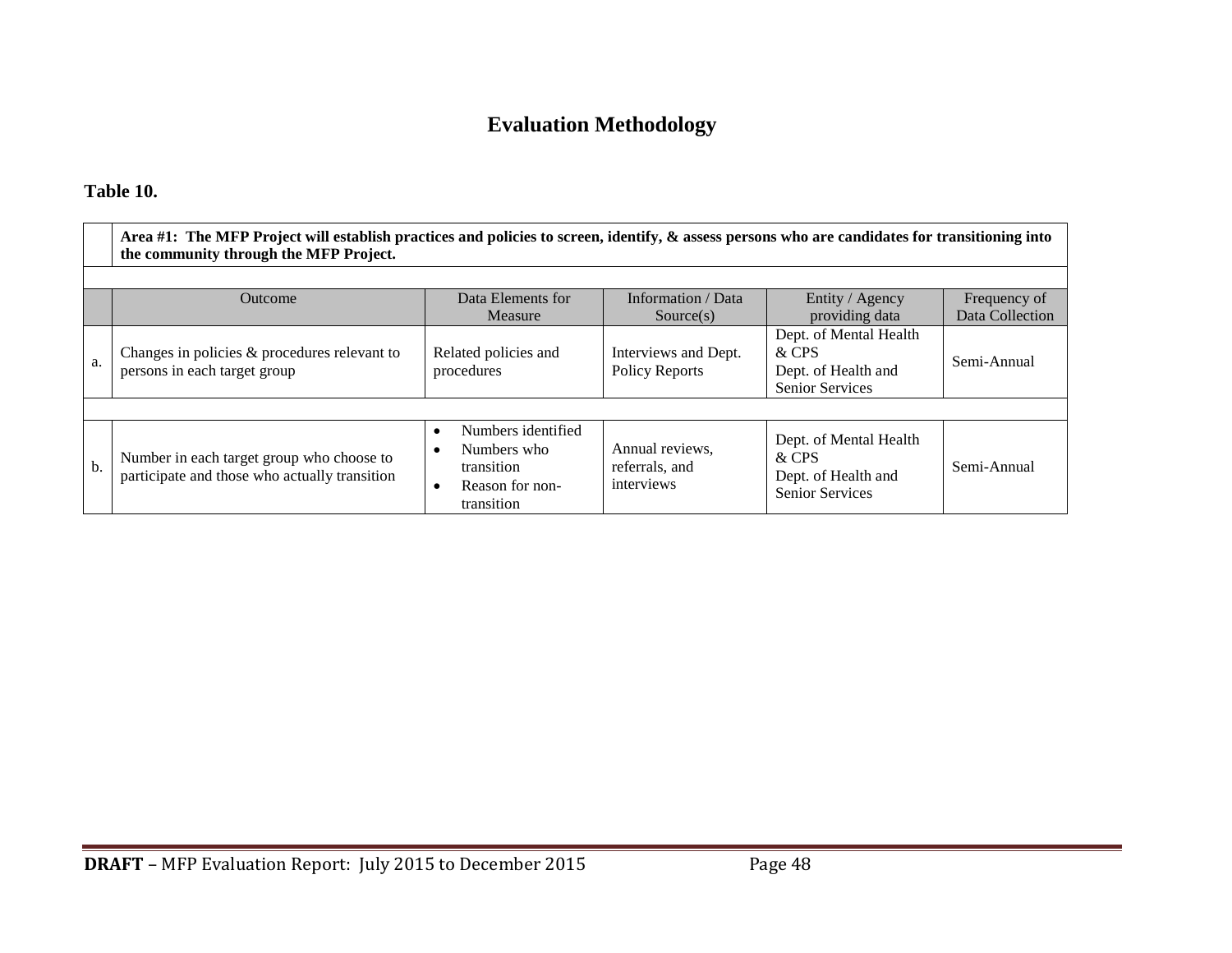# Evaluation Methodology

**Table 10.**

| | **Area #1: The MFP Project will establish practices and policies to screen, identify, & assess persons who are candidates for transitioning into the community through the MFP Project.** | | | | |
|---|---|---|---|---|---|
| | Outcome | Data Elements for Measure | Information / Data Source(s) | Entity / Agency providing data | Frequency of Data Collection |
| a. | Changes in policies & procedures relevant to persons in each target group | Related policies and procedures | Interviews and Dept. Policy Reports | Dept. of Mental Health & CPS<br>Dept. of Health and Senior Services | Semi-Annual |
| b. | Number in each target group who choose to participate and those who actually transition | • Numbers identified<br>• Numbers who transition<br>• Reason for non-transition | Annual reviews, referrals, and interviews | Dept. of Mental Health & CPS<br>Dept. of Health and Senior Services | Semi-Annual |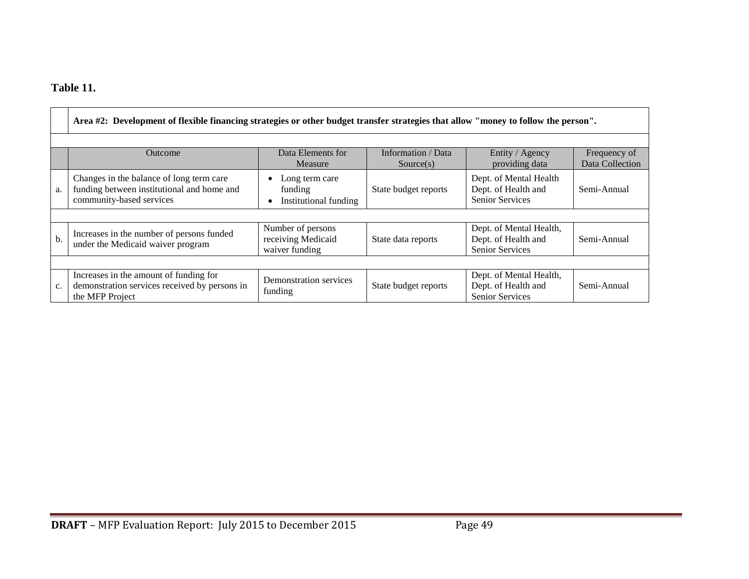**Table 11.**

| | Area #2: Development of flexible financing strategies or other budget transfer strategies that allow "money to follow the person". | | | | |
|---|---|---|---|---|---|
| | Outcome | Data Elements for Measure | Information / Data Source(s) | Entity / Agency providing data | Frequency of Data Collection |
| a. | Changes in the balance of long term care funding between institutional and home and community-based services | • Long term care funding<br>• Institutional funding | State budget reports | Dept. of Mental Health Dept. of Health and Senior Services | Semi-Annual |
| b. | Increases in the number of persons funded under the Medicaid waiver program | Number of persons receiving Medicaid waiver funding | State data reports | Dept. of Mental Health, Dept. of Health and Senior Services | Semi-Annual |
| c. | Increases in the amount of funding for demonstration services received by persons in the MFP Project | Demonstration services funding | State budget reports | Dept. of Mental Health, Dept. of Health and Senior Services | Semi-Annual |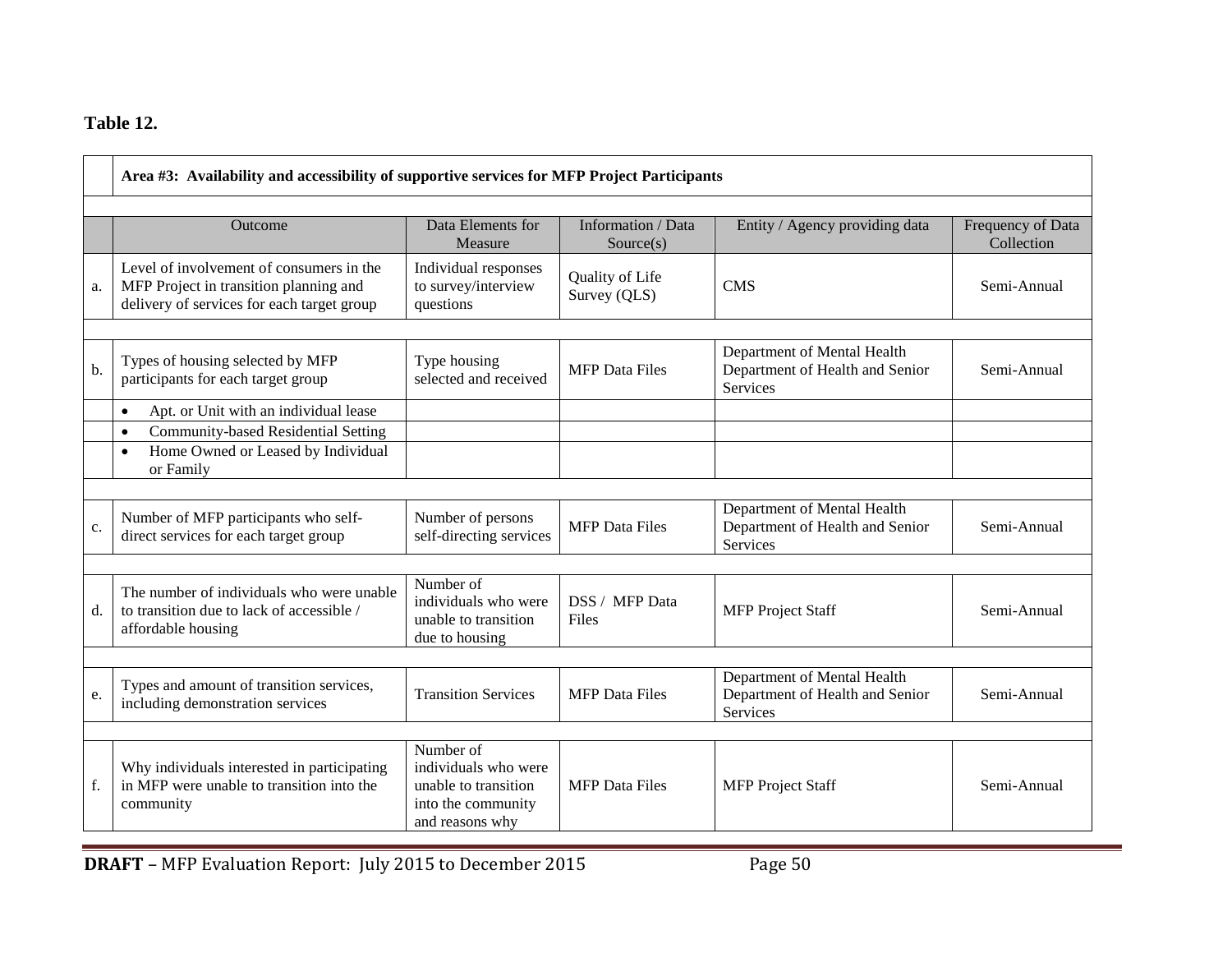**Table 12.**

| | Area #3: Availability and accessibility of supportive services for MFP Project Participants | | | | |
|---|---|---|---|---|---|
| | Outcome | Data Elements for Measure | Information / Data Source(s) | Entity / Agency providing data | Frequency of Data Collection |
| a. | Level of involvement of consumers in the MFP Project in transition planning and delivery of services for each target group | Individual responses to survey/interview questions | Quality of Life Survey (QLS) | CMS | Semi-Annual |
| b. | Types of housing selected by MFP participants for each target group | Type housing selected and received | MFP Data Files | Department of Mental Health Department of Health and Senior Services | Semi-Annual |
| | • Apt. or Unit with an individual lease | | | | |
| | • Community-based Residential Setting | | | | |
| | • Home Owned or Leased by Individual or Family | | | | |
| c. | Number of MFP participants who self-direct services for each target group | Number of persons self-directing services | MFP Data Files | Department of Mental Health Department of Health and Senior Services | Semi-Annual |
| d. | The number of individuals who were unable to transition due to lack of accessible / affordable housing | Number of individuals who were unable to transition due to housing | DSS / MFP Data Files | MFP Project Staff | Semi-Annual |
| e. | Types and amount of transition services, including demonstration services | Transition Services | MFP Data Files | Department of Mental Health Department of Health and Senior Services | Semi-Annual |
| f. | Why individuals interested in participating in MFP were unable to transition into the community | Number of individuals who were unable to transition into the community and reasons why | MFP Data Files | MFP Project Staff | Semi-Annual |

**DRAFT** – MFP Evaluation Report: July 2015 to December 2015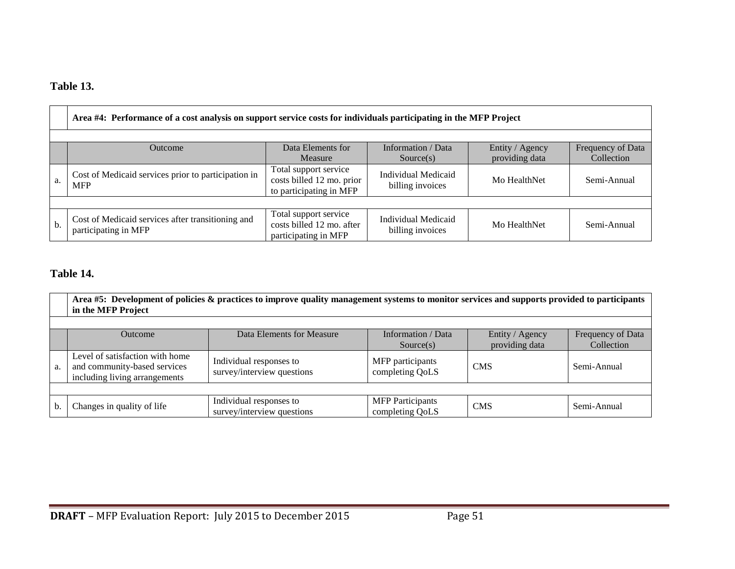**Table 13.**

| | Area #4: Performance of a cost analysis on support service costs for individuals participating in the MFP Project | | | | |
|---|---|---|---|---|---|
| | Outcome | Data Elements for Measure | Information / Data Source(s) | Entity / Agency providing data | Frequency of Data Collection |
| a. | Cost of Medicaid services prior to participation in MFP | Total support service costs billed 12 mo. prior to participating in MFP | Individual Medicaid billing invoices | Mo HealthNet | Semi-Annual |
| b. | Cost of Medicaid services after transitioning and participating in MFP | Total support service costs billed 12 mo. after participating in MFP | Individual Medicaid billing invoices | Mo HealthNet | Semi-Annual |

**Table 14.**

| | Area #5: Development of policies & practices to improve quality management systems to monitor services and supports provided to participants in the MFP Project | | | | |
|---|---|---|---|---|---|
| | Outcome | Data Elements for Measure | Information / Data Source(s) | Entity / Agency providing data | Frequency of Data Collection |
| a. | Level of satisfaction with home and community-based services including living arrangements | Individual responses to survey/interview questions | MFP participants completing QoLS | CMS | Semi-Annual |
| b. | Changes in quality of life | Individual responses to survey/interview questions | MFP Participants completing QoLS | CMS | Semi-Annual |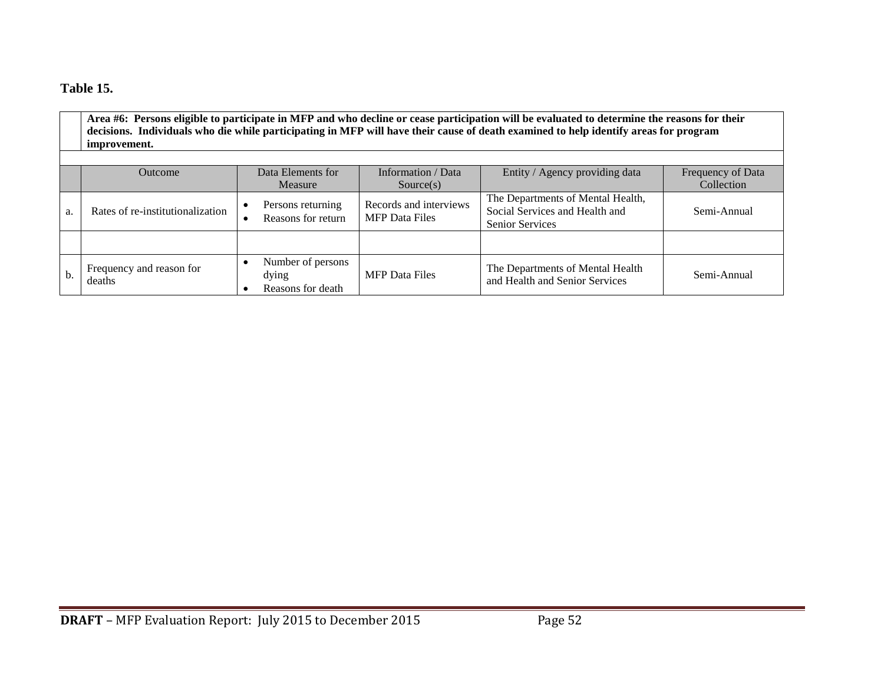**Table 15.**

| | Area #6: Persons eligible to participate in MFP and who decline or cease participation will be evaluated to determine the reasons for their decisions. Individuals who die while participating in MFP will have their cause of death examined to help identify areas for program improvement. | | | | |
|---|---|---|---|---|---|
| | | | | | |
| | Outcome | Data Elements for Measure | Information / Data Source(s) | Entity / Agency providing data | Frequency of Data Collection |
| a. | Rates of re-institutionalization | • Persons returning<br>• Reasons for return | Records and interviews MFP Data Files | The Departments of Mental Health, Social Services and Health and Senior Services | Semi-Annual |
| | | | | | |
| b. | Frequency and reason for deaths | • Number of persons dying<br>• Reasons for death | MFP Data Files | The Departments of Mental Health and Health and Senior Services | Semi-Annual |